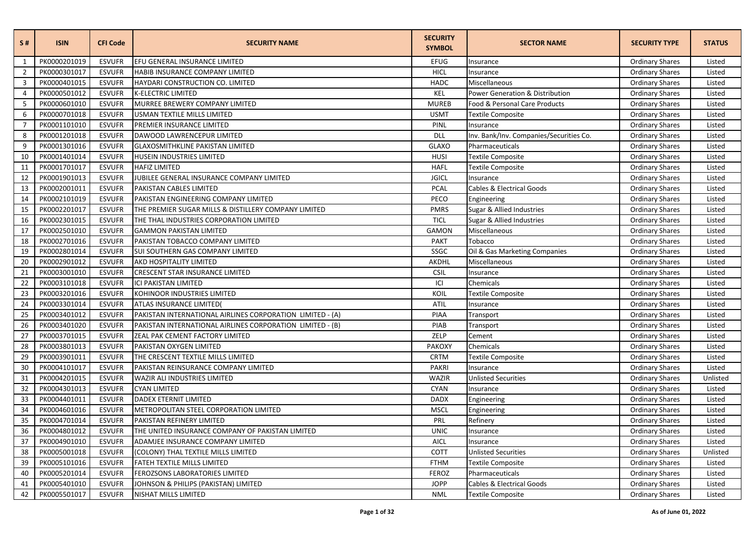| S # | ISIN | CFI Code | SECURITY NAME | SECURITY SYMBOL | SECTOR NAME | SECURITY TYPE | STATUS |
|---|---|---|---|---|---|---|---|
| 1 | PK0000201019 | ESVUFR | EFU GENERAL INSURANCE LIMITED | EFUG | Insurance | Ordinary Shares | Listed |
| 2 | PK0000301017 | ESVUFR | HABIB INSURANCE COMPANY LIMITED | HICL | Insurance | Ordinary Shares | Listed |
| 3 | PK0000401015 | ESVUFR | HAYDARI CONSTRUCTION CO. LIMITED | HADC | Miscellaneous | Ordinary Shares | Listed |
| 4 | PK0000501012 | ESVUFR | K-ELECTRIC LIMITED | KEL | Power Generation & Distribution | Ordinary Shares | Listed |
| 5 | PK0000601010 | ESVUFR | MURREE BREWERY COMPANY LIMITED | MUREB | Food & Personal Care Products | Ordinary Shares | Listed |
| 6 | PK0000701018 | ESVUFR | USMAN TEXTILE MILLS LIMITED | USMT | Textile Composite | Ordinary Shares | Listed |
| 7 | PK0001101010 | ESVUFR | PREMIER INSURANCE LIMITED | PINL | Insurance | Ordinary Shares | Listed |
| 8 | PK0001201018 | ESVUFR | DAWOOD LAWRENCEPUR LIMITED | DLL | Inv. Bank/Inv. Companies/Securities Co. | Ordinary Shares | Listed |
| 9 | PK0001301016 | ESVUFR | GLAXOSMITHKLINE PAKISTAN LIMITED | GLAXO | Pharmaceuticals | Ordinary Shares | Listed |
| 10 | PK0001401014 | ESVUFR | HUSEIN INDUSTRIES LIMITED | HUSI | Textile Composite | Ordinary Shares | Listed |
| 11 | PK0001701017 | ESVUFR | HAFIZ LIMITED | HAFL | Textile Composite | Ordinary Shares | Listed |
| 12 | PK0001901013 | ESVUFR | JUBILEE GENERAL INSURANCE COMPANY LIMITED | JGICL | Insurance | Ordinary Shares | Listed |
| 13 | PK0002001011 | ESVUFR | PAKISTAN CABLES LIMITED | PCAL | Cables & Electrical Goods | Ordinary Shares | Listed |
| 14 | PK0002101019 | ESVUFR | PAKISTAN ENGINEERING COMPANY LIMITED | PECO | Engineering | Ordinary Shares | Listed |
| 15 | PK0002201017 | ESVUFR | THE PREMIER SUGAR MILLS & DISTILLERY COMPANY LIMITED | PMRS | Sugar & Allied Industries | Ordinary Shares | Listed |
| 16 | PK0002301015 | ESVUFR | THE THAL INDUSTRIES CORPORATION LIMITED | TICL | Sugar & Allied Industries | Ordinary Shares | Listed |
| 17 | PK0002501010 | ESVUFR | GAMMON PAKISTAN LIMITED | GAMON | Miscellaneous | Ordinary Shares | Listed |
| 18 | PK0002701016 | ESVUFR | PAKISTAN TOBACCO COMPANY LIMITED | PAKT | Tobacco | Ordinary Shares | Listed |
| 19 | PK0002801014 | ESVUFR | SUI SOUTHERN GAS COMPANY LIMITED | SSGC | Oil & Gas Marketing Companies | Ordinary Shares | Listed |
| 20 | PK0002901012 | ESVUFR | AKD HOSPITALITY LIMITED | AKDHL | Miscellaneous | Ordinary Shares | Listed |
| 21 | PK0003001010 | ESVUFR | CRESCENT STAR INSURANCE LIMITED | CSIL | Insurance | Ordinary Shares | Listed |
| 22 | PK0003101018 | ESVUFR | ICI PAKISTAN LIMITED | ICI | Chemicals | Ordinary Shares | Listed |
| 23 | PK0003201016 | ESVUFR | KOHINOOR INDUSTRIES LIMITED | KOIL | Textile Composite | Ordinary Shares | Listed |
| 24 | PK0003301014 | ESVUFR | ATLAS INSURANCE LIMITED( | ATIL | Insurance | Ordinary Shares | Listed |
| 25 | PK0003401012 | ESVUFR | PAKISTAN INTERNATIONAL AIRLINES CORPORATION LIMITED - (A) | PIAA | Transport | Ordinary Shares | Listed |
| 26 | PK0003401020 | ESVUFR | PAKISTAN INTERNATIONAL AIRLINES CORPORATION LIMITED - (B) | PIAB | Transport | Ordinary Shares | Listed |
| 27 | PK0003701015 | ESVUFR | ZEAL PAK CEMENT FACTORY LIMITED | ZELP | Cement | Ordinary Shares | Listed |
| 28 | PK0003801013 | ESVUFR | PAKISTAN OXYGEN LIMITED | PAKOXY | Chemicals | Ordinary Shares | Listed |
| 29 | PK0003901011 | ESVUFR | THE CRESCENT TEXTILE MILLS LIMITED | CRTM | Textile Composite | Ordinary Shares | Listed |
| 30 | PK0004101017 | ESVUFR | PAKISTAN REINSURANCE COMPANY LIMITED | PAKRI | Insurance | Ordinary Shares | Listed |
| 31 | PK0004201015 | ESVUFR | WAZIR ALI INDUSTRIES LIMITED | WAZIR | Unlisted Securities | Ordinary Shares | Unlisted |
| 32 | PK0004301013 | ESVUFR | CYAN LIMITED | CYAN | Insurance | Ordinary Shares | Listed |
| 33 | PK0004401011 | ESVUFR | DADEX ETERNIT LIMITED | DADX | Engineering | Ordinary Shares | Listed |
| 34 | PK0004601016 | ESVUFR | METROPOLITAN STEEL CORPORATION LIMITED | MSCL | Engineering | Ordinary Shares | Listed |
| 35 | PK0004701014 | ESVUFR | PAKISTAN REFINERY LIMITED | PRL | Refinery | Ordinary Shares | Listed |
| 36 | PK0004801012 | ESVUFR | THE UNITED INSURANCE COMPANY OF PAKISTAN LIMITED | UNIC | Insurance | Ordinary Shares | Listed |
| 37 | PK0004901010 | ESVUFR | ADAMJEE INSURANCE COMPANY LIMITED | AICL | Insurance | Ordinary Shares | Listed |
| 38 | PK0005001018 | ESVUFR | (COLONY) THAL TEXTILE MILLS LIMITED | COTT | Unlisted Securities | Ordinary Shares | Unlisted |
| 39 | PK0005101016 | ESVUFR | FATEH TEXTILE MILLS LIMITED | FTHM | Textile Composite | Ordinary Shares | Listed |
| 40 | PK0005201014 | ESVUFR | FEROZSONS LABORATORIES LIMITED | FEROZ | Pharmaceuticals | Ordinary Shares | Listed |
| 41 | PK0005401010 | ESVUFR | JOHNSON & PHILIPS (PAKISTAN) LIMITED | JOPP | Cables & Electrical Goods | Ordinary Shares | Listed |
| 42 | PK0005501017 | ESVUFR | NISHAT MILLS LIMITED | NML | Textile Composite | Ordinary Shares | Listed |

As of June 01, 2022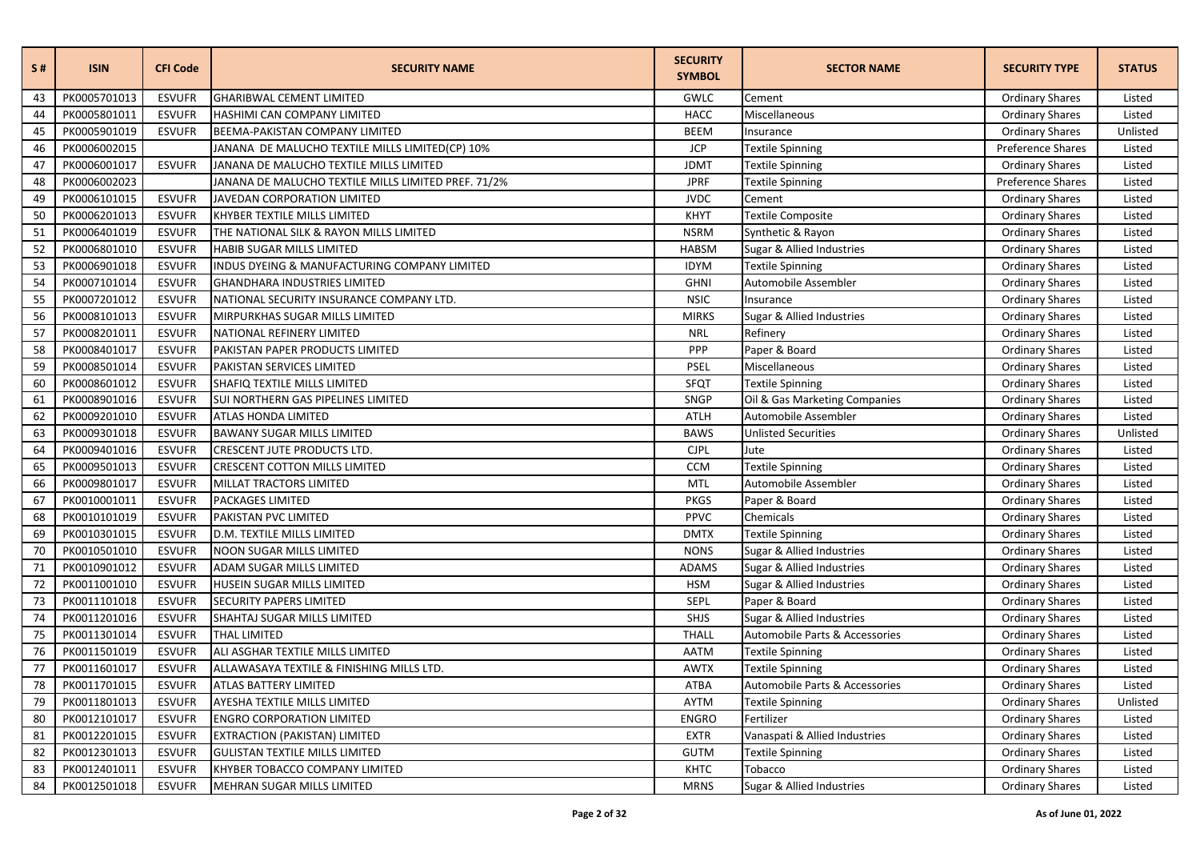| S # | ISIN | CFI Code | SECURITY NAME | SECURITY SYMBOL | SECTOR NAME | SECURITY TYPE | STATUS |
|---|---|---|---|---|---|---|---|
| 43 | PK0005701013 | ESVUFR | GHARIBWAL CEMENT LIMITED | GWLC | Cement | Ordinary Shares | Listed |
| 44 | PK0005801011 | ESVUFR | HASHIMI CAN COMPANY LIMITED | HACC | Miscellaneous | Ordinary Shares | Listed |
| 45 | PK0005901019 | ESVUFR | BEEMA-PAKISTAN COMPANY LIMITED | BEEM | Insurance | Ordinary Shares | Unlisted |
| 46 | PK0006002015 | | JANANA DE MALUCHO TEXTILE MILLS LIMITED(CP) 10% | JCP | Textile Spinning | Preference Shares | Listed |
| 47 | PK0006001017 | ESVUFR | JANANA DE MALUCHO TEXTILE MILLS LIMITED | JDMT | Textile Spinning | Ordinary Shares | Listed |
| 48 | PK0006002023 | | JANANA DE MALUCHO TEXTILE MILLS LIMITED PREF. 71/2% | JPRF | Textile Spinning | Preference Shares | Listed |
| 49 | PK0006101015 | ESVUFR | JAVEDAN CORPORATION LIMITED | JVDC | Cement | Ordinary Shares | Listed |
| 50 | PK0006201013 | ESVUFR | KHYBER TEXTILE MILLS LIMITED | KHYT | Textile Composite | Ordinary Shares | Listed |
| 51 | PK0006401019 | ESVUFR | THE NATIONAL SILK & RAYON MILLS LIMITED | NSRM | Synthetic & Rayon | Ordinary Shares | Listed |
| 52 | PK0006801010 | ESVUFR | HABIB SUGAR MILLS LIMITED | HABSM | Sugar & Allied Industries | Ordinary Shares | Listed |
| 53 | PK0006901018 | ESVUFR | INDUS DYEING & MANUFACTURING COMPANY LIMITED | IDYM | Textile Spinning | Ordinary Shares | Listed |
| 54 | PK0007101014 | ESVUFR | GHANDHARA INDUSTRIES LIMITED | GHNI | Automobile Assembler | Ordinary Shares | Listed |
| 55 | PK0007201012 | ESVUFR | NATIONAL SECURITY INSURANCE COMPANY LTD. | NSIC | Insurance | Ordinary Shares | Listed |
| 56 | PK0008101013 | ESVUFR | MIRPURKHAS SUGAR MILLS LIMITED | MIRKS | Sugar & Allied Industries | Ordinary Shares | Listed |
| 57 | PK0008201011 | ESVUFR | NATIONAL REFINERY LIMITED | NRL | Refinery | Ordinary Shares | Listed |
| 58 | PK0008401017 | ESVUFR | PAKISTAN PAPER PRODUCTS LIMITED | PPP | Paper & Board | Ordinary Shares | Listed |
| 59 | PK0008501014 | ESVUFR | PAKISTAN SERVICES LIMITED | PSEL | Miscellaneous | Ordinary Shares | Listed |
| 60 | PK0008601012 | ESVUFR | SHAFIQ TEXTILE MILLS LIMITED | SFQT | Textile Spinning | Ordinary Shares | Listed |
| 61 | PK0008901016 | ESVUFR | SUI NORTHERN GAS PIPELINES LIMITED | SNGP | Oil & Gas Marketing Companies | Ordinary Shares | Listed |
| 62 | PK0009201010 | ESVUFR | ATLAS HONDA LIMITED | ATLH | Automobile Assembler | Ordinary Shares | Listed |
| 63 | PK0009301018 | ESVUFR | BAWANY SUGAR MILLS LIMITED | BAWS | Unlisted Securities | Ordinary Shares | Unlisted |
| 64 | PK0009401016 | ESVUFR | CRESCENT JUTE PRODUCTS LTD. | CJPL | Jute | Ordinary Shares | Listed |
| 65 | PK0009501013 | ESVUFR | CRESCENT COTTON MILLS LIMITED | CCM | Textile Spinning | Ordinary Shares | Listed |
| 66 | PK0009801017 | ESVUFR | MILLAT TRACTORS LIMITED | MTL | Automobile Assembler | Ordinary Shares | Listed |
| 67 | PK0010001011 | ESVUFR | PACKAGES LIMITED | PKGS | Paper & Board | Ordinary Shares | Listed |
| 68 | PK0010101019 | ESVUFR | PAKISTAN PVC LIMITED | PPVC | Chemicals | Ordinary Shares | Listed |
| 69 | PK0010301015 | ESVUFR | D.M. TEXTILE MILLS LIMITED | DMTX | Textile Spinning | Ordinary Shares | Listed |
| 70 | PK0010501010 | ESVUFR | NOON SUGAR MILLS LIMITED | NONS | Sugar & Allied Industries | Ordinary Shares | Listed |
| 71 | PK0010901012 | ESVUFR | ADAM SUGAR MILLS LIMITED | ADAMS | Sugar & Allied Industries | Ordinary Shares | Listed |
| 72 | PK0011001010 | ESVUFR | HUSEIN SUGAR MILLS LIMITED | HSM | Sugar & Allied Industries | Ordinary Shares | Listed |
| 73 | PK0011101018 | ESVUFR | SECURITY PAPERS LIMITED | SEPL | Paper & Board | Ordinary Shares | Listed |
| 74 | PK0011201016 | ESVUFR | SHAHTAJ SUGAR MILLS LIMITED | SHJS | Sugar & Allied Industries | Ordinary Shares | Listed |
| 75 | PK0011301014 | ESVUFR | THAL LIMITED | THALL | Automobile Parts & Accessories | Ordinary Shares | Listed |
| 76 | PK0011501019 | ESVUFR | ALI ASGHAR TEXTILE MILLS LIMITED | AATM | Textile Spinning | Ordinary Shares | Listed |
| 77 | PK0011601017 | ESVUFR | ALLAWASAYA TEXTILE & FINISHING MILLS LTD. | AWTX | Textile Spinning | Ordinary Shares | Listed |
| 78 | PK0011701015 | ESVUFR | ATLAS BATTERY LIMITED | ATBA | Automobile Parts & Accessories | Ordinary Shares | Listed |
| 79 | PK0011801013 | ESVUFR | AYESHA TEXTILE MILLS LIMITED | AYTM | Textile Spinning | Ordinary Shares | Unlisted |
| 80 | PK0012101017 | ESVUFR | ENGRO CORPORATION LIMITED | ENGRO | Fertilizer | Ordinary Shares | Listed |
| 81 | PK0012201015 | ESVUFR | EXTRACTION (PAKISTAN) LIMITED | EXTR | Vanaspati & Allied Industries | Ordinary Shares | Listed |
| 82 | PK0012301013 | ESVUFR | GULISTAN TEXTILE MILLS LIMITED | GUTM | Textile Spinning | Ordinary Shares | Listed |
| 83 | PK0012401011 | ESVUFR | KHYBER TOBACCO COMPANY LIMITED | KHTC | Tobacco | Ordinary Shares | Listed |
| 84 | PK0012501018 | ESVUFR | MEHRAN SUGAR MILLS LIMITED | MRNS | Sugar & Allied Industries | Ordinary Shares | Listed |

As of June 01, 2022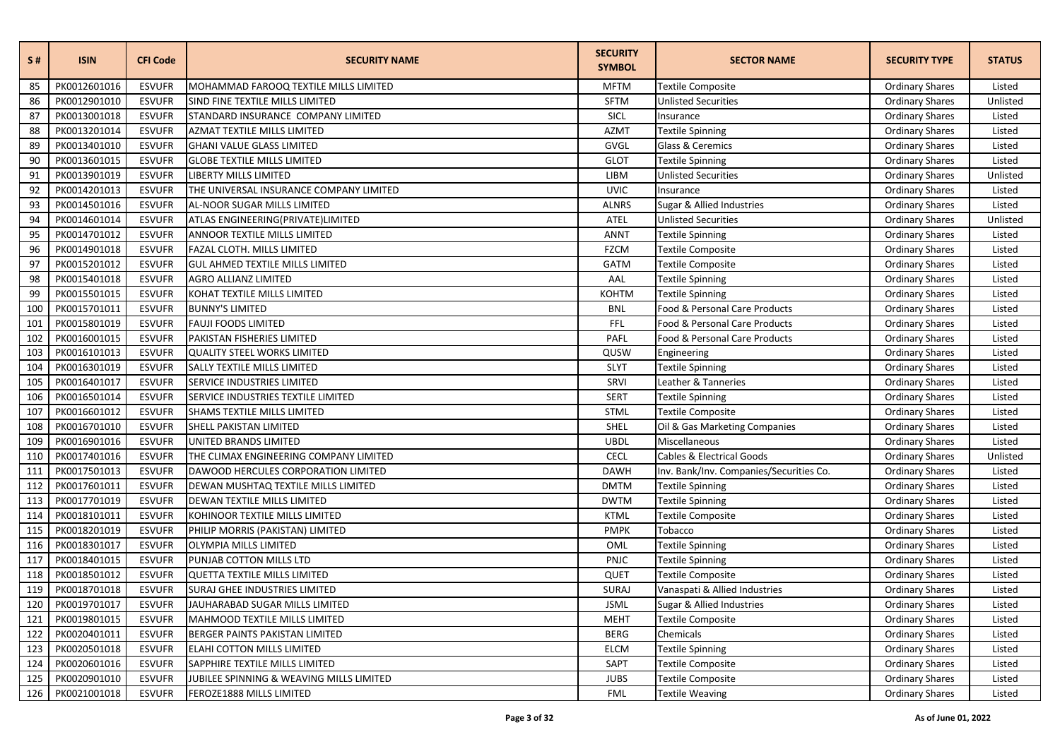| S # | ISIN | CFI Code | SECURITY NAME | SECURITY SYMBOL | SECTOR NAME | SECURITY TYPE | STATUS |
|---|---|---|---|---|---|---|---|
| 85 | PK0012601016 | ESVUFR | MOHAMMAD FAROOQ TEXTILE MILLS LIMITED | MFTM | Textile Composite | Ordinary Shares | Listed |
| 86 | PK0012901010 | ESVUFR | SIND FINE TEXTILE MILLS LIMITED | SFTM | Unlisted Securities | Ordinary Shares | Unlisted |
| 87 | PK0013001018 | ESVUFR | STANDARD INSURANCE COMPANY LIMITED | SICL | Insurance | Ordinary Shares | Listed |
| 88 | PK0013201014 | ESVUFR | AZMAT TEXTILE MILLS LIMITED | AZMT | Textile Spinning | Ordinary Shares | Listed |
| 89 | PK0013401010 | ESVUFR | GHANI VALUE GLASS LIMITED | GVGL | Glass & Ceremics | Ordinary Shares | Listed |
| 90 | PK0013601015 | ESVUFR | GLOBE TEXTILE MILLS LIMITED | GLOT | Textile Spinning | Ordinary Shares | Listed |
| 91 | PK0013901019 | ESVUFR | LIBERTY MILLS LIMITED | LIBM | Unlisted Securities | Ordinary Shares | Unlisted |
| 92 | PK0014201013 | ESVUFR | THE UNIVERSAL INSURANCE COMPANY LIMITED | UVIC | Insurance | Ordinary Shares | Listed |
| 93 | PK0014501016 | ESVUFR | AL-NOOR SUGAR MILLS LIMITED | ALNRS | Sugar & Allied Industries | Ordinary Shares | Listed |
| 94 | PK0014601014 | ESVUFR | ATLAS ENGINEERING(PRIVATE)LIMITED | ATEL | Unlisted Securities | Ordinary Shares | Unlisted |
| 95 | PK0014701012 | ESVUFR | ANNOOR TEXTILE MILLS LIMITED | ANNT | Textile Spinning | Ordinary Shares | Listed |
| 96 | PK0014901018 | ESVUFR | FAZAL CLOTH. MILLS LIMITED | FZCM | Textile Composite | Ordinary Shares | Listed |
| 97 | PK0015201012 | ESVUFR | GUL AHMED TEXTILE MILLS LIMITED | GATM | Textile Composite | Ordinary Shares | Listed |
| 98 | PK0015401018 | ESVUFR | AGRO ALLIANZ LIMITED | AAL | Textile Spinning | Ordinary Shares | Listed |
| 99 | PK0015501015 | ESVUFR | KOHAT TEXTILE MILLS LIMITED | KOHTM | Textile Spinning | Ordinary Shares | Listed |
| 100 | PK0015701011 | ESVUFR | BUNNY'S LIMITED | BNL | Food & Personal Care Products | Ordinary Shares | Listed |
| 101 | PK0015801019 | ESVUFR | FAUJI FOODS LIMITED | FFL | Food & Personal Care Products | Ordinary Shares | Listed |
| 102 | PK0016001015 | ESVUFR | PAKISTAN FISHERIES LIMITED | PAFL | Food & Personal Care Products | Ordinary Shares | Listed |
| 103 | PK0016101013 | ESVUFR | QUALITY STEEL WORKS LIMITED | QUSW | Engineering | Ordinary Shares | Listed |
| 104 | PK0016301019 | ESVUFR | SALLY TEXTILE MILLS LIMITED | SLYT | Textile Spinning | Ordinary Shares | Listed |
| 105 | PK0016401017 | ESVUFR | SERVICE INDUSTRIES LIMITED | SRVI | Leather & Tanneries | Ordinary Shares | Listed |
| 106 | PK0016501014 | ESVUFR | SERVICE INDUSTRIES TEXTILE LIMITED | SERT | Textile Spinning | Ordinary Shares | Listed |
| 107 | PK0016601012 | ESVUFR | SHAMS TEXTILE MILLS LIMITED | STML | Textile Composite | Ordinary Shares | Listed |
| 108 | PK0016701010 | ESVUFR | SHELL PAKISTAN LIMITED | SHEL | Oil & Gas Marketing Companies | Ordinary Shares | Listed |
| 109 | PK0016901016 | ESVUFR | UNITED BRANDS LIMITED | UBDL | Miscellaneous | Ordinary Shares | Listed |
| 110 | PK0017401016 | ESVUFR | THE CLIMAX ENGINEERING COMPANY LIMITED | CECL | Cables & Electrical Goods | Ordinary Shares | Unlisted |
| 111 | PK0017501013 | ESVUFR | DAWOOD HERCULES CORPORATION LIMITED | DAWH | Inv. Bank/Inv. Companies/Securities Co. | Ordinary Shares | Listed |
| 112 | PK0017601011 | ESVUFR | DEWAN MUSHTAQ TEXTILE MILLS LIMITED | DMTM | Textile Spinning | Ordinary Shares | Listed |
| 113 | PK0017701019 | ESVUFR | DEWAN TEXTILE MILLS LIMITED | DWTM | Textile Spinning | Ordinary Shares | Listed |
| 114 | PK0018101011 | ESVUFR | KOHINOOR TEXTILE MILLS LIMITED | KTML | Textile Composite | Ordinary Shares | Listed |
| 115 | PK0018201019 | ESVUFR | PHILIP MORRIS (PAKISTAN) LIMITED | PMPK | Tobacco | Ordinary Shares | Listed |
| 116 | PK0018301017 | ESVUFR | OLYMPIA MILLS LIMITED | OML | Textile Spinning | Ordinary Shares | Listed |
| 117 | PK0018401015 | ESVUFR | PUNJAB COTTON MILLS LTD | PNJC | Textile Spinning | Ordinary Shares | Listed |
| 118 | PK0018501012 | ESVUFR | QUETTA TEXTILE MILLS LIMITED | QUET | Textile Composite | Ordinary Shares | Listed |
| 119 | PK0018701018 | ESVUFR | SURAJ GHEE INDUSTRIES LIMITED | SURAJ | Vanaspati & Allied Industries | Ordinary Shares | Listed |
| 120 | PK0019701017 | ESVUFR | JAUHARABAD SUGAR MILLS LIMITED | JSML | Sugar & Allied Industries | Ordinary Shares | Listed |
| 121 | PK0019801015 | ESVUFR | MAHMOOD TEXTILE MILLS LIMITED | MEHT | Textile Composite | Ordinary Shares | Listed |
| 122 | PK0020401011 | ESVUFR | BERGER PAINTS PAKISTAN LIMITED | BERG | Chemicals | Ordinary Shares | Listed |
| 123 | PK0020501018 | ESVUFR | ELAHI COTTON MILLS LIMITED | ELCM | Textile Spinning | Ordinary Shares | Listed |
| 124 | PK0020601016 | ESVUFR | SAPPHIRE TEXTILE MILLS LIMITED | SAPT | Textile Composite | Ordinary Shares | Listed |
| 125 | PK0020901010 | ESVUFR | JUBILEE SPINNING & WEAVING MILLS LIMITED | JUBS | Textile Composite | Ordinary Shares | Listed |
| 126 | PK0021001018 | ESVUFR | FEROZE1888 MILLS LIMITED | FML | Textile Weaving | Ordinary Shares | Listed |

As of June 01, 2022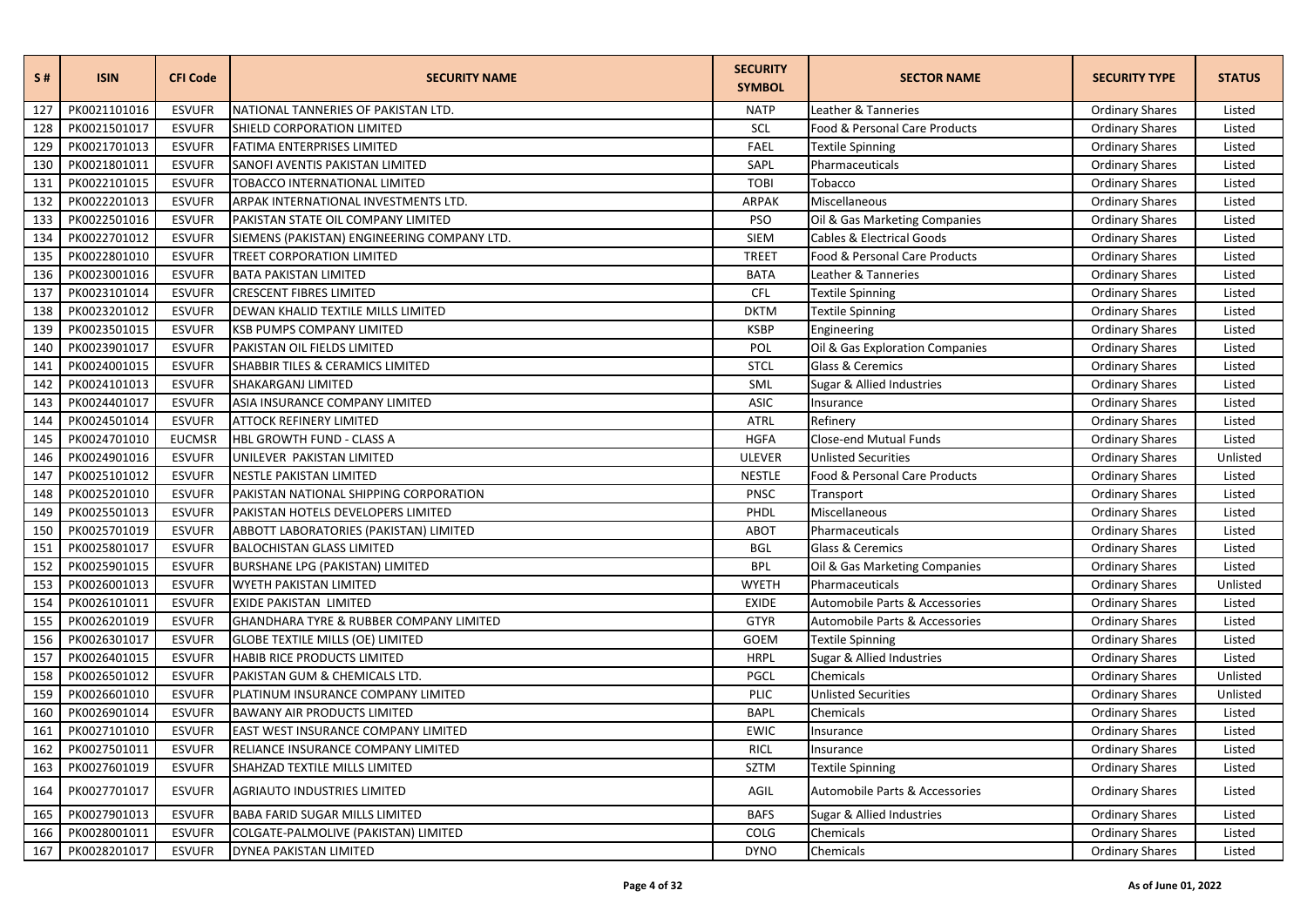| S # | ISIN | CFI Code | SECURITY NAME | SECURITY SYMBOL | SECTOR NAME | SECURITY TYPE | STATUS |
|---|---|---|---|---|---|---|---|
| 127 | PK0021101016 | ESVUFR | NATIONAL TANNERIES OF PAKISTAN LTD. | NATP | Leather & Tanneries | Ordinary Shares | Listed |
| 128 | PK0021501017 | ESVUFR | SHIELD CORPORATION LIMITED | SCL | Food & Personal Care Products | Ordinary Shares | Listed |
| 129 | PK0021701013 | ESVUFR | FATIMA ENTERPRISES LIMITED | FAEL | Textile Spinning | Ordinary Shares | Listed |
| 130 | PK0021801011 | ESVUFR | SANOFI AVENTIS PAKISTAN LIMITED | SAPL | Pharmaceuticals | Ordinary Shares | Listed |
| 131 | PK0022101015 | ESVUFR | TOBACCO INTERNATIONAL LIMITED | TOBI | Tobacco | Ordinary Shares | Listed |
| 132 | PK0022201013 | ESVUFR | ARPAK INTERNATIONAL INVESTMENTS LTD. | ARPAK | Miscellaneous | Ordinary Shares | Listed |
| 133 | PK0022501016 | ESVUFR | PAKISTAN STATE OIL COMPANY LIMITED | PSO | Oil & Gas Marketing Companies | Ordinary Shares | Listed |
| 134 | PK0022701012 | ESVUFR | SIEMENS (PAKISTAN) ENGINEERING COMPANY LTD. | SIEM | Cables & Electrical Goods | Ordinary Shares | Listed |
| 135 | PK0022801010 | ESVUFR | TREET CORPORATION LIMITED | TREET | Food & Personal Care Products | Ordinary Shares | Listed |
| 136 | PK0023001016 | ESVUFR | BATA PAKISTAN LIMITED | BATA | Leather & Tanneries | Ordinary Shares | Listed |
| 137 | PK0023101014 | ESVUFR | CRESCENT FIBRES LIMITED | CFL | Textile Spinning | Ordinary Shares | Listed |
| 138 | PK0023201012 | ESVUFR | DEWAN KHALID TEXTILE MILLS LIMITED | DKTM | Textile Spinning | Ordinary Shares | Listed |
| 139 | PK0023501015 | ESVUFR | KSB PUMPS COMPANY LIMITED | KSBP | Engineering | Ordinary Shares | Listed |
| 140 | PK0023901017 | ESVUFR | PAKISTAN OIL FIELDS LIMITED | POL | Oil & Gas Exploration Companies | Ordinary Shares | Listed |
| 141 | PK0024001015 | ESVUFR | SHABBIR TILES & CERAMICS LIMITED | STCL | Glass & Ceremics | Ordinary Shares | Listed |
| 142 | PK0024101013 | ESVUFR | SHAKARGANJ LIMITED | SML | Sugar & Allied Industries | Ordinary Shares | Listed |
| 143 | PK0024401017 | ESVUFR | ASIA INSURANCE COMPANY LIMITED | ASIC | Insurance | Ordinary Shares | Listed |
| 144 | PK0024501014 | ESVUFR | ATTOCK REFINERY LIMITED | ATRL | Refinery | Ordinary Shares | Listed |
| 145 | PK0024701010 | EUCMSR | HBL GROWTH FUND - CLASS A | HGFA | Close-end Mutual Funds | Ordinary Shares | Listed |
| 146 | PK0024901016 | ESVUFR | UNILEVER PAKISTAN LIMITED | ULEVER | Unlisted Securities | Ordinary Shares | Unlisted |
| 147 | PK0025101012 | ESVUFR | NESTLE PAKISTAN LIMITED | NESTLE | Food & Personal Care Products | Ordinary Shares | Listed |
| 148 | PK0025201010 | ESVUFR | PAKISTAN NATIONAL SHIPPING CORPORATION | PNSC | Transport | Ordinary Shares | Listed |
| 149 | PK0025501013 | ESVUFR | PAKISTAN HOTELS DEVELOPERS LIMITED | PHDL | Miscellaneous | Ordinary Shares | Listed |
| 150 | PK0025701019 | ESVUFR | ABBOTT LABORATORIES (PAKISTAN) LIMITED | ABOT | Pharmaceuticals | Ordinary Shares | Listed |
| 151 | PK0025801017 | ESVUFR | BALOCHISTAN GLASS LIMITED | BGL | Glass & Ceremics | Ordinary Shares | Listed |
| 152 | PK0025901015 | ESVUFR | BURSHANE LPG (PAKISTAN) LIMITED | BPL | Oil & Gas Marketing Companies | Ordinary Shares | Listed |
| 153 | PK0026001013 | ESVUFR | WYETH PAKISTAN LIMITED | WYETH | Pharmaceuticals | Ordinary Shares | Unlisted |
| 154 | PK0026101011 | ESVUFR | EXIDE PAKISTAN LIMITED | EXIDE | Automobile Parts & Accessories | Ordinary Shares | Listed |
| 155 | PK0026201019 | ESVUFR | GHANDHARA TYRE & RUBBER COMPANY LIMITED | GTYR | Automobile Parts & Accessories | Ordinary Shares | Listed |
| 156 | PK0026301017 | ESVUFR | GLOBE TEXTILE MILLS (OE) LIMITED | GOEM | Textile Spinning | Ordinary Shares | Listed |
| 157 | PK0026401015 | ESVUFR | HABIB RICE PRODUCTS LIMITED | HRPL | Sugar & Allied Industries | Ordinary Shares | Listed |
| 158 | PK0026501012 | ESVUFR | PAKISTAN GUM & CHEMICALS LTD. | PGCL | Chemicals | Ordinary Shares | Unlisted |
| 159 | PK0026601010 | ESVUFR | PLATINUM INSURANCE COMPANY LIMITED | PLIC | Unlisted Securities | Ordinary Shares | Unlisted |
| 160 | PK0026901014 | ESVUFR | BAWANY AIR PRODUCTS LIMITED | BAPL | Chemicals | Ordinary Shares | Listed |
| 161 | PK0027101010 | ESVUFR | EAST WEST INSURANCE COMPANY LIMITED | EWIC | Insurance | Ordinary Shares | Listed |
| 162 | PK0027501011 | ESVUFR | RELIANCE INSURANCE COMPANY LIMITED | RICL | Insurance | Ordinary Shares | Listed |
| 163 | PK0027601019 | ESVUFR | SHAHZAD TEXTILE MILLS LIMITED | SZTM | Textile Spinning | Ordinary Shares | Listed |
| 164 | PK0027701017 | ESVUFR | AGRIAUTO INDUSTRIES LIMITED | AGIL | Automobile Parts & Accessories | Ordinary Shares | Listed |
| 165 | PK0027901013 | ESVUFR | BABA FARID SUGAR MILLS LIMITED | BAFS | Sugar & Allied Industries | Ordinary Shares | Listed |
| 166 | PK0028001011 | ESVUFR | COLGATE-PALMOLIVE (PAKISTAN) LIMITED | COLG | Chemicals | Ordinary Shares | Listed |
| 167 | PK0028201017 | ESVUFR | DYNEA PAKISTAN LIMITED | DYNO | Chemicals | Ordinary Shares | Listed |

As of June 01, 2022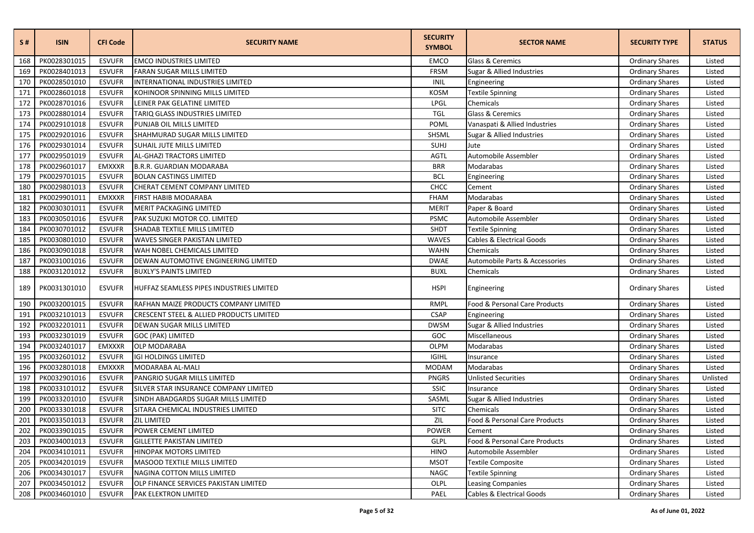| S # | ISIN | CFI Code | SECURITY NAME | SECURITY SYMBOL | SECTOR NAME | SECURITY TYPE | STATUS |
|---|---|---|---|---|---|---|---|
| 168 | PK0028301015 | ESVUFR | EMCO INDUSTRIES LIMITED | EMCO | Glass & Ceremics | Ordinary Shares | Listed |
| 169 | PK0028401013 | ESVUFR | FARAN SUGAR MILLS LIMITED | FRSM | Sugar & Allied Industries | Ordinary Shares | Listed |
| 170 | PK0028501010 | ESVUFR | INTERNATIONAL INDUSTRIES LIMITED | INIL | Engineering | Ordinary Shares | Listed |
| 171 | PK0028601018 | ESVUFR | KOHINOOR SPINNING MILLS LIMITED | KOSM | Textile Spinning | Ordinary Shares | Listed |
| 172 | PK0028701016 | ESVUFR | LEINER PAK GELATINE LIMITED | LPGL | Chemicals | Ordinary Shares | Listed |
| 173 | PK0028801014 | ESVUFR | TARIQ GLASS INDUSTRIES LIMITED | TGL | Glass & Ceremics | Ordinary Shares | Listed |
| 174 | PK0029101018 | ESVUFR | PUNJAB OIL MILLS LIMITED | POML | Vanaspati & Allied Industries | Ordinary Shares | Listed |
| 175 | PK0029201016 | ESVUFR | SHAHMURAD SUGAR MILLS LIMITED | SHSML | Sugar & Allied Industries | Ordinary Shares | Listed |
| 176 | PK0029301014 | ESVUFR | SUHAIL JUTE MILLS LIMITED | SUHJ | Jute | Ordinary Shares | Listed |
| 177 | PK0029501019 | ESVUFR | AL-GHAZI TRACTORS LIMITED | AGTL | Automobile Assembler | Ordinary Shares | Listed |
| 178 | PK0029601017 | EMXXXR | B.R.R. GUARDIAN MODARABA | BRR | Modarabas | Ordinary Shares | Listed |
| 179 | PK0029701015 | ESVUFR | BOLAN CASTINGS LIMITED | BCL | Engineering | Ordinary Shares | Listed |
| 180 | PK0029801013 | ESVUFR | CHERAT CEMENT COMPANY LIMITED | CHCC | Cement | Ordinary Shares | Listed |
| 181 | PK0029901011 | EMXXXR | FIRST HABIB MODARABA | FHAM | Modarabas | Ordinary Shares | Listed |
| 182 | PK0030301011 | ESVUFR | MERIT PACKAGING LIMITED | MERIT | Paper & Board | Ordinary Shares | Listed |
| 183 | PK0030501016 | ESVUFR | PAK SUZUKI MOTOR CO. LIMITED | PSMC | Automobile Assembler | Ordinary Shares | Listed |
| 184 | PK0030701012 | ESVUFR | SHADAB TEXTILE MILLS LIMITED | SHDT | Textile Spinning | Ordinary Shares | Listed |
| 185 | PK0030801010 | ESVUFR | WAVES SINGER PAKISTAN LIMITED | WAVES | Cables & Electrical Goods | Ordinary Shares | Listed |
| 186 | PK0030901018 | ESVUFR | WAH NOBEL CHEMICALS LIMITED | WAHN | Chemicals | Ordinary Shares | Listed |
| 187 | PK0031001016 | ESVUFR | DEWAN AUTOMOTIVE ENGINEERING LIMITED | DWAE | Automobile Parts & Accessories | Ordinary Shares | Listed |
| 188 | PK0031201012 | ESVUFR | BUXLY'S PAINTS LIMITED | BUXL | Chemicals | Ordinary Shares | Listed |
| 189 | PK0031301010 | ESVUFR | HUFFAZ SEAMLESS PIPES INDUSTRIES LIMITED | HSPI | Engineering | Ordinary Shares | Listed |
| 190 | PK0032001015 | ESVUFR | RAFHAN MAIZE PRODUCTS COMPANY LIMITED | RMPL | Food & Personal Care Products | Ordinary Shares | Listed |
| 191 | PK0032101013 | ESVUFR | CRESCENT STEEL & ALLIED PRODUCTS LIMITED | CSAP | Engineering | Ordinary Shares | Listed |
| 192 | PK0032201011 | ESVUFR | DEWAN SUGAR MILLS LIMITED | DWSM | Sugar & Allied Industries | Ordinary Shares | Listed |
| 193 | PK0032301019 | ESVUFR | GOC (PAK) LIMITED | GOC | Miscellaneous | Ordinary Shares | Listed |
| 194 | PK0032401017 | EMXXXR | OLP MODARABA | OLPM | Modarabas | Ordinary Shares | Listed |
| 195 | PK0032601012 | ESVUFR | IGI HOLDINGS LIMITED | IGIHL | Insurance | Ordinary Shares | Listed |
| 196 | PK0032801018 | EMXXXR | MODARABA AL-MALI | MODAM | Modarabas | Ordinary Shares | Listed |
| 197 | PK0032901016 | ESVUFR | PANGRIO SUGAR MILLS LIMITED | PNGRS | Unlisted Securities | Ordinary Shares | Unlisted |
| 198 | PK0033101012 | ESVUFR | SILVER STAR INSURANCE COMPANY LIMITED | SSIC | Insurance | Ordinary Shares | Listed |
| 199 | PK0033201010 | ESVUFR | SINDH ABADGARDS SUGAR MILLS LIMITED | SASML | Sugar & Allied Industries | Ordinary Shares | Listed |
| 200 | PK0033301018 | ESVUFR | SITARA CHEMICAL INDUSTRIES LIMITED | SITC | Chemicals | Ordinary Shares | Listed |
| 201 | PK0033501013 | ESVUFR | ZIL LIMITED | ZIL | Food & Personal Care Products | Ordinary Shares | Listed |
| 202 | PK0033901015 | ESVUFR | POWER CEMENT LIMITED | POWER | Cement | Ordinary Shares | Listed |
| 203 | PK0034001013 | ESVUFR | GILLETTE PAKISTAN LIMITED | GLPL | Food & Personal Care Products | Ordinary Shares | Listed |
| 204 | PK0034101011 | ESVUFR | HINOPAK MOTORS LIMITED | HINO | Automobile Assembler | Ordinary Shares | Listed |
| 205 | PK0034201019 | ESVUFR | MASOOD TEXTILE MILLS LIMITED | MSOT | Textile Composite | Ordinary Shares | Listed |
| 206 | PK0034301017 | ESVUFR | NAGINA COTTON MILLS LIMITED | NAGC | Textile Spinning | Ordinary Shares | Listed |
| 207 | PK0034501012 | ESVUFR | OLP FINANCE SERVICES PAKISTAN LIMITED | OLPL | Leasing Companies | Ordinary Shares | Listed |
| 208 | PK0034601010 | ESVUFR | PAK ELEKTRON LIMITED | PAEL | Cables & Electrical Goods | Ordinary Shares | Listed |

As of June 01, 2022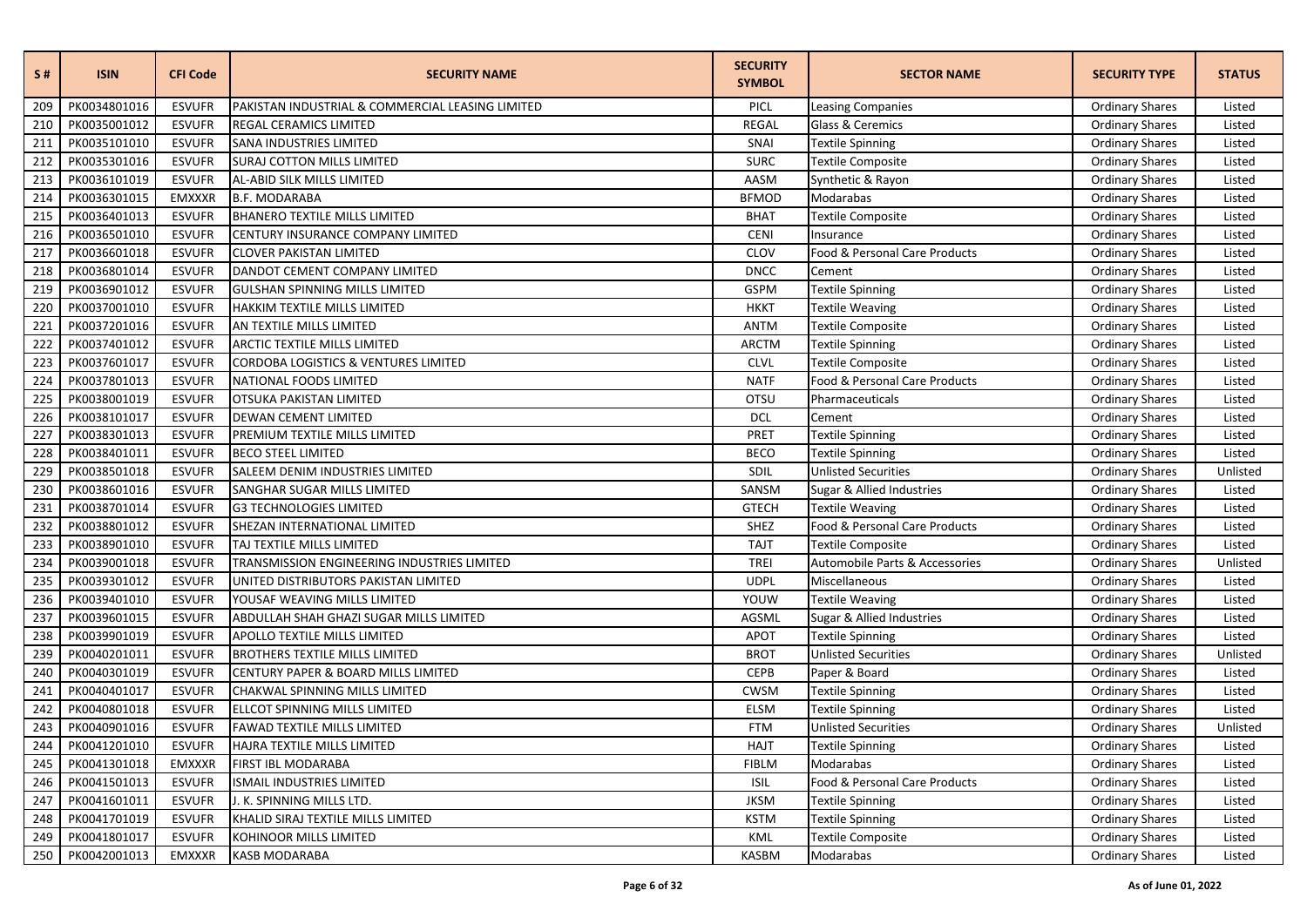| S # | ISIN | CFI Code | SECURITY NAME | SECURITY SYMBOL | SECTOR NAME | SECURITY TYPE | STATUS |
|---|---|---|---|---|---|---|---|
| 209 | PK0034801016 | ESVUFR | PAKISTAN INDUSTRIAL & COMMERCIAL LEASING LIMITED | PICL | Leasing Companies | Ordinary Shares | Listed |
| 210 | PK0035001012 | ESVUFR | REGAL CERAMICS LIMITED | REGAL | Glass & Ceremics | Ordinary Shares | Listed |
| 211 | PK0035101010 | ESVUFR | SANA INDUSTRIES LIMITED | SNAI | Textile Spinning | Ordinary Shares | Listed |
| 212 | PK0035301016 | ESVUFR | SURAJ COTTON MILLS LIMITED | SURC | Textile Composite | Ordinary Shares | Listed |
| 213 | PK0036101019 | ESVUFR | AL-ABID SILK MILLS LIMITED | AASM | Synthetic & Rayon | Ordinary Shares | Listed |
| 214 | PK0036301015 | EMXXXR | B.F. MODARABA | BFMOD | Modarabas | Ordinary Shares | Listed |
| 215 | PK0036401013 | ESVUFR | BHANERO TEXTILE MILLS LIMITED | BHAT | Textile Composite | Ordinary Shares | Listed |
| 216 | PK0036501010 | ESVUFR | CENTURY INSURANCE COMPANY LIMITED | CENI | Insurance | Ordinary Shares | Listed |
| 217 | PK0036601018 | ESVUFR | CLOVER PAKISTAN LIMITED | CLOV | Food & Personal Care Products | Ordinary Shares | Listed |
| 218 | PK0036801014 | ESVUFR | DANDOT CEMENT COMPANY LIMITED | DNCC | Cement | Ordinary Shares | Listed |
| 219 | PK0036901012 | ESVUFR | GULSHAN SPINNING MILLS LIMITED | GSPM | Textile Spinning | Ordinary Shares | Listed |
| 220 | PK0037001010 | ESVUFR | HAKKIM TEXTILE MILLS LIMITED | HKKT | Textile Weaving | Ordinary Shares | Listed |
| 221 | PK0037201016 | ESVUFR | AN TEXTILE MILLS LIMITED | ANTM | Textile Composite | Ordinary Shares | Listed |
| 222 | PK0037401012 | ESVUFR | ARCTIC TEXTILE MILLS LIMITED | ARCTM | Textile Spinning | Ordinary Shares | Listed |
| 223 | PK0037601017 | ESVUFR | CORDOBA LOGISTICS & VENTURES LIMITED | CLVL | Textile Composite | Ordinary Shares | Listed |
| 224 | PK0037801013 | ESVUFR | NATIONAL FOODS LIMITED | NATF | Food & Personal Care Products | Ordinary Shares | Listed |
| 225 | PK0038001019 | ESVUFR | OTSUKA PAKISTAN LIMITED | OTSU | Pharmaceuticals | Ordinary Shares | Listed |
| 226 | PK0038101017 | ESVUFR | DEWAN CEMENT LIMITED | DCL | Cement | Ordinary Shares | Listed |
| 227 | PK0038301013 | ESVUFR | PREMIUM TEXTILE MILLS LIMITED | PRET | Textile Spinning | Ordinary Shares | Listed |
| 228 | PK0038401011 | ESVUFR | BECO STEEL LIMITED | BECO | Textile Spinning | Ordinary Shares | Listed |
| 229 | PK0038501018 | ESVUFR | SALEEM DENIM INDUSTRIES LIMITED | SDIL | Unlisted Securities | Ordinary Shares | Unlisted |
| 230 | PK0038601016 | ESVUFR | SANGHAR SUGAR MILLS LIMITED | SANSM | Sugar & Allied Industries | Ordinary Shares | Listed |
| 231 | PK0038701014 | ESVUFR | G3 TECHNOLOGIES LIMITED | GTECH | Textile Weaving | Ordinary Shares | Listed |
| 232 | PK0038801012 | ESVUFR | SHEZAN INTERNATIONAL LIMITED | SHEZ | Food & Personal Care Products | Ordinary Shares | Listed |
| 233 | PK0038901010 | ESVUFR | TAJ TEXTILE MILLS LIMITED | TAJT | Textile Composite | Ordinary Shares | Listed |
| 234 | PK0039001018 | ESVUFR | TRANSMISSION ENGINEERING INDUSTRIES LIMITED | TREI | Automobile Parts & Accessories | Ordinary Shares | Unlisted |
| 235 | PK0039301012 | ESVUFR | UNITED DISTRIBUTORS PAKISTAN LIMITED | UDPL | Miscellaneous | Ordinary Shares | Listed |
| 236 | PK0039401010 | ESVUFR | YOUSAF WEAVING MILLS LIMITED | YOUW | Textile Weaving | Ordinary Shares | Listed |
| 237 | PK0039601015 | ESVUFR | ABDULLAH SHAH GHAZI SUGAR MILLS LIMITED | AGSML | Sugar & Allied Industries | Ordinary Shares | Listed |
| 238 | PK0039901019 | ESVUFR | APOLLO TEXTILE MILLS LIMITED | APOT | Textile Spinning | Ordinary Shares | Listed |
| 239 | PK0040201011 | ESVUFR | BROTHERS TEXTILE MILLS LIMITED | BROT | Unlisted Securities | Ordinary Shares | Unlisted |
| 240 | PK0040301019 | ESVUFR | CENTURY PAPER & BOARD MILLS LIMITED | CEPB | Paper & Board | Ordinary Shares | Listed |
| 241 | PK0040401017 | ESVUFR | CHAKWAL SPINNING MILLS LIMITED | CWSM | Textile Spinning | Ordinary Shares | Listed |
| 242 | PK0040801018 | ESVUFR | ELLCOT SPINNING MILLS LIMITED | ELSM | Textile Spinning | Ordinary Shares | Listed |
| 243 | PK0040901016 | ESVUFR | FAWAD TEXTILE MILLS LIMITED | FTM | Unlisted Securities | Ordinary Shares | Unlisted |
| 244 | PK0041201010 | ESVUFR | HAJRA TEXTILE MILLS LIMITED | HAJT | Textile Spinning | Ordinary Shares | Listed |
| 245 | PK0041301018 | EMXXXR | FIRST IBL MODARABA | FIBLM | Modarabas | Ordinary Shares | Listed |
| 246 | PK0041501013 | ESVUFR | ISMAIL INDUSTRIES LIMITED | ISIL | Food & Personal Care Products | Ordinary Shares | Listed |
| 247 | PK0041601011 | ESVUFR | J. K. SPINNING MILLS LTD. | JKSM | Textile Spinning | Ordinary Shares | Listed |
| 248 | PK0041701019 | ESVUFR | KHALID SIRAJ TEXTILE MILLS LIMITED | KSTM | Textile Spinning | Ordinary Shares | Listed |
| 249 | PK0041801017 | ESVUFR | KOHINOOR MILLS LIMITED | KML | Textile Composite | Ordinary Shares | Listed |
| 250 | PK0042001013 | EMXXXR | KASB MODARABA | KASBM | Modarabas | Ordinary Shares | Listed |

As of June 01, 2022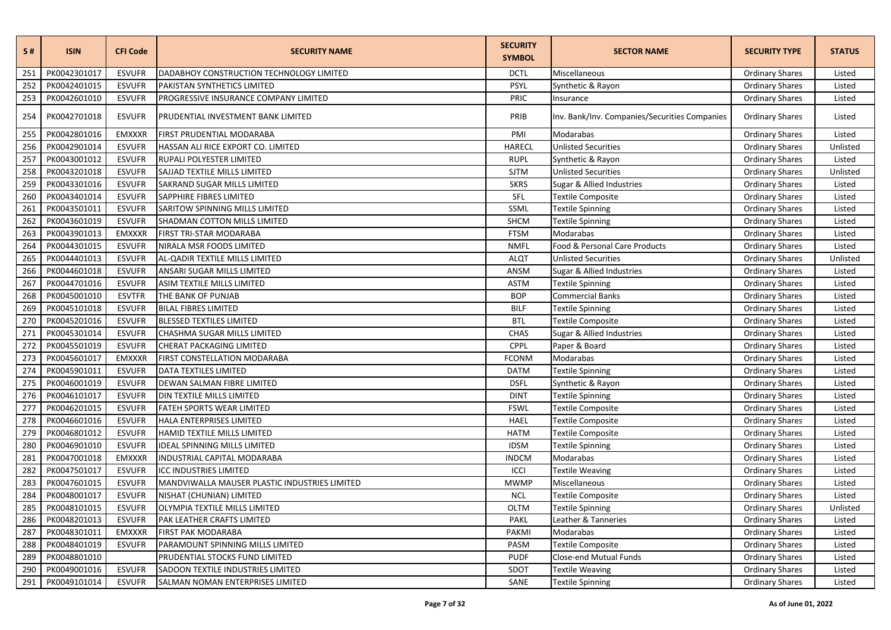| S # | ISIN | CFI Code | SECURITY NAME | SECURITY SYMBOL | SECTOR NAME | SECURITY TYPE | STATUS |
|---|---|---|---|---|---|---|---|
| 251 | PK0042301017 | ESVUFR | DADABHOY CONSTRUCTION TECHNOLOGY LIMITED | DCTL | Miscellaneous | Ordinary Shares | Listed |
| 252 | PK0042401015 | ESVUFR | PAKISTAN SYNTHETICS LIMITED | PSYL | Synthetic & Rayon | Ordinary Shares | Listed |
| 253 | PK0042601010 | ESVUFR | PROGRESSIVE INSURANCE COMPANY LIMITED | PRIC | Insurance | Ordinary Shares | Listed |
| 254 | PK0042701018 | ESVUFR | PRUDENTIAL INVESTMENT BANK LIMITED | PRIB | Inv. Bank/Inv. Companies/Securities Companies | Ordinary Shares | Listed |
| 255 | PK0042801016 | EMXXXR | FIRST PRUDENTIAL MODARABA | PMI | Modarabas | Ordinary Shares | Listed |
| 256 | PK0042901014 | ESVUFR | HASSAN ALI RICE EXPORT CO. LIMITED | HARECL | Unlisted Securities | Ordinary Shares | Unlisted |
| 257 | PK0043001012 | ESVUFR | RUPALI POLYESTER LIMITED | RUPL | Synthetic & Rayon | Ordinary Shares | Listed |
| 258 | PK0043201018 | ESVUFR | SAJJAD TEXTILE MILLS LIMITED | SJTM | Unlisted Securities | Ordinary Shares | Unlisted |
| 259 | PK0043301016 | ESVUFR | SAKRAND SUGAR MILLS LIMITED | SKRS | Sugar & Allied Industries | Ordinary Shares | Listed |
| 260 | PK0043401014 | ESVUFR | SAPPHIRE FIBRES LIMITED | SFL | Textile Composite | Ordinary Shares | Listed |
| 261 | PK0043501011 | ESVUFR | SARITOW SPINNING MILLS LIMITED | SSML | Textile Spinning | Ordinary Shares | Listed |
| 262 | PK0043601019 | ESVUFR | SHADMAN COTTON MILLS LIMITED | SHCM | Textile Spinning | Ordinary Shares | Listed |
| 263 | PK0043901013 | EMXXXR | FIRST TRI-STAR MODARABA | FTSM | Modarabas | Ordinary Shares | Listed |
| 264 | PK0044301015 | ESVUFR | NIRALA MSR FOODS LIMITED | NMFL | Food & Personal Care Products | Ordinary Shares | Listed |
| 265 | PK0044401013 | ESVUFR | AL-QADIR TEXTILE MILLS LIMITED | ALQT | Unlisted Securities | Ordinary Shares | Unlisted |
| 266 | PK0044601018 | ESVUFR | ANSARI SUGAR MILLS LIMITED | ANSM | Sugar & Allied Industries | Ordinary Shares | Listed |
| 267 | PK0044701016 | ESVUFR | ASIM TEXTILE MILLS LIMITED | ASTM | Textile Spinning | Ordinary Shares | Listed |
| 268 | PK0045001010 | ESVTFR | THE BANK OF PUNJAB | BOP | Commercial Banks | Ordinary Shares | Listed |
| 269 | PK0045101018 | ESVUFR | BILAL FIBRES LIMITED | BILF | Textile Spinning | Ordinary Shares | Listed |
| 270 | PK0045201016 | ESVUFR | BLESSED TEXTILES LIMITED | BTL | Textile Composite | Ordinary Shares | Listed |
| 271 | PK0045301014 | ESVUFR | CHASHMA SUGAR MILLS LIMITED | CHAS | Sugar & Allied Industries | Ordinary Shares | Listed |
| 272 | PK0045501019 | ESVUFR | CHERAT PACKAGING LIMITED | CPPL | Paper & Board | Ordinary Shares | Listed |
| 273 | PK0045601017 | EMXXXR | FIRST CONSTELLATION MODARABA | FCONM | Modarabas | Ordinary Shares | Listed |
| 274 | PK0045901011 | ESVUFR | DATA TEXTILES LIMITED | DATM | Textile Spinning | Ordinary Shares | Listed |
| 275 | PK0046001019 | ESVUFR | DEWAN SALMAN FIBRE LIMITED | DSFL | Synthetic & Rayon | Ordinary Shares | Listed |
| 276 | PK0046101017 | ESVUFR | DIN TEXTILE MILLS LIMITED | DINT | Textile Spinning | Ordinary Shares | Listed |
| 277 | PK0046201015 | ESVUFR | FATEH SPORTS WEAR LIMITED | FSWL | Textile Composite | Ordinary Shares | Listed |
| 278 | PK0046601016 | ESVUFR | HALA ENTERPRISES LIMITED | HAEL | Textile Composite | Ordinary Shares | Listed |
| 279 | PK0046801012 | ESVUFR | HAMID TEXTILE MILLS LIMITED | HATM | Textile Composite | Ordinary Shares | Listed |
| 280 | PK0046901010 | ESVUFR | IDEAL SPINNING MILLS LIMITED | IDSM | Textile Spinning | Ordinary Shares | Listed |
| 281 | PK0047001018 | EMXXXR | INDUSTRIAL CAPITAL MODARABA | INDCM | Modarabas | Ordinary Shares | Listed |
| 282 | PK0047501017 | ESVUFR | ICC INDUSTRIES LIMITED | ICCI | Textile Weaving | Ordinary Shares | Listed |
| 283 | PK0047601015 | ESVUFR | MANDVIWALLA MAUSER PLASTIC INDUSTRIES LIMITED | MWMP | Miscellaneous | Ordinary Shares | Listed |
| 284 | PK0048001017 | ESVUFR | NISHAT (CHUNIAN) LIMITED | NCL | Textile Composite | Ordinary Shares | Listed |
| 285 | PK0048101015 | ESVUFR | OLYMPIA TEXTILE MILLS LIMITED | OLTM | Textile Spinning | Ordinary Shares | Unlisted |
| 286 | PK0048201013 | ESVUFR | PAK LEATHER CRAFTS LIMITED | PAKL | Leather & Tanneries | Ordinary Shares | Listed |
| 287 | PK0048301011 | EMXXXR | FIRST PAK MODARABA | PAKMI | Modarabas | Ordinary Shares | Listed |
| 288 | PK0048401019 | ESVUFR | PARAMOUNT SPINNING MILLS LIMITED | PASM | Textile Composite | Ordinary Shares | Listed |
| 289 | PK0048801010 | | PRUDENTIAL STOCKS FUND LIMITED | PUDF | Close-end Mutual Funds | Ordinary Shares | Listed |
| 290 | PK0049001016 | ESVUFR | SADOON TEXTILE INDUSTRIES LIMITED | SDOT | Textile Weaving | Ordinary Shares | Listed |
| 291 | PK0049101014 | ESVUFR | SALMAN NOMAN ENTERPRISES LIMITED | SANE | Textile Spinning | Ordinary Shares | Listed |

As of June 01, 2022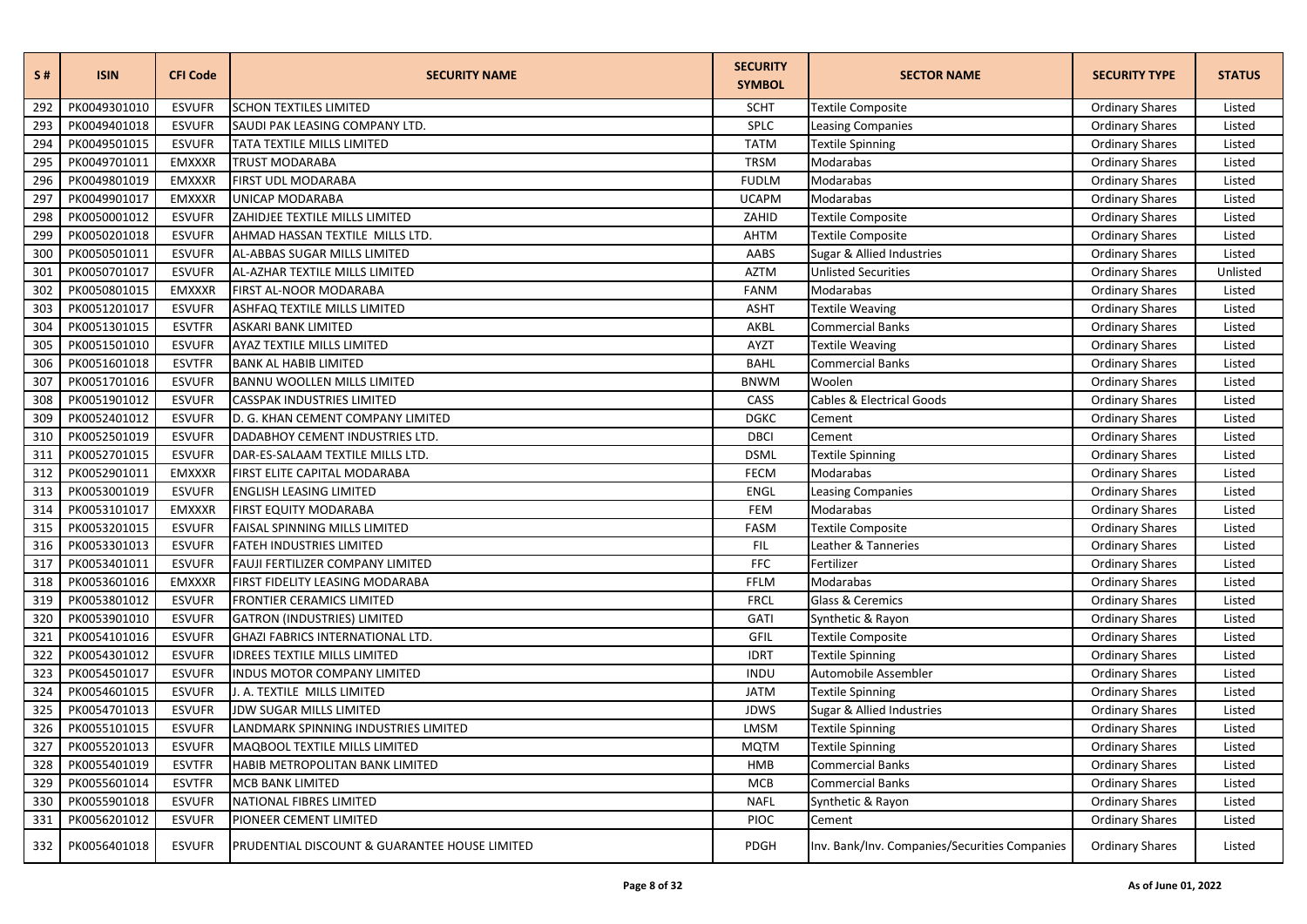| S # | ISIN | CFI Code | SECURITY NAME | SECURITY SYMBOL | SECTOR NAME | SECURITY TYPE | STATUS |
|---|---|---|---|---|---|---|---|
| 292 | PK0049301010 | ESVUFR | SCHON TEXTILES LIMITED | SCHT | Textile Composite | Ordinary Shares | Listed |
| 293 | PK0049401018 | ESVUFR | SAUDI PAK LEASING COMPANY LTD. | SPLC | Leasing Companies | Ordinary Shares | Listed |
| 294 | PK0049501015 | ESVUFR | TATA TEXTILE MILLS LIMITED | TATM | Textile Spinning | Ordinary Shares | Listed |
| 295 | PK0049701011 | EMXXXR | TRUST MODARABA | TRSM | Modarabas | Ordinary Shares | Listed |
| 296 | PK0049801019 | EMXXXR | FIRST UDL MODARABA | FUDLM | Modarabas | Ordinary Shares | Listed |
| 297 | PK0049901017 | EMXXXR | UNICAP MODARABA | UCAPM | Modarabas | Ordinary Shares | Listed |
| 298 | PK0050001012 | ESVUFR | ZAHIDJEE TEXTILE MILLS LIMITED | ZAHID | Textile Composite | Ordinary Shares | Listed |
| 299 | PK0050201018 | ESVUFR | AHMAD HASSAN TEXTILE MILLS LTD. | AHTM | Textile Composite | Ordinary Shares | Listed |
| 300 | PK0050501011 | ESVUFR | AL-ABBAS SUGAR MILLS LIMITED | AABS | Sugar & Allied Industries | Ordinary Shares | Listed |
| 301 | PK0050701017 | ESVUFR | AL-AZHAR TEXTILE MILLS LIMITED | AZTM | Unlisted Securities | Ordinary Shares | Unlisted |
| 302 | PK0050801015 | EMXXXR | FIRST AL-NOOR MODARABA | FANM | Modarabas | Ordinary Shares | Listed |
| 303 | PK0051201017 | ESVUFR | ASHFAQ TEXTILE MILLS LIMITED | ASHT | Textile Weaving | Ordinary Shares | Listed |
| 304 | PK0051301015 | ESVTFR | ASKARI BANK LIMITED | AKBL | Commercial Banks | Ordinary Shares | Listed |
| 305 | PK0051501010 | ESVUFR | AYAZ TEXTILE MILLS LIMITED | AYZT | Textile Weaving | Ordinary Shares | Listed |
| 306 | PK0051601018 | ESVTFR | BANK AL HABIB LIMITED | BAHL | Commercial Banks | Ordinary Shares | Listed |
| 307 | PK0051701016 | ESVUFR | BANNU WOOLLEN MILLS LIMITED | BNWM | Woolen | Ordinary Shares | Listed |
| 308 | PK0051901012 | ESVUFR | CASSPAK INDUSTRIES LIMITED | CASS | Cables & Electrical Goods | Ordinary Shares | Listed |
| 309 | PK0052401012 | ESVUFR | D. G. KHAN CEMENT COMPANY LIMITED | DGKC | Cement | Ordinary Shares | Listed |
| 310 | PK0052501019 | ESVUFR | DADABHOY CEMENT INDUSTRIES LTD. | DBCI | Cement | Ordinary Shares | Listed |
| 311 | PK0052701015 | ESVUFR | DAR-ES-SALAAM TEXTILE MILLS LTD. | DSML | Textile Spinning | Ordinary Shares | Listed |
| 312 | PK0052901011 | EMXXXR | FIRST ELITE CAPITAL MODARABA | FECM | Modarabas | Ordinary Shares | Listed |
| 313 | PK0053001019 | ESVUFR | ENGLISH LEASING LIMITED | ENGL | Leasing Companies | Ordinary Shares | Listed |
| 314 | PK0053101017 | EMXXXR | FIRST EQUITY MODARABA | FEM | Modarabas | Ordinary Shares | Listed |
| 315 | PK0053201015 | ESVUFR | FAISAL SPINNING MILLS LIMITED | FASM | Textile Composite | Ordinary Shares | Listed |
| 316 | PK0053301013 | ESVUFR | FATEH INDUSTRIES LIMITED | FIL | Leather & Tanneries | Ordinary Shares | Listed |
| 317 | PK0053401011 | ESVUFR | FAUJI FERTILIZER COMPANY LIMITED | FFC | Fertilizer | Ordinary Shares | Listed |
| 318 | PK0053601016 | EMXXXR | FIRST FIDELITY LEASING MODARABA | FFLM | Modarabas | Ordinary Shares | Listed |
| 319 | PK0053801012 | ESVUFR | FRONTIER CERAMICS LIMITED | FRCL | Glass & Ceremics | Ordinary Shares | Listed |
| 320 | PK0053901010 | ESVUFR | GATRON (INDUSTRIES) LIMITED | GATI | Synthetic & Rayon | Ordinary Shares | Listed |
| 321 | PK0054101016 | ESVUFR | GHAZI FABRICS INTERNATIONAL LTD. | GFIL | Textile Composite | Ordinary Shares | Listed |
| 322 | PK0054301012 | ESVUFR | IDREES TEXTILE MILLS LIMITED | IDRT | Textile Spinning | Ordinary Shares | Listed |
| 323 | PK0054501017 | ESVUFR | INDUS MOTOR COMPANY LIMITED | INDU | Automobile Assembler | Ordinary Shares | Listed |
| 324 | PK0054601015 | ESVUFR | J. A. TEXTILE MILLS LIMITED | JATM | Textile Spinning | Ordinary Shares | Listed |
| 325 | PK0054701013 | ESVUFR | JDW SUGAR MILLS LIMITED | JDWS | Sugar & Allied Industries | Ordinary Shares | Listed |
| 326 | PK0055101015 | ESVUFR | LANDMARK SPINNING INDUSTRIES LIMITED | LMSM | Textile Spinning | Ordinary Shares | Listed |
| 327 | PK0055201013 | ESVUFR | MAQBOOL TEXTILE MILLS LIMITED | MQTM | Textile Spinning | Ordinary Shares | Listed |
| 328 | PK0055401019 | ESVTFR | HABIB METROPOLITAN BANK LIMITED | HMB | Commercial Banks | Ordinary Shares | Listed |
| 329 | PK0055601014 | ESVTFR | MCB BANK LIMITED | MCB | Commercial Banks | Ordinary Shares | Listed |
| 330 | PK0055901018 | ESVUFR | NATIONAL FIBRES LIMITED | NAFL | Synthetic & Rayon | Ordinary Shares | Listed |
| 331 | PK0056201012 | ESVUFR | PIONEER CEMENT LIMITED | PIOC | Cement | Ordinary Shares | Listed |
| 332 | PK0056401018 | ESVUFR | PRUDENTIAL DISCOUNT & GUARANTEE HOUSE LIMITED | PDGH | Inv. Bank/Inv. Companies/Securities Companies | Ordinary Shares | Listed |

As of June 01, 2022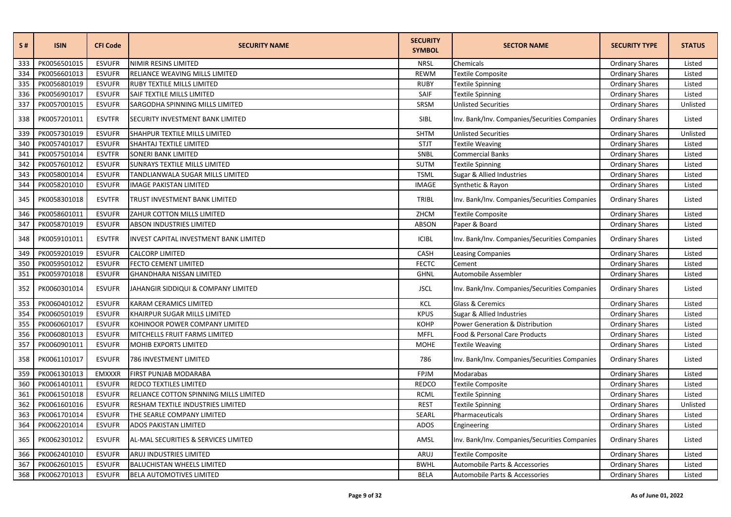| S # | ISIN | CFI Code | SECURITY NAME | SECURITY SYMBOL | SECTOR NAME | SECURITY TYPE | STATUS |
|---|---|---|---|---|---|---|---|
| 333 | PK0056501015 | ESVUFR | NIMIR RESINS LIMITED | NRSL | Chemicals | Ordinary Shares | Listed |
| 334 | PK0056601013 | ESVUFR | RELIANCE WEAVING MILLS LIMITED | REWM | Textile Composite | Ordinary Shares | Listed |
| 335 | PK0056801019 | ESVUFR | RUBY TEXTILE MILLS LIMITED | RUBY | Textile Spinning | Ordinary Shares | Listed |
| 336 | PK0056901017 | ESVUFR | SAIF TEXTILE MILLS LIMITED | SAIF | Textile Spinning | Ordinary Shares | Listed |
| 337 | PK0057001015 | ESVUFR | SARGODHA SPINNING MILLS LIMITED | SRSM | Unlisted Securities | Ordinary Shares | Unlisted |
| 338 | PK0057201011 | ESVTFR | SECURITY INVESTMENT BANK LIMITED | SIBL | Inv. Bank/Inv. Companies/Securities Companies | Ordinary Shares | Listed |
| 339 | PK0057301019 | ESVUFR | SHAHPUR TEXTILE MILLS LIMITED | SHTM | Unlisted Securities | Ordinary Shares | Unlisted |
| 340 | PK0057401017 | ESVUFR | SHAHTAJ TEXTILE LIMITED | STJT | Textile Weaving | Ordinary Shares | Listed |
| 341 | PK0057501014 | ESVTFR | SONERI BANK LIMITED | SNBL | Commercial Banks | Ordinary Shares | Listed |
| 342 | PK0057601012 | ESVUFR | SUNRAYS TEXTILE MILLS LIMITED | SUTM | Textile Spinning | Ordinary Shares | Listed |
| 343 | PK0058001014 | ESVUFR | TANDLIANWALA SUGAR MILLS LIMITED | TSML | Sugar & Allied Industries | Ordinary Shares | Listed |
| 344 | PK0058201010 | ESVUFR | IMAGE PAKISTAN LIMITED | IMAGE | Synthetic & Rayon | Ordinary Shares | Listed |
| 345 | PK0058301018 | ESVTFR | TRUST INVESTMENT BANK LIMITED | TRIBL | Inv. Bank/Inv. Companies/Securities Companies | Ordinary Shares | Listed |
| 346 | PK0058601011 | ESVUFR | ZAHUR COTTON MILLS LIMITED | ZHCM | Textile Composite | Ordinary Shares | Listed |
| 347 | PK0058701019 | ESVUFR | ABSON INDUSTRIES LIMITED | ABSON | Paper & Board | Ordinary Shares | Listed |
| 348 | PK0059101011 | ESVTFR | INVEST CAPITAL INVESTMENT BANK LIMITED | ICIBL | Inv. Bank/Inv. Companies/Securities Companies | Ordinary Shares | Listed |
| 349 | PK0059201019 | ESVUFR | CALCORP LIMITED | CASH | Leasing Companies | Ordinary Shares | Listed |
| 350 | PK0059501012 | ESVUFR | FECTO CEMENT LIMITED | FECTC | Cement | Ordinary Shares | Listed |
| 351 | PK0059701018 | ESVUFR | GHANDHARA NISSAN LIMITED | GHNL | Automobile Assembler | Ordinary Shares | Listed |
| 352 | PK0060301014 | ESVUFR | JAHANGIR SIDDIQUI & COMPANY LIMITED | JSCL | Inv. Bank/Inv. Companies/Securities Companies | Ordinary Shares | Listed |
| 353 | PK0060401012 | ESVUFR | KARAM CERAMICS LIMITED | KCL | Glass & Ceremics | Ordinary Shares | Listed |
| 354 | PK0060501019 | ESVUFR | KHAIRPUR SUGAR MILLS LIMITED | KPUS | Sugar & Allied Industries | Ordinary Shares | Listed |
| 355 | PK0060601017 | ESVUFR | KOHINOOR POWER COMPANY LIMITED | KOHP | Power Generation & Distribution | Ordinary Shares | Listed |
| 356 | PK0060801013 | ESVUFR | MITCHELLS FRUIT FARMS LIMITED | MFFL | Food & Personal Care Products | Ordinary Shares | Listed |
| 357 | PK0060901011 | ESVUFR | MOHIB EXPORTS LIMITED | MOHE | Textile Weaving | Ordinary Shares | Listed |
| 358 | PK0061101017 | ESVUFR | 786 INVESTMENT LIMITED | 786 | Inv. Bank/Inv. Companies/Securities Companies | Ordinary Shares | Listed |
| 359 | PK0061301013 | EMXXXR | FIRST PUNJAB MODARABA | FPJM | Modarabas | Ordinary Shares | Listed |
| 360 | PK0061401011 | ESVUFR | REDCO TEXTILES LIMITED | REDCO | Textile Composite | Ordinary Shares | Listed |
| 361 | PK0061501018 | ESVUFR | RELIANCE COTTON SPINNING MILLS LIMITED | RCML | Textile Spinning | Ordinary Shares | Listed |
| 362 | PK0061601016 | ESVUFR | RESHAM TEXTILE INDUSTRIES LIMITED | REST | Textile Spinning | Ordinary Shares | Unlisted |
| 363 | PK0061701014 | ESVUFR | THE SEARLE COMPANY LIMITED | SEARL | Pharmaceuticals | Ordinary Shares | Listed |
| 364 | PK0062201014 | ESVUFR | ADOS PAKISTAN LIMITED | ADOS | Engineering | Ordinary Shares | Listed |
| 365 | PK0062301012 | ESVUFR | AL-MAL SECURITIES & SERVICES LIMITED | AMSL | Inv. Bank/Inv. Companies/Securities Companies | Ordinary Shares | Listed |
| 366 | PK0062401010 | ESVUFR | ARUJ INDUSTRIES LIMITED | ARUJ | Textile Composite | Ordinary Shares | Listed |
| 367 | PK0062601015 | ESVUFR | BALUCHISTAN WHEELS LIMITED | BWHL | Automobile Parts & Accessories | Ordinary Shares | Listed |
| 368 | PK0062701013 | ESVUFR | BELA AUTOMOTIVES LIMITED | BELA | Automobile Parts & Accessories | Ordinary Shares | Listed |

As of June 01, 2022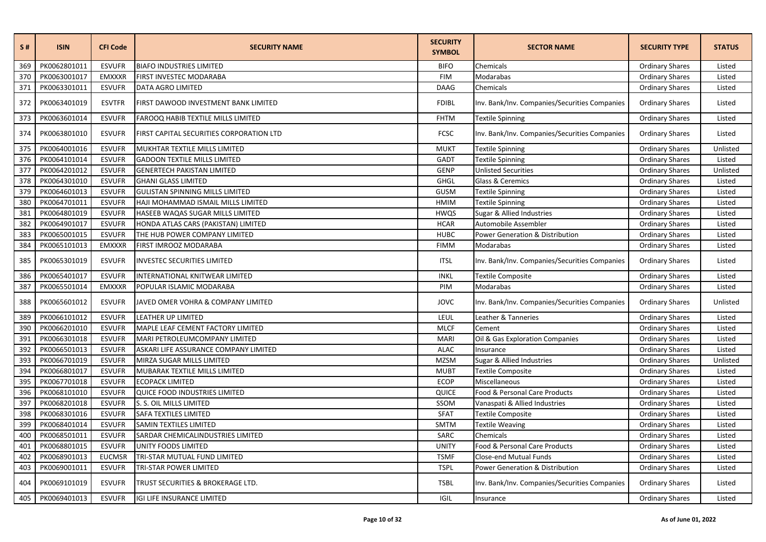| S # | ISIN | CFI Code | SECURITY NAME | SECURITY SYMBOL | SECTOR NAME | SECURITY TYPE | STATUS |
|---|---|---|---|---|---|---|---|
| 369 | PK0062801011 | ESVUFR | BIAFO INDUSTRIES LIMITED | BIFO | Chemicals | Ordinary Shares | Listed |
| 370 | PK0063001017 | EMXXXR | FIRST INVESTEC MODARABA | FIM | Modarabas | Ordinary Shares | Listed |
| 371 | PK0063301011 | ESVUFR | DATA AGRO LIMITED | DAAG | Chemicals | Ordinary Shares | Listed |
| 372 | PK0063401019 | ESVTFR | FIRST DAWOOD INVESTMENT BANK LIMITED | FDIBL | Inv. Bank/Inv. Companies/Securities Companies | Ordinary Shares | Listed |
| 373 | PK0063601014 | ESVUFR | FAROOQ HABIB TEXTILE MILLS LIMITED | FHTM | Textile Spinning | Ordinary Shares | Listed |
| 374 | PK0063801010 | ESVUFR | FIRST CAPITAL SECURITIES CORPORATION LTD | FCSC | Inv. Bank/Inv. Companies/Securities Companies | Ordinary Shares | Listed |
| 375 | PK0064001016 | ESVUFR | MUKHTAR TEXTILE MILLS LIMITED | MUKT | Textile Spinning | Ordinary Shares | Unlisted |
| 376 | PK0064101014 | ESVUFR | GADOON TEXTILE MILLS LIMITED | GADT | Textile Spinning | Ordinary Shares | Listed |
| 377 | PK0064201012 | ESVUFR | GENERTECH PAKISTAN LIMITED | GENP | Unlisted Securities | Ordinary Shares | Unlisted |
| 378 | PK0064301010 | ESVUFR | GHANI GLASS LIMITED | GHGL | Glass & Ceremics | Ordinary Shares | Listed |
| 379 | PK0064601013 | ESVUFR | GULISTAN SPINNING MILLS LIMITED | GUSM | Textile Spinning | Ordinary Shares | Listed |
| 380 | PK0064701011 | ESVUFR | HAJI MOHAMMAD ISMAIL MILLS LIMITED | HMIM | Textile Spinning | Ordinary Shares | Listed |
| 381 | PK0064801019 | ESVUFR | HASEEB WAQAS SUGAR MILLS LIMITED | HWQS | Sugar & Allied Industries | Ordinary Shares | Listed |
| 382 | PK0064901017 | ESVUFR | HONDA ATLAS CARS (PAKISTAN) LIMITED | HCAR | Automobile Assembler | Ordinary Shares | Listed |
| 383 | PK0065001015 | ESVUFR | THE HUB POWER COMPANY LIMITED | HUBC | Power Generation & Distribution | Ordinary Shares | Listed |
| 384 | PK0065101013 | EMXXXR | FIRST IMROOZ MODARABA | FIMM | Modarabas | Ordinary Shares | Listed |
| 385 | PK0065301019 | ESVUFR | INVESTEC SECURITIES LIMITED | ITSL | Inv. Bank/Inv. Companies/Securities Companies | Ordinary Shares | Listed |
| 386 | PK0065401017 | ESVUFR | INTERNATIONAL KNITWEAR LIMITED | INKL | Textile Composite | Ordinary Shares | Listed |
| 387 | PK0065501014 | EMXXXR | POPULAR ISLAMIC MODARABA | PIM | Modarabas | Ordinary Shares | Listed |
| 388 | PK0065601012 | ESVUFR | JAVED OMER VOHRA & COMPANY LIMITED | JOVC | Inv. Bank/Inv. Companies/Securities Companies | Ordinary Shares | Unlisted |
| 389 | PK0066101012 | ESVUFR | LEATHER UP LIMITED | LEUL | Leather & Tanneries | Ordinary Shares | Listed |
| 390 | PK0066201010 | ESVUFR | MAPLE LEAF CEMENT FACTORY LIMITED | MLCF | Cement | Ordinary Shares | Listed |
| 391 | PK0066301018 | ESVUFR | MARI PETROLEUMCOMPANY LIMITED | MARI | Oil & Gas Exploration Companies | Ordinary Shares | Listed |
| 392 | PK0066501013 | ESVUFR | ASKARI LIFE ASSURANCE COMPANY LIMITED | ALAC | Insurance | Ordinary Shares | Listed |
| 393 | PK0066701019 | ESVUFR | MIRZA SUGAR MILLS LIMITED | MZSM | Sugar & Allied Industries | Ordinary Shares | Unlisted |
| 394 | PK0066801017 | ESVUFR | MUBARAK TEXTILE MILLS LIMITED | MUBT | Textile Composite | Ordinary Shares | Listed |
| 395 | PK0067701018 | ESVUFR | ECOPACK LIMITED | ECOP | Miscellaneous | Ordinary Shares | Listed |
| 396 | PK0068101010 | ESVUFR | QUICE FOOD INDUSTRIES LIMITED | QUICE | Food & Personal Care Products | Ordinary Shares | Listed |
| 397 | PK0068201018 | ESVUFR | S. S. OIL MILLS LIMITED | SSOM | Vanaspati & Allied Industries | Ordinary Shares | Listed |
| 398 | PK0068301016 | ESVUFR | SAFA TEXTILES LIMITED | SFAT | Textile Composite | Ordinary Shares | Listed |
| 399 | PK0068401014 | ESVUFR | SAMIN TEXTILES LIMITED | SMTM | Textile Weaving | Ordinary Shares | Listed |
| 400 | PK0068501011 | ESVUFR | SARDAR CHEMICALINDUSTRIES LIMITED | SARC | Chemicals | Ordinary Shares | Listed |
| 401 | PK0068801015 | ESVUFR | UNITY FOODS LIMITED | UNITY | Food & Personal Care Products | Ordinary Shares | Listed |
| 402 | PK0068901013 | EUCMSR | TRI-STAR MUTUAL FUND LIMITED | TSMF | Close-end Mutual Funds | Ordinary Shares | Listed |
| 403 | PK0069001011 | ESVUFR | TRI-STAR POWER LIMITED | TSPL | Power Generation & Distribution | Ordinary Shares | Listed |
| 404 | PK0069101019 | ESVUFR | TRUST SECURITIES & BROKERAGE LTD. | TSBL | Inv. Bank/Inv. Companies/Securities Companies | Ordinary Shares | Listed |
| 405 | PK0069401013 | ESVUFR | IGI LIFE INSURANCE LIMITED | IGIL | Insurance | Ordinary Shares | Listed |

As of June 01, 2022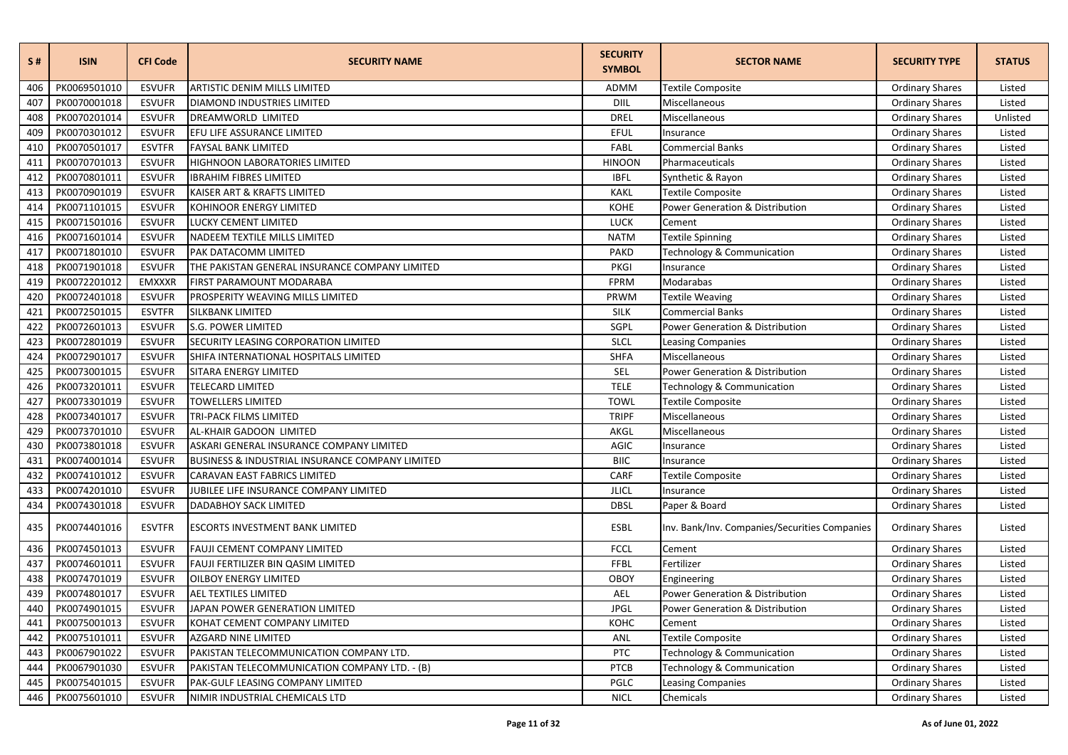| S # | ISIN | CFI Code | SECURITY NAME | SECURITY SYMBOL | SECTOR NAME | SECURITY TYPE | STATUS |
|---|---|---|---|---|---|---|---|
| 406 | PK0069501010 | ESVUFR | ARTISTIC DENIM MILLS LIMITED | ADMM | Textile Composite | Ordinary Shares | Listed |
| 407 | PK0070001018 | ESVUFR | DIAMOND INDUSTRIES LIMITED | DIIL | Miscellaneous | Ordinary Shares | Listed |
| 408 | PK0070201014 | ESVUFR | DREAMWORLD LIMITED | DREL | Miscellaneous | Ordinary Shares | Unlisted |
| 409 | PK0070301012 | ESVUFR | EFU LIFE ASSURANCE LIMITED | EFUL | Insurance | Ordinary Shares | Listed |
| 410 | PK0070501017 | ESVTFR | FAYSAL BANK LIMITED | FABL | Commercial Banks | Ordinary Shares | Listed |
| 411 | PK0070701013 | ESVUFR | HIGHNOON LABORATORIES LIMITED | HINOON | Pharmaceuticals | Ordinary Shares | Listed |
| 412 | PK0070801011 | ESVUFR | IBRAHIM FIBRES LIMITED | IBFL | Synthetic & Rayon | Ordinary Shares | Listed |
| 413 | PK0070901019 | ESVUFR | KAISER ART & KRAFTS LIMITED | KAKL | Textile Composite | Ordinary Shares | Listed |
| 414 | PK0071101015 | ESVUFR | KOHINOOR ENERGY LIMITED | KOHE | Power Generation & Distribution | Ordinary Shares | Listed |
| 415 | PK0071501016 | ESVUFR | LUCKY CEMENT LIMITED | LUCK | Cement | Ordinary Shares | Listed |
| 416 | PK0071601014 | ESVUFR | NADEEM TEXTILE MILLS LIMITED | NATM | Textile Spinning | Ordinary Shares | Listed |
| 417 | PK0071801010 | ESVUFR | PAK DATACOMM LIMITED | PAKD | Technology & Communication | Ordinary Shares | Listed |
| 418 | PK0071901018 | ESVUFR | THE PAKISTAN GENERAL INSURANCE COMPANY LIMITED | PKGI | Insurance | Ordinary Shares | Listed |
| 419 | PK0072201012 | EMXXXR | FIRST PARAMOUNT MODARABA | FPRM | Modarabas | Ordinary Shares | Listed |
| 420 | PK0072401018 | ESVUFR | PROSPERITY WEAVING MILLS LIMITED | PRWM | Textile Weaving | Ordinary Shares | Listed |
| 421 | PK0072501015 | ESVTFR | SILKBANK LIMITED | SILK | Commercial Banks | Ordinary Shares | Listed |
| 422 | PK0072601013 | ESVUFR | S.G. POWER LIMITED | SGPL | Power Generation & Distribution | Ordinary Shares | Listed |
| 423 | PK0072801019 | ESVUFR | SECURITY LEASING CORPORATION LIMITED | SLCL | Leasing Companies | Ordinary Shares | Listed |
| 424 | PK0072901017 | ESVUFR | SHIFA INTERNATIONAL HOSPITALS LIMITED | SHFA | Miscellaneous | Ordinary Shares | Listed |
| 425 | PK0073001015 | ESVUFR | SITARA ENERGY LIMITED | SEL | Power Generation & Distribution | Ordinary Shares | Listed |
| 426 | PK0073201011 | ESVUFR | TELECARD LIMITED | TELE | Technology & Communication | Ordinary Shares | Listed |
| 427 | PK0073301019 | ESVUFR | TOWELLERS LIMITED | TOWL | Textile Composite | Ordinary Shares | Listed |
| 428 | PK0073401017 | ESVUFR | TRI-PACK FILMS LIMITED | TRIPF | Miscellaneous | Ordinary Shares | Listed |
| 429 | PK0073701010 | ESVUFR | AL-KHAIR GADOON LIMITED | AKGL | Miscellaneous | Ordinary Shares | Listed |
| 430 | PK0073801018 | ESVUFR | ASKARI GENERAL INSURANCE COMPANY LIMITED | AGIC | Insurance | Ordinary Shares | Listed |
| 431 | PK0074001014 | ESVUFR | BUSINESS & INDUSTRIAL INSURANCE COMPANY LIMITED | BIIC | Insurance | Ordinary Shares | Listed |
| 432 | PK0074101012 | ESVUFR | CARAVAN EAST FABRICS LIMITED | CARF | Textile Composite | Ordinary Shares | Listed |
| 433 | PK0074201010 | ESVUFR | JUBILEE LIFE INSURANCE COMPANY LIMITED | JLICL | Insurance | Ordinary Shares | Listed |
| 434 | PK0074301018 | ESVUFR | DADABHOY SACK LIMITED | DBSL | Paper & Board | Ordinary Shares | Listed |
| 435 | PK0074401016 | ESVTFR | ESCORTS INVESTMENT BANK LIMITED | ESBL | Inv. Bank/Inv. Companies/Securities Companies | Ordinary Shares | Listed |
| 436 | PK0074501013 | ESVUFR | FAUJI CEMENT COMPANY LIMITED | FCCL | Cement | Ordinary Shares | Listed |
| 437 | PK0074601011 | ESVUFR | FAUJI FERTILIZER BIN QASIM LIMITED | FFBL | Fertilizer | Ordinary Shares | Listed |
| 438 | PK0074701019 | ESVUFR | OILBOY ENERGY LIMITED | OBOY | Engineering | Ordinary Shares | Listed |
| 439 | PK0074801017 | ESVUFR | AEL TEXTILES LIMITED | AEL | Power Generation & Distribution | Ordinary Shares | Listed |
| 440 | PK0074901015 | ESVUFR | JAPAN POWER GENERATION LIMITED | JPGL | Power Generation & Distribution | Ordinary Shares | Listed |
| 441 | PK0075001013 | ESVUFR | KOHAT CEMENT COMPANY LIMITED | KOHC | Cement | Ordinary Shares | Listed |
| 442 | PK0075101011 | ESVUFR | AZGARD NINE LIMITED | ANL | Textile Composite | Ordinary Shares | Listed |
| 443 | PK0067901022 | ESVUFR | PAKISTAN TELECOMMUNICATION COMPANY LTD. | PTC | Technology & Communication | Ordinary Shares | Listed |
| 444 | PK0067901030 | ESVUFR | PAKISTAN TELECOMMUNICATION COMPANY LTD. - (B) | PTCB | Technology & Communication | Ordinary Shares | Listed |
| 445 | PK0075401015 | ESVUFR | PAK-GULF LEASING COMPANY LIMITED | PGLC | Leasing Companies | Ordinary Shares | Listed |
| 446 | PK0075601010 | ESVUFR | NIMIR INDUSTRIAL CHEMICALS LTD | NICL | Chemicals | Ordinary Shares | Listed |

As of June 01, 2022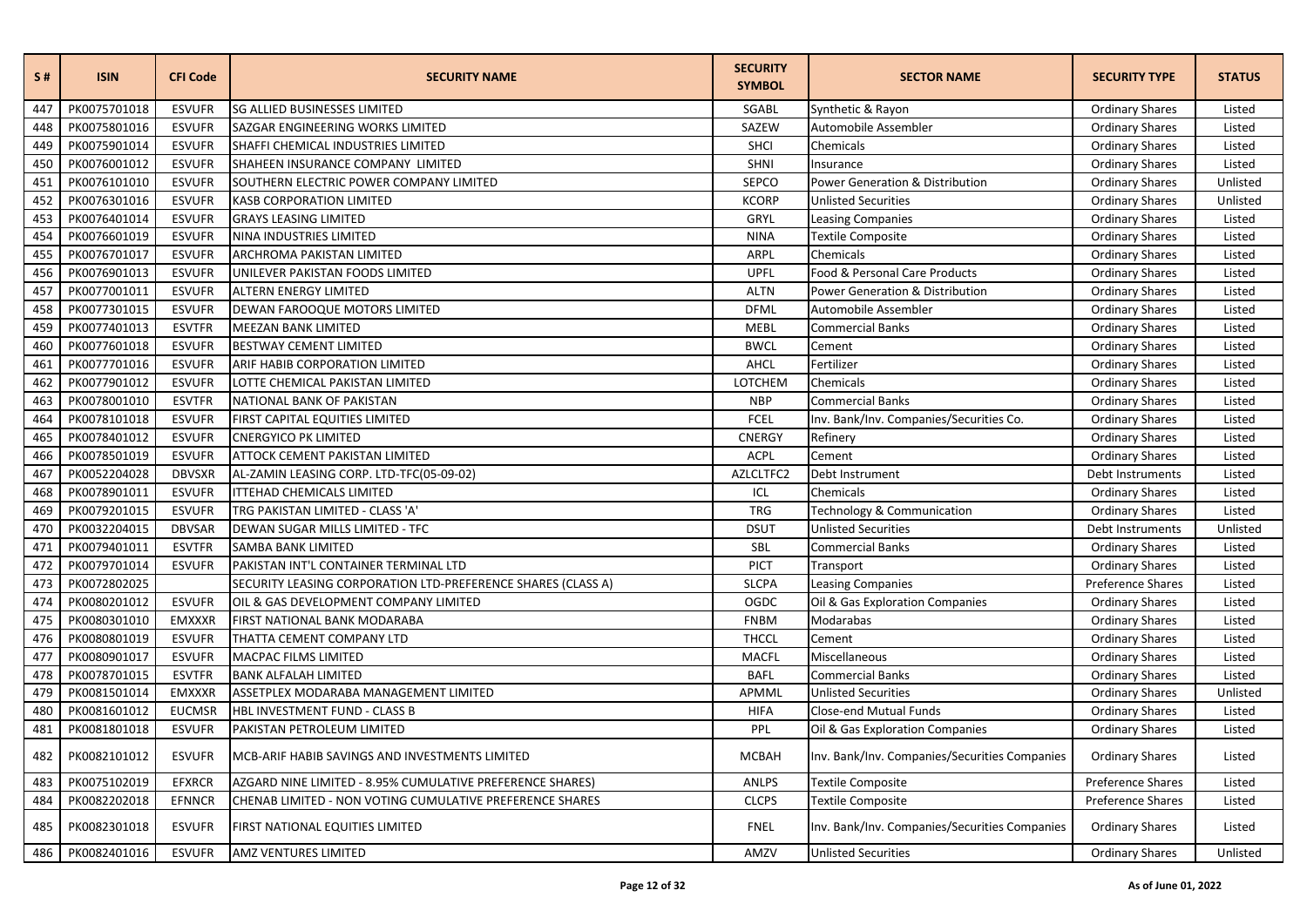| S # | ISIN | CFI Code | SECURITY NAME | SECURITY SYMBOL | SECTOR NAME | SECURITY TYPE | STATUS |
|---|---|---|---|---|---|---|---|
| 447 | PK0075701018 | ESVUFR | SG ALLIED BUSINESSES LIMITED | SGABL | Synthetic & Rayon | Ordinary Shares | Listed |
| 448 | PK0075801016 | ESVUFR | SAZGAR ENGINEERING WORKS LIMITED | SAZEW | Automobile Assembler | Ordinary Shares | Listed |
| 449 | PK0075901014 | ESVUFR | SHAFFI CHEMICAL INDUSTRIES LIMITED | SHCI | Chemicals | Ordinary Shares | Listed |
| 450 | PK0076001012 | ESVUFR | SHAHEEN INSURANCE COMPANY LIMITED | SHNI | Insurance | Ordinary Shares | Listed |
| 451 | PK0076101010 | ESVUFR | SOUTHERN ELECTRIC POWER COMPANY LIMITED | SEPCO | Power Generation & Distribution | Ordinary Shares | Unlisted |
| 452 | PK0076301016 | ESVUFR | KASB CORPORATION LIMITED | KCORP | Unlisted Securities | Ordinary Shares | Unlisted |
| 453 | PK0076401014 | ESVUFR | GRAYS LEASING LIMITED | GRYL | Leasing Companies | Ordinary Shares | Listed |
| 454 | PK0076601019 | ESVUFR | NINA INDUSTRIES LIMITED | NINA | Textile Composite | Ordinary Shares | Listed |
| 455 | PK0076701017 | ESVUFR | ARCHROMA PAKISTAN LIMITED | ARPL | Chemicals | Ordinary Shares | Listed |
| 456 | PK0076901013 | ESVUFR | UNILEVER PAKISTAN FOODS LIMITED | UPFL | Food & Personal Care Products | Ordinary Shares | Listed |
| 457 | PK0077001011 | ESVUFR | ALTERN ENERGY LIMITED | ALTN | Power Generation & Distribution | Ordinary Shares | Listed |
| 458 | PK0077301015 | ESVUFR | DEWAN FAROOQUE MOTORS LIMITED | DFML | Automobile Assembler | Ordinary Shares | Listed |
| 459 | PK0077401013 | ESVTFR | MEEZAN BANK LIMITED | MEBL | Commercial Banks | Ordinary Shares | Listed |
| 460 | PK0077601018 | ESVUFR | BESTWAY CEMENT LIMITED | BWCL | Cement | Ordinary Shares | Listed |
| 461 | PK0077701016 | ESVUFR | ARIF HABIB CORPORATION LIMITED | AHCL | Fertilizer | Ordinary Shares | Listed |
| 462 | PK0077901012 | ESVUFR | LOTTE CHEMICAL PAKISTAN LIMITED | LOTCHEM | Chemicals | Ordinary Shares | Listed |
| 463 | PK0078001010 | ESVTFR | NATIONAL BANK OF PAKISTAN | NBP | Commercial Banks | Ordinary Shares | Listed |
| 464 | PK0078101018 | ESVUFR | FIRST CAPITAL EQUITIES LIMITED | FCEL | Inv. Bank/Inv. Companies/Securities Co. | Ordinary Shares | Listed |
| 465 | PK0078401012 | ESVUFR | CNERGYICO PK LIMITED | CNERGY | Refinery | Ordinary Shares | Listed |
| 466 | PK0078501019 | ESVUFR | ATTOCK CEMENT PAKISTAN LIMITED | ACPL | Cement | Ordinary Shares | Listed |
| 467 | PK0052204028 | DBVSXR | AL-ZAMIN LEASING CORP. LTD-TFC(05-09-02) | AZLCLTFC2 | Debt Instrument | Debt Instruments | Listed |
| 468 | PK0078901011 | ESVUFR | ITTEHAD CHEMICALS LIMITED | ICL | Chemicals | Ordinary Shares | Listed |
| 469 | PK0079201015 | ESVUFR | TRG PAKISTAN LIMITED - CLASS 'A' | TRG | Technology & Communication | Ordinary Shares | Listed |
| 470 | PK0032204015 | DBVSAR | DEWAN SUGAR MILLS LIMITED - TFC | DSUT | Unlisted Securities | Debt Instruments | Unlisted |
| 471 | PK0079401011 | ESVTFR | SAMBA BANK LIMITED | SBL | Commercial Banks | Ordinary Shares | Listed |
| 472 | PK0079701014 | ESVUFR | PAKISTAN INT'L CONTAINER TERMINAL LTD | PICT | Transport | Ordinary Shares | Listed |
| 473 | PK0072802025 | | SECURITY LEASING CORPORATION LTD-PREFERENCE SHARES (CLASS A) | SLCPA | Leasing Companies | Preference Shares | Listed |
| 474 | PK0080201012 | ESVUFR | OIL & GAS DEVELOPMENT COMPANY LIMITED | OGDC | Oil & Gas Exploration Companies | Ordinary Shares | Listed |
| 475 | PK0080301010 | EMXXXR | FIRST NATIONAL BANK MODARABA | FNBM | Modarabas | Ordinary Shares | Listed |
| 476 | PK0080801019 | ESVUFR | THATTA CEMENT COMPANY LTD | THCCL | Cement | Ordinary Shares | Listed |
| 477 | PK0080901017 | ESVUFR | MACPAC FILMS LIMITED | MACFL | Miscellaneous | Ordinary Shares | Listed |
| 478 | PK0078701015 | ESVTFR | BANK ALFALAH LIMITED | BAFL | Commercial Banks | Ordinary Shares | Listed |
| 479 | PK0081501014 | EMXXXR | ASSETPLEX MODARABA MANAGEMENT LIMITED | APMML | Unlisted Securities | Ordinary Shares | Unlisted |
| 480 | PK0081601012 | EUCMSR | HBL INVESTMENT FUND - CLASS B | HIFA | Close-end Mutual Funds | Ordinary Shares | Listed |
| 481 | PK0081801018 | ESVUFR | PAKISTAN PETROLEUM LIMITED | PPL | Oil & Gas Exploration Companies | Ordinary Shares | Listed |
| 482 | PK0082101012 | ESVUFR | MCB-ARIF HABIB SAVINGS AND INVESTMENTS LIMITED | MCBAH | Inv. Bank/Inv. Companies/Securities Companies | Ordinary Shares | Listed |
| 483 | PK0075102019 | EFXRCR | AZGARD NINE LIMITED - 8.95% CUMULATIVE PREFERENCE SHARES) | ANLPS | Textile Composite | Preference Shares | Listed |
| 484 | PK0082202018 | EFNNCR | CHENAB LIMITED - NON VOTING CUMULATIVE PREFERENCE SHARES | CLCPS | Textile Composite | Preference Shares | Listed |
| 485 | PK0082301018 | ESVUFR | FIRST NATIONAL EQUITIES LIMITED | FNEL | Inv. Bank/Inv. Companies/Securities Companies | Ordinary Shares | Listed |
| 486 | PK0082401016 | ESVUFR | AMZ VENTURES LIMITED | AMZV | Unlisted Securities | Ordinary Shares | Unlisted |

As of June 01, 2022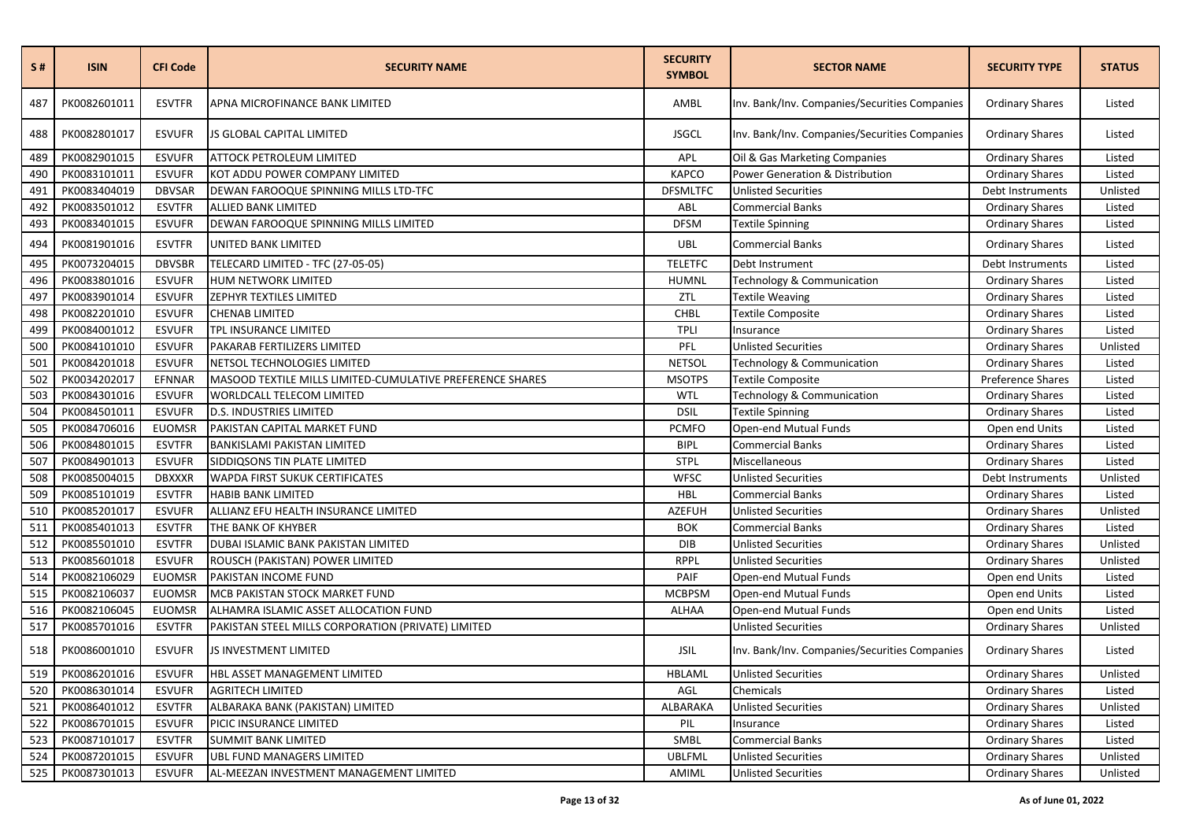| S # | ISIN | CFI Code | SECURITY NAME | SECURITY SYMBOL | SECTOR NAME | SECURITY TYPE | STATUS |
|---|---|---|---|---|---|---|---|
| 487 | PK0082601011 | ESVTFR | APNA MICROFINANCE BANK LIMITED | AMBL | Inv. Bank/Inv. Companies/Securities Companies | Ordinary Shares | Listed |
| 488 | PK0082801017 | ESVUFR | JS GLOBAL CAPITAL LIMITED | JSGCL | Inv. Bank/Inv. Companies/Securities Companies | Ordinary Shares | Listed |
| 489 | PK0082901015 | ESVUFR | ATTOCK PETROLEUM LIMITED | APL | Oil & Gas Marketing Companies | Ordinary Shares | Listed |
| 490 | PK0083101011 | ESVUFR | KOT ADDU POWER COMPANY LIMITED | KAPCO | Power Generation & Distribution | Ordinary Shares | Listed |
| 491 | PK0083404019 | DBVSAR | DEWAN FAROOQUE SPINNING MILLS LTD-TFC | DFSMLTFC | Unlisted Securities | Debt Instruments | Unlisted |
| 492 | PK0083501012 | ESVTFR | ALLIED BANK LIMITED | ABL | Commercial Banks | Ordinary Shares | Listed |
| 493 | PK0083401015 | ESVUFR | DEWAN FAROOQUE SPINNING MILLS LIMITED | DFSM | Textile Spinning | Ordinary Shares | Listed |
| 494 | PK0081901016 | ESVTFR | UNITED BANK LIMITED | UBL | Commercial Banks | Ordinary Shares | Listed |
| 495 | PK0073204015 | DBVSBR | TELECARD LIMITED - TFC (27-05-05) | TELETFC | Debt Instrument | Debt Instruments | Listed |
| 496 | PK0083801016 | ESVUFR | HUM NETWORK LIMITED | HUMNL | Technology & Communication | Ordinary Shares | Listed |
| 497 | PK0083901014 | ESVUFR | ZEPHYR TEXTILES LIMITED | ZTL | Textile Weaving | Ordinary Shares | Listed |
| 498 | PK0082201010 | ESVUFR | CHENAB LIMITED | CHBL | Textile Composite | Ordinary Shares | Listed |
| 499 | PK0084001012 | ESVUFR | TPL INSURANCE LIMITED | TPLI | Insurance | Ordinary Shares | Listed |
| 500 | PK0084101010 | ESVUFR | PAKARAB FERTILIZERS LIMITED | PFL | Unlisted Securities | Ordinary Shares | Unlisted |
| 501 | PK0084201018 | ESVUFR | NETSOL TECHNOLOGIES LIMITED | NETSOL | Technology & Communication | Ordinary Shares | Listed |
| 502 | PK0034202017 | EFNNAR | MASOOD TEXTILE MILLS LIMITED-CUMULATIVE PREFERENCE SHARES | MSOTPS | Textile Composite | Preference Shares | Listed |
| 503 | PK0084301016 | ESVUFR | WORLDCALL TELECOM LIMITED | WTL | Technology & Communication | Ordinary Shares | Listed |
| 504 | PK0084501011 | ESVUFR | D.S. INDUSTRIES LIMITED | DSIL | Textile Spinning | Ordinary Shares | Listed |
| 505 | PK0084706016 | EUOMSR | PAKISTAN CAPITAL MARKET FUND | PCMFO | Open-end Mutual Funds | Open end Units | Listed |
| 506 | PK0084801015 | ESVTFR | BANKISLAMI PAKISTAN LIMITED | BIPL | Commercial Banks | Ordinary Shares | Listed |
| 507 | PK0084901013 | ESVUFR | SIDDIQSONS TIN PLATE LIMITED | STPL | Miscellaneous | Ordinary Shares | Listed |
| 508 | PK0085004015 | DBXXXR | WAPDA FIRST SUKUK CERTIFICATES | WFSC | Unlisted Securities | Debt Instruments | Unlisted |
| 509 | PK0085101019 | ESVTFR | HABIB BANK LIMITED | HBL | Commercial Banks | Ordinary Shares | Listed |
| 510 | PK0085201017 | ESVUFR | ALLIANZ EFU HEALTH INSURANCE LIMITED | AZEFUH | Unlisted Securities | Ordinary Shares | Unlisted |
| 511 | PK0085401013 | ESVTFR | THE BANK OF KHYBER | BOK | Commercial Banks | Ordinary Shares | Listed |
| 512 | PK0085501010 | ESVTFR | DUBAI ISLAMIC BANK PAKISTAN LIMITED | DIB | Unlisted Securities | Ordinary Shares | Unlisted |
| 513 | PK0085601018 | ESVUFR | ROUSCH (PAKISTAN) POWER LIMITED | RPPL | Unlisted Securities | Ordinary Shares | Unlisted |
| 514 | PK0082106029 | EUOMSR | PAKISTAN INCOME FUND | PAIF | Open-end Mutual Funds | Open end Units | Listed |
| 515 | PK0082106037 | EUOMSR | MCB PAKISTAN STOCK MARKET FUND | MCBPSM | Open-end Mutual Funds | Open end Units | Listed |
| 516 | PK0082106045 | EUOMSR | ALHAMRA ISLAMIC ASSET ALLOCATION FUND | ALHAA | Open-end Mutual Funds | Open end Units | Listed |
| 517 | PK0085701016 | ESVTFR | PAKISTAN STEEL MILLS CORPORATION (PRIVATE) LIMITED | | Unlisted Securities | Ordinary Shares | Unlisted |
| 518 | PK0086001010 | ESVUFR | JS INVESTMENT LIMITED | JSIL | Inv. Bank/Inv. Companies/Securities Companies | Ordinary Shares | Listed |
| 519 | PK0086201016 | ESVUFR | HBL ASSET MANAGEMENT LIMITED | HBLAML | Unlisted Securities | Ordinary Shares | Unlisted |
| 520 | PK0086301014 | ESVUFR | AGRITECH LIMITED | AGL | Chemicals | Ordinary Shares | Listed |
| 521 | PK0086401012 | ESVTFR | ALBARAKA BANK (PAKISTAN) LIMITED | ALBARAKA | Unlisted Securities | Ordinary Shares | Unlisted |
| 522 | PK0086701015 | ESVUFR | PICIC INSURANCE LIMITED | PIL | Insurance | Ordinary Shares | Listed |
| 523 | PK0087101017 | ESVTFR | SUMMIT BANK LIMITED | SMBL | Commercial Banks | Ordinary Shares | Listed |
| 524 | PK0087201015 | ESVUFR | UBL FUND MANAGERS LIMITED | UBLFML | Unlisted Securities | Ordinary Shares | Unlisted |
| 525 | PK0087301013 | ESVUFR | AL-MEEZAN INVESTMENT MANAGEMENT LIMITED | AMIML | Unlisted Securities | Ordinary Shares | Unlisted |

As of June 01, 2022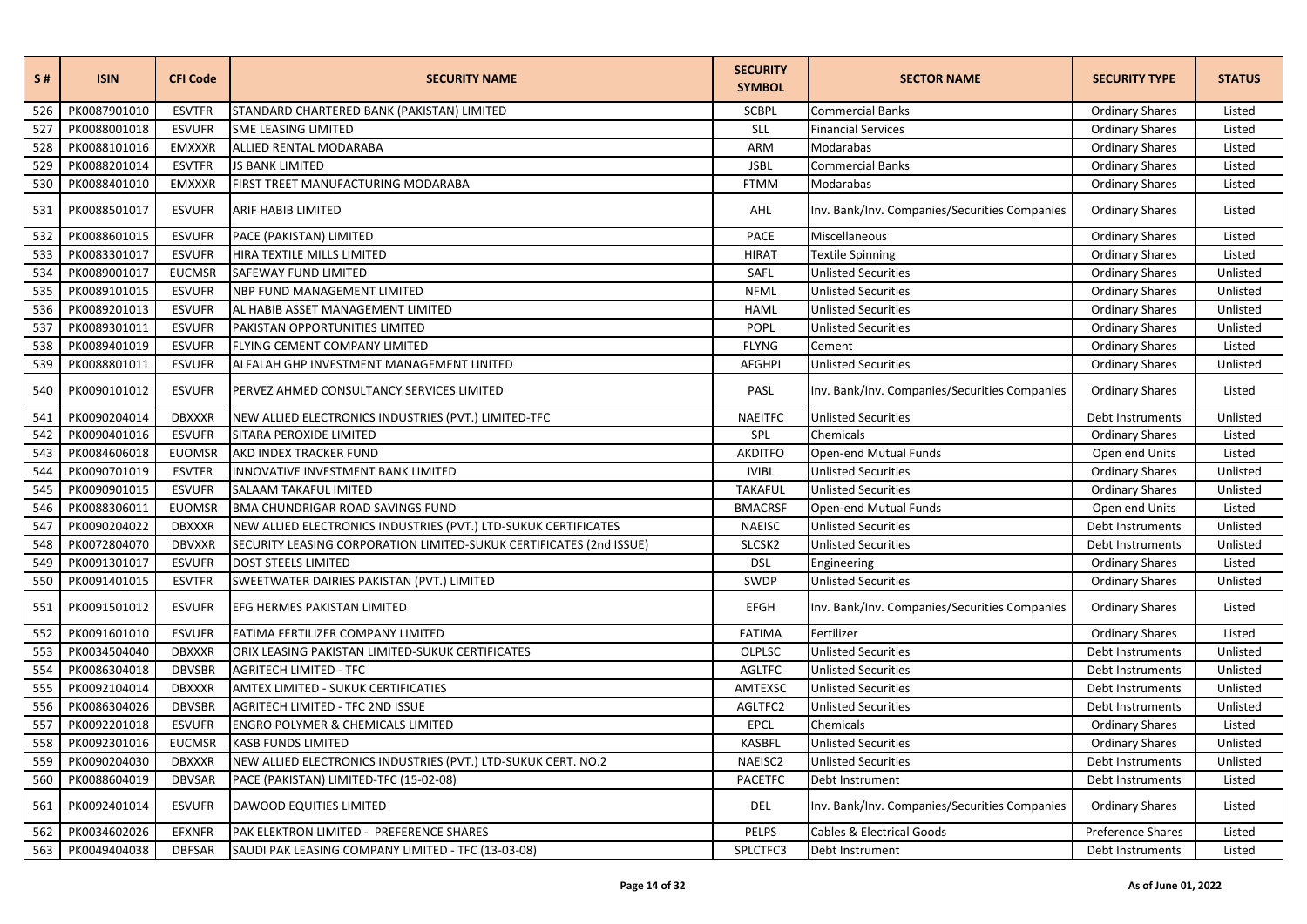| S # | ISIN | CFI Code | SECURITY NAME | SECURITY SYMBOL | SECTOR NAME | SECURITY TYPE | STATUS |
|---|---|---|---|---|---|---|---|
| 526 | PK0087901010 | ESVTFR | STANDARD CHARTERED BANK (PAKISTAN) LIMITED | SCBPL | Commercial Banks | Ordinary Shares | Listed |
| 527 | PK0088001018 | ESVUFR | SME LEASING LIMITED | SLL | Financial Services | Ordinary Shares | Listed |
| 528 | PK0088101016 | EMXXXR | ALLIED RENTAL MODARABA | ARM | Modarabas | Ordinary Shares | Listed |
| 529 | PK0088201014 | ESVTFR | JS BANK LIMITED | JSBL | Commercial Banks | Ordinary Shares | Listed |
| 530 | PK0088401010 | EMXXXR | FIRST TREET MANUFACTURING MODARABA | FTMM | Modarabas | Ordinary Shares | Listed |
| 531 | PK0088501017 | ESVUFR | ARIF HABIB LIMITED | AHL | Inv. Bank/Inv. Companies/Securities Companies | Ordinary Shares | Listed |
| 532 | PK0088601015 | ESVUFR | PACE (PAKISTAN) LIMITED | PACE | Miscellaneous | Ordinary Shares | Listed |
| 533 | PK0083301017 | ESVUFR | HIRA TEXTILE MILLS LIMITED | HIRAT | Textile Spinning | Ordinary Shares | Listed |
| 534 | PK0089001017 | EUCMSR | SAFEWAY FUND LIMITED | SAFL | Unlisted Securities | Ordinary Shares | Unlisted |
| 535 | PK0089101015 | ESVUFR | NBP FUND MANAGEMENT LIMITED | NFML | Unlisted Securities | Ordinary Shares | Unlisted |
| 536 | PK0089201013 | ESVUFR | AL HABIB ASSET MANAGEMENT LIMITED | HAML | Unlisted Securities | Ordinary Shares | Unlisted |
| 537 | PK0089301011 | ESVUFR | PAKISTAN OPPORTUNITIES LIMITED | POPL | Unlisted Securities | Ordinary Shares | Unlisted |
| 538 | PK0089401019 | ESVUFR | FLYING CEMENT COMPANY LIMITED | FLYNG | Cement | Ordinary Shares | Listed |
| 539 | PK0088801011 | ESVUFR | ALFALAH GHP INVESTMENT MANAGEMENT LINITED | AFGHPI | Unlisted Securities | Ordinary Shares | Unlisted |
| 540 | PK0090101012 | ESVUFR | PERVEZ AHMED CONSULTANCY SERVICES LIMITED | PASL | Inv. Bank/Inv. Companies/Securities Companies | Ordinary Shares | Listed |
| 541 | PK0090204014 | DBXXXR | NEW ALLIED ELECTRONICS INDUSTRIES (PVT.) LIMITED-TFC | NAEITFC | Unlisted Securities | Debt Instruments | Unlisted |
| 542 | PK0090401016 | ESVUFR | SITARA PEROXIDE LIMITED | SPL | Chemicals | Ordinary Shares | Listed |
| 543 | PK0084606018 | EUOMSR | AKD INDEX TRACKER FUND | AKDITFO | Open-end Mutual Funds | Open end Units | Listed |
| 544 | PK0090701019 | ESVTFR | INNOVATIVE INVESTMENT BANK LIMITED | IVIBL | Unlisted Securities | Ordinary Shares | Unlisted |
| 545 | PK0090901015 | ESVUFR | SALAAM TAKAFUL IMITED | TAKAFUL | Unlisted Securities | Ordinary Shares | Unlisted |
| 546 | PK0088306011 | EUOMSR | BMA CHUNDRIGAR ROAD SAVINGS FUND | BMACRSF | Open-end Mutual Funds | Open end Units | Listed |
| 547 | PK0090204022 | DBXXXR | NEW ALLIED ELECTRONICS INDUSTRIES (PVT.) LTD-SUKUK CERTIFICATES | NAEISC | Unlisted Securities | Debt Instruments | Unlisted |
| 548 | PK0072804070 | DBVXXR | SECURITY LEASING CORPORATION LIMITED-SUKUK CERTIFICATES (2nd ISSUE) | SLCSK2 | Unlisted Securities | Debt Instruments | Unlisted |
| 549 | PK0091301017 | ESVUFR | DOST STEELS LIMITED | DSL | Engineering | Ordinary Shares | Listed |
| 550 | PK0091401015 | ESVTFR | SWEETWATER DAIRIES PAKISTAN (PVT.) LIMITED | SWDP | Unlisted Securities | Ordinary Shares | Unlisted |
| 551 | PK0091501012 | ESVUFR | EFG HERMES PAKISTAN LIMITED | EFGH | Inv. Bank/Inv. Companies/Securities Companies | Ordinary Shares | Listed |
| 552 | PK0091601010 | ESVUFR | FATIMA FERTILIZER COMPANY LIMITED | FATIMA | Fertilizer | Ordinary Shares | Listed |
| 553 | PK0034504040 | DBXXXR | ORIX LEASING PAKISTAN LIMITED-SUKUK CERTIFICATES | OLPLSC | Unlisted Securities | Debt Instruments | Unlisted |
| 554 | PK0086304018 | DBVSBR | AGRITECH LIMITED - TFC | AGLTFC | Unlisted Securities | Debt Instruments | Unlisted |
| 555 | PK0092104014 | DBXXXR | AMTEX LIMITED - SUKUK CERTIFICATIES | AMTEXSC | Unlisted Securities | Debt Instruments | Unlisted |
| 556 | PK0086304026 | DBVSBR | AGRITECH LIMITED - TFC 2ND ISSUE | AGLTFC2 | Unlisted Securities | Debt Instruments | Unlisted |
| 557 | PK0092201018 | ESVUFR | ENGRO POLYMER & CHEMICALS LIMITED | EPCL | Chemicals | Ordinary Shares | Listed |
| 558 | PK0092301016 | EUCMSR | KASB FUNDS LIMITED | KASBFL | Unlisted Securities | Ordinary Shares | Unlisted |
| 559 | PK0090204030 | DBXXXR | NEW ALLIED ELECTRONICS INDUSTRIES (PVT.) LTD-SUKUK CERT. NO.2 | NAEISC2 | Unlisted Securities | Debt Instruments | Unlisted |
| 560 | PK0088604019 | DBVSAR | PACE (PAKISTAN) LIMITED-TFC (15-02-08) | PACETFC | Debt Instrument | Debt Instruments | Listed |
| 561 | PK0092401014 | ESVUFR | DAWOOD EQUITIES LIMITED | DEL | Inv. Bank/Inv. Companies/Securities Companies | Ordinary Shares | Listed |
| 562 | PK0034602026 | EFXNFR | PAK ELEKTRON LIMITED - PREFERENCE SHARES | PELPS | Cables & Electrical Goods | Preference Shares | Listed |
| 563 | PK0049404038 | DBFSAR | SAUDI PAK LEASING COMPANY LIMITED - TFC (13-03-08) | SPLCTFC3 | Debt Instrument | Debt Instruments | Listed |

As of June 01, 2022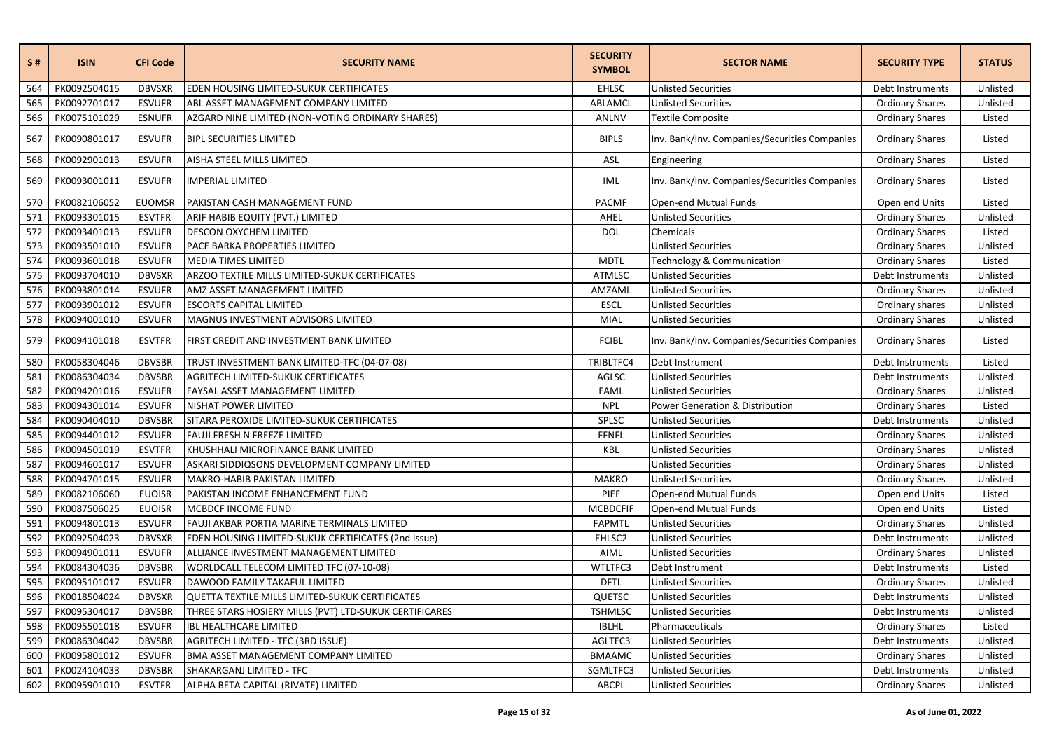| S # | ISIN | CFI Code | SECURITY NAME | SECURITY SYMBOL | SECTOR NAME | SECURITY TYPE | STATUS |
|---|---|---|---|---|---|---|---|
| 564 | PK0092504015 | DBVSXR | EDEN HOUSING LIMITED-SUKUK CERTIFICATES | EHLSC | Unlisted Securities | Debt Instruments | Unlisted |
| 565 | PK0092701017 | ESVUFR | ABL ASSET MANAGEMENT COMPANY LIMITED | ABLAMCL | Unlisted Securities | Ordinary Shares | Unlisted |
| 566 | PK0075101029 | ESNUFR | AZGARD NINE LIMITED (NON-VOTING ORDINARY SHARES) | ANLNV | Textile Composite | Ordinary Shares | Listed |
| 567 | PK0090801017 | ESVUFR | BIPL SECURITIES LIMITED | BIPLS | Inv. Bank/Inv. Companies/Securities Companies | Ordinary Shares | Listed |
| 568 | PK0092901013 | ESVUFR | AISHA STEEL MILLS LIMITED | ASL | Engineering | Ordinary Shares | Listed |
| 569 | PK0093001011 | ESVUFR | IMPERIAL LIMITED | IML | Inv. Bank/Inv. Companies/Securities Companies | Ordinary Shares | Listed |
| 570 | PK0082106052 | EUOMSR | PAKISTAN CASH MANAGEMENT FUND | PACMF | Open-end Mutual Funds | Open end Units | Listed |
| 571 | PK0093301015 | ESVTFR | ARIF HABIB EQUITY (PVT.) LIMITED | AHEL | Unlisted Securities | Ordinary Shares | Unlisted |
| 572 | PK0093401013 | ESVUFR | DESCON OXYCHEM LIMITED | DOL | Chemicals | Ordinary Shares | Listed |
| 573 | PK0093501010 | ESVUFR | PACE BARKA PROPERTIES LIMITED | | Unlisted Securities | Ordinary Shares | Unlisted |
| 574 | PK0093601018 | ESVUFR | MEDIA TIMES LIMITED | MDTL | Technology & Communication | Ordinary Shares | Listed |
| 575 | PK0093704010 | DBVSXR | ARZOO TEXTILE MILLS LIMITED-SUKUK CERTIFICATES | ATMLSC | Unlisted Securities | Debt Instruments | Unlisted |
| 576 | PK0093801014 | ESVUFR | AMZ ASSET MANAGEMENT LIMITED | AMZAML | Unlisted Securities | Ordinary Shares | Unlisted |
| 577 | PK0093901012 | ESVUFR | ESCORTS CAPITAL LIMITED | ESCL | Unlisted Securities | Ordinary shares | Unlisted |
| 578 | PK0094001010 | ESVUFR | MAGNUS INVESTMENT ADVISORS LIMITED | MIAL | Unlisted Securities | Ordinary Shares | Unlisted |
| 579 | PK0094101018 | ESVTFR | FIRST CREDIT AND INVESTMENT BANK LIMITED | FCIBL | Inv. Bank/Inv. Companies/Securities Companies | Ordinary Shares | Listed |
| 580 | PK0058304046 | DBVSBR | TRUST INVESTMENT BANK LIMITED-TFC (04-07-08) | TRIBLTFC4 | Debt Instrument | Debt Instruments | Listed |
| 581 | PK0086304034 | DBVSBR | AGRITECH LIMITED-SUKUK CERTIFICATES | AGLSC | Unlisted Securities | Debt Instruments | Unlisted |
| 582 | PK0094201016 | ESVUFR | FAYSAL ASSET MANAGEMENT LIMITED | FAML | Unlisted Securities | Ordinary Shares | Unlisted |
| 583 | PK0094301014 | ESVUFR | NISHAT POWER LIMITED | NPL | Power Generation & Distribution | Ordinary Shares | Listed |
| 584 | PK0090404010 | DBVSBR | SITARA PEROXIDE LIMITED-SUKUK CERTIFICATES | SPLSC | Unlisted Securities | Debt Instruments | Unlisted |
| 585 | PK0094401012 | ESVUFR | FAUJI FRESH N FREEZE LIMITED | FFNFL | Unlisted Securities | Ordinary Shares | Unlisted |
| 586 | PK0094501019 | ESVTFR | KHUSHHALI MICROFINANCE BANK LIMITED | KBL | Unlisted Securities | Ordinary Shares | Unlisted |
| 587 | PK0094601017 | ESVUFR | ASKARI SIDDIQSONS DEVELOPMENT COMPANY LIMITED | | Unlisted Securities | Ordinary Shares | Unlisted |
| 588 | PK0094701015 | ESVUFR | MAKRO-HABIB PAKISTAN LIMITED | MAKRO | Unlisted Securities | Ordinary Shares | Unlisted |
| 589 | PK0082106060 | EUOISR | PAKISTAN INCOME ENHANCEMENT FUND | PIEF | Open-end Mutual Funds | Open end Units | Listed |
| 590 | PK0087506025 | EUOISR | MCBDCF INCOME FUND | MCBDCFIF | Open-end Mutual Funds | Open end Units | Listed |
| 591 | PK0094801013 | ESVUFR | FAUJI AKBAR PORTIA MARINE TERMINALS LIMITED | FAPMTL | Unlisted Securities | Ordinary Shares | Unlisted |
| 592 | PK0092504023 | DBVSXR | EDEN HOUSING LIMITED-SUKUK CERTIFICATES (2nd Issue) | EHLSC2 | Unlisted Securities | Debt Instruments | Unlisted |
| 593 | PK0094901011 | ESVUFR | ALLIANCE INVESTMENT MANAGEMENT LIMITED | AIML | Unlisted Securities | Ordinary Shares | Unlisted |
| 594 | PK0084304036 | DBVSBR | WORLDCALL TELECOM LIMITED TFC (07-10-08) | WTLTFC3 | Debt Instrument | Debt Instruments | Listed |
| 595 | PK0095101017 | ESVUFR | DAWOOD FAMILY TAKAFUL LIMITED | DFTL | Unlisted Securities | Ordinary Shares | Unlisted |
| 596 | PK0018504024 | DBVSXR | QUETTA TEXTILE MILLS LIMITED-SUKUK CERTIFICATES | QUETSC | Unlisted Securities | Debt Instruments | Unlisted |
| 597 | PK0095304017 | DBVSBR | THREE STARS HOSIERY MILLS (PVT) LTD-SUKUK CERTIFICARES | TSHMLSC | Unlisted Securities | Debt Instruments | Unlisted |
| 598 | PK0095501018 | ESVUFR | IBL HEALTHCARE LIMITED | IBLHL | Pharmaceuticals | Ordinary Shares | Listed |
| 599 | PK0086304042 | DBVSBR | AGRITECH LIMITED - TFC (3RD ISSUE) | AGLTFC3 | Unlisted Securities | Debt Instruments | Unlisted |
| 600 | PK0095801012 | ESVUFR | BMA ASSET MANAGEMENT COMPANY LIMITED | BMAAMC | Unlisted Securities | Ordinary Shares | Unlisted |
| 601 | PK0024104033 | DBVSBR | SHAKARGANJ LIMITED - TFC | SGMLTFC3 | Unlisted Securities | Debt Instruments | Unlisted |
| 602 | PK0095901010 | ESVTFR | ALPHA BETA CAPITAL (RIVATE) LIMITED | ABCPL | Unlisted Securities | Ordinary Shares | Unlisted |

As of June 01, 2022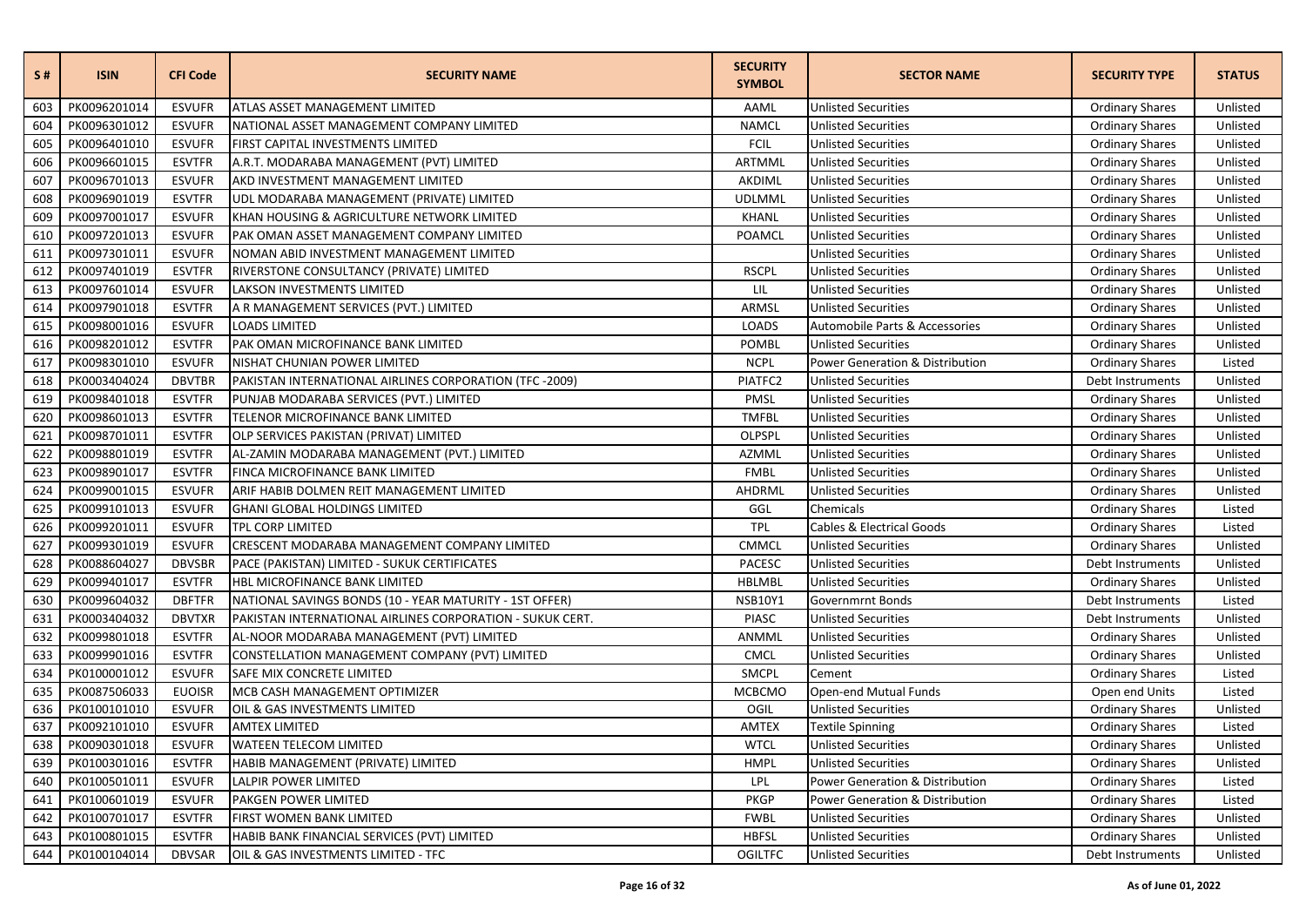| S # | ISIN | CFI Code | SECURITY NAME | SECURITY SYMBOL | SECTOR NAME | SECURITY TYPE | STATUS |
|---|---|---|---|---|---|---|---|
| 603 | PK0096201014 | ESVUFR | ATLAS ASSET MANAGEMENT LIMITED | AAML | Unlisted Securities | Ordinary Shares | Unlisted |
| 604 | PK0096301012 | ESVUFR | NATIONAL ASSET MANAGEMENT COMPANY LIMITED | NAMCL | Unlisted Securities | Ordinary Shares | Unlisted |
| 605 | PK0096401010 | ESVUFR | FIRST CAPITAL INVESTMENTS LIMITED | FCIL | Unlisted Securities | Ordinary Shares | Unlisted |
| 606 | PK0096601015 | ESVTFR | A.R.T. MODARABA MANAGEMENT (PVT) LIMITED | ARTMML | Unlisted Securities | Ordinary Shares | Unlisted |
| 607 | PK0096701013 | ESVUFR | AKD INVESTMENT MANAGEMENT LIMITED | AKDIML | Unlisted Securities | Ordinary Shares | Unlisted |
| 608 | PK0096901019 | ESVTFR | UDL MODARABA MANAGEMENT (PRIVATE) LIMITED | UDLMML | Unlisted Securities | Ordinary Shares | Unlisted |
| 609 | PK0097001017 | ESVUFR | KHAN HOUSING & AGRICULTURE NETWORK LIMITED | KHANL | Unlisted Securities | Ordinary Shares | Unlisted |
| 610 | PK0097201013 | ESVUFR | PAK OMAN ASSET MANAGEMENT COMPANY LIMITED | POAMCL | Unlisted Securities | Ordinary Shares | Unlisted |
| 611 | PK0097301011 | ESVUFR | NOMAN ABID INVESTMENT MANAGEMENT LIMITED | | Unlisted Securities | Ordinary Shares | Unlisted |
| 612 | PK0097401019 | ESVTFR | RIVERSTONE CONSULTANCY (PRIVATE) LIMITED | RSCPL | Unlisted Securities | Ordinary Shares | Unlisted |
| 613 | PK0097601014 | ESVUFR | LAKSON INVESTMENTS LIMITED | LIL | Unlisted Securities | Ordinary Shares | Unlisted |
| 614 | PK0097901018 | ESVTFR | A R MANAGEMENT SERVICES (PVT.) LIMITED | ARMSL | Unlisted Securities | Ordinary Shares | Unlisted |
| 615 | PK0098001016 | ESVUFR | LOADS LIMITED | LOADS | Automobile Parts & Accessories | Ordinary Shares | Unlisted |
| 616 | PK0098201012 | ESVTFR | PAK OMAN MICROFINANCE BANK LIMITED | POMBL | Unlisted Securities | Ordinary Shares | Unlisted |
| 617 | PK0098301010 | ESVUFR | NISHAT CHUNIAN POWER LIMITED | NCPL | Power Generation & Distribution | Ordinary Shares | Listed |
| 618 | PK0003404024 | DBVTBR | PAKISTAN INTERNATIONAL AIRLINES CORPORATION (TFC -2009) | PIATFC2 | Unlisted Securities | Debt Instruments | Unlisted |
| 619 | PK0098401018 | ESVTFR | PUNJAB MODARABA SERVICES (PVT.) LIMITED | PMSL | Unlisted Securities | Ordinary Shares | Unlisted |
| 620 | PK0098601013 | ESVTFR | TELENOR MICROFINANCE BANK LIMITED | TMFBL | Unlisted Securities | Ordinary Shares | Unlisted |
| 621 | PK0098701011 | ESVTFR | OLP SERVICES PAKISTAN (PRIVAT) LIMITED | OLPSPL | Unlisted Securities | Ordinary Shares | Unlisted |
| 622 | PK0098801019 | ESVTFR | AL-ZAMIN MODARABA MANAGEMENT (PVT.) LIMITED | AZMML | Unlisted Securities | Ordinary Shares | Unlisted |
| 623 | PK0098901017 | ESVTFR | FINCA MICROFINANCE BANK LIMITED | FMBL | Unlisted Securities | Ordinary Shares | Unlisted |
| 624 | PK0099001015 | ESVUFR | ARIF HABIB DOLMEN REIT MANAGEMENT LIMITED | AHDRML | Unlisted Securities | Ordinary Shares | Unlisted |
| 625 | PK0099101013 | ESVUFR | GHANI GLOBAL HOLDINGS LIMITED | GGL | Chemicals | Ordinary Shares | Listed |
| 626 | PK0099201011 | ESVUFR | TPL CORP LIMITED | TPL | Cables & Electrical Goods | Ordinary Shares | Listed |
| 627 | PK0099301019 | ESVUFR | CRESCENT MODARABA MANAGEMENT COMPANY LIMITED | CMMCL | Unlisted Securities | Ordinary Shares | Unlisted |
| 628 | PK0088604027 | DBVSBR | PACE (PAKISTAN) LIMITED - SUKUK CERTIFICATES | PACESC | Unlisted Securities | Debt Instruments | Unlisted |
| 629 | PK0099401017 | ESVTFR | HBL MICROFINANCE BANK LIMITED | HBLMBL | Unlisted Securities | Ordinary Shares | Unlisted |
| 630 | PK0099604032 | DBFTFR | NATIONAL SAVINGS BONDS (10 - YEAR MATURITY - 1ST OFFER) | NSB10Y1 | Governmrnt Bonds | Debt Instruments | Listed |
| 631 | PK0003404032 | DBVTXR | PAKISTAN INTERNATIONAL AIRLINES CORPORATION - SUKUK CERT. | PIASC | Unlisted Securities | Debt Instruments | Unlisted |
| 632 | PK0099801018 | ESVTFR | AL-NOOR MODARABA MANAGEMENT (PVT) LIMITED | ANMML | Unlisted Securities | Ordinary Shares | Unlisted |
| 633 | PK0099901016 | ESVTFR | CONSTELLATION MANAGEMENT COMPANY (PVT) LIMITED | CMCL | Unlisted Securities | Ordinary Shares | Unlisted |
| 634 | PK0100001012 | ESVUFR | SAFE MIX CONCRETE LIMITED | SMCPL | Cement | Ordinary Shares | Listed |
| 635 | PK0087506033 | EUOISR | MCB CASH MANAGEMENT OPTIMIZER | MCBCMO | Open-end Mutual Funds | Open end Units | Listed |
| 636 | PK0100101010 | ESVUFR | OIL & GAS INVESTMENTS LIMITED | OGIL | Unlisted Securities | Ordinary Shares | Unlisted |
| 637 | PK0092101010 | ESVUFR | AMTEX LIMITED | AMTEX | Textile Spinning | Ordinary Shares | Listed |
| 638 | PK0090301018 | ESVUFR | WATEEN TELECOM LIMITED | WTCL | Unlisted Securities | Ordinary Shares | Unlisted |
| 639 | PK0100301016 | ESVTFR | HABIB MANAGEMENT (PRIVATE) LIMITED | HMPL | Unlisted Securities | Ordinary Shares | Unlisted |
| 640 | PK0100501011 | ESVUFR | LALPIR POWER LIMITED | LPL | Power Generation & Distribution | Ordinary Shares | Listed |
| 641 | PK0100601019 | ESVUFR | PAKGEN POWER LIMITED | PKGP | Power Generation & Distribution | Ordinary Shares | Listed |
| 642 | PK0100701017 | ESVTFR | FIRST WOMEN BANK LIMITED | FWBL | Unlisted Securities | Ordinary Shares | Unlisted |
| 643 | PK0100801015 | ESVTFR | HABIB BANK FINANCIAL SERVICES (PVT) LIMITED | HBFSL | Unlisted Securities | Ordinary Shares | Unlisted |
| 644 | PK0100104014 | DBVSAR | OIL & GAS INVESTMENTS LIMITED - TFC | OGILTFC | Unlisted Securities | Debt Instruments | Unlisted |

As of June 01, 2022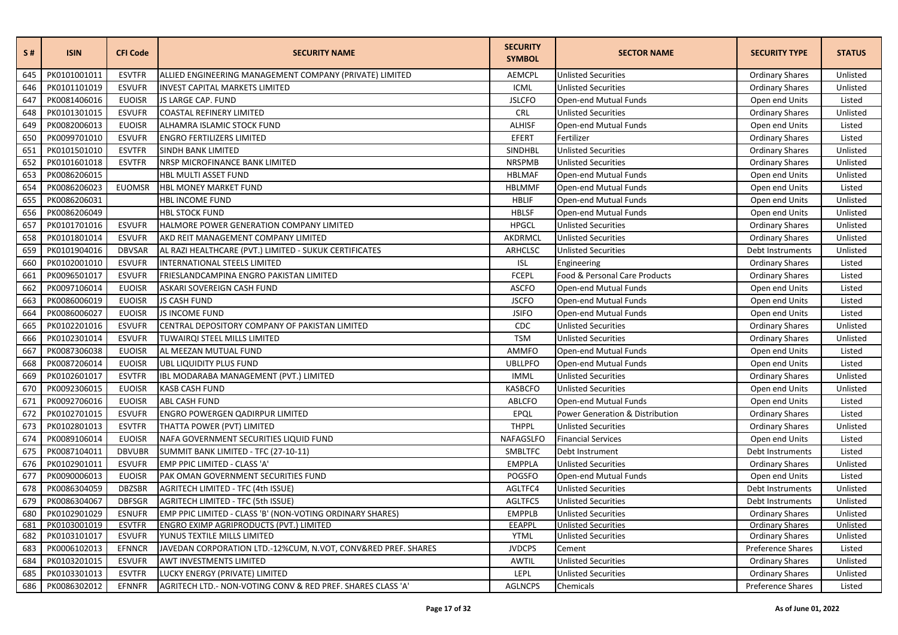| S # | ISIN | CFI Code | SECURITY NAME | SECURITY SYMBOL | SECTOR NAME | SECURITY TYPE | STATUS |
|---|---|---|---|---|---|---|---|
| 645 | PK0101001011 | ESVTFR | ALLIED ENGINEERING MANAGEMENT COMPANY (PRIVATE) LIMITED | AEMCPL | Unlisted Securities | Ordinary Shares | Unlisted |
| 646 | PK0101101019 | ESVUFR | INVEST CAPITAL MARKETS LIMITED | ICML | Unlisted Securities | Ordinary Shares | Unlisted |
| 647 | PK0081406016 | EUOISR | JS LARGE CAP. FUND | JSLCFO | Open-end Mutual Funds | Open end Units | Listed |
| 648 | PK0101301015 | ESVUFR | COASTAL REFINERY LIMITED | CRL | Unlisted Securities | Ordinary Shares | Unlisted |
| 649 | PK0082006013 | EUOISR | ALHAMRA ISLAMIC STOCK FUND | ALHISF | Open-end Mutual Funds | Open end Units | Listed |
| 650 | PK0099701010 | ESVUFR | ENGRO FERTILIZERS LIMITED | EFERT | Fertilizer | Ordinary Shares | Listed |
| 651 | PK0101501010 | ESVTFR | SINDH BANK LIMITED | SINDHBL | Unlisted Securities | Ordinary Shares | Unlisted |
| 652 | PK0101601018 | ESVTFR | NRSP MICROFINANCE BANK LIMITED | NRSPMB | Unlisted Securities | Ordinary Shares | Unlisted |
| 653 | PK0086206015 | | HBL MULTI ASSET FUND | HBLMAF | Open-end Mutual Funds | Open end Units | Unlisted |
| 654 | PK0086206023 | EUOMSR | HBL MONEY MARKET FUND | HBLMMF | Open-end Mutual Funds | Open end Units | Listed |
| 655 | PK0086206031 | | HBL INCOME FUND | HBLIF | Open-end Mutual Funds | Open end Units | Unlisted |
| 656 | PK0086206049 | | HBL STOCK FUND | HBLSF | Open-end Mutual Funds | Open end Units | Unlisted |
| 657 | PK0101701016 | ESVUFR | HALMORE POWER GENERATION COMPANY LIMITED | HPGCL | Unlisted Securities | Ordinary Shares | Unlisted |
| 658 | PK0101801014 | ESVUFR | AKD REIT MANAGEMENT COMPANY LIMITED | AKDRMCL | Unlisted Securities | Ordinary Shares | Unlisted |
| 659 | PK0101904016 | DBVSAR | AL RAZI HEALTHCARE (PVT.) LIMITED - SUKUK CERTIFICATES | ARHCLSC | Unlisted Securities | Debt Instruments | Unlisted |
| 660 | PK0102001010 | ESVUFR | INTERNATIONAL STEELS LIMITED | ISL | Engineering | Ordinary Shares | Listed |
| 661 | PK0096501017 | ESVUFR | FRIESLANDCAMPINA ENGRO PAKISTAN LIMITED | FCEPL | Food & Personal Care Products | Ordinary Shares | Listed |
| 662 | PK0097106014 | EUOISR | ASKARI SOVEREIGN CASH FUND | ASCFO | Open-end Mutual Funds | Open end Units | Listed |
| 663 | PK0086006019 | EUOISR | JS CASH FUND | JSCFO | Open-end Mutual Funds | Open end Units | Listed |
| 664 | PK0086006027 | EUOISR | JS INCOME FUND | JSIFO | Open-end Mutual Funds | Open end Units | Listed |
| 665 | PK0102201016 | ESVUFR | CENTRAL DEPOSITORY COMPANY OF PAKISTAN LIMITED | CDC | Unlisted Securities | Ordinary Shares | Unlisted |
| 666 | PK0102301014 | ESVUFR | TUWAIRQI STEEL MILLS LIMITED | TSM | Unlisted Securities | Ordinary Shares | Unlisted |
| 667 | PK0087306038 | EUOISR | AL MEEZAN MUTUAL FUND | AMMFO | Open-end Mutual Funds | Open end Units | Listed |
| 668 | PK0087206014 | EUOISR | UBL LIQUIDITY PLUS FUND | UBLLPFO | Open-end Mutual Funds | Open end Units | Listed |
| 669 | PK0102601017 | ESVTFR | IBL MODARABA MANAGEMENT (PVT.) LIMITED | IMML | Unlisted Securities | Ordinary Shares | Unlisted |
| 670 | PK0092306015 | EUOISR | KASB CASH FUND | KASBCFO | Unlisted Securities | Open end Units | Unlisted |
| 671 | PK0092706016 | EUOISR | ABL CASH FUND | ABLCFO | Open-end Mutual Funds | Open end Units | Listed |
| 672 | PK0102701015 | ESVUFR | ENGRO POWERGEN QADIRPUR LIMITED | EPQL | Power Generation & Distribution | Ordinary Shares | Listed |
| 673 | PK0102801013 | ESVTFR | THATTA POWER (PVT) LIMITED | THPPL | Unlisted Securities | Ordinary Shares | Unlisted |
| 674 | PK0089106014 | EUOISR | NAFA GOVERNMENT SECURITIES LIQUID FUND | NAFAGSLFO | Financial Services | Open end Units | Listed |
| 675 | PK0087104011 | DBVUBR | SUMMIT BANK LIMITED - TFC (27-10-11) | SMBLTFC | Debt Instrument | Debt Instruments | Listed |
| 676 | PK0102901011 | ESVUFR | EMP PPIC LIMITED - CLASS 'A' | EMPPLA | Unlisted Securities | Ordinary Shares | Unlisted |
| 677 | PK0090006013 | EUOISR | PAK OMAN GOVERNMENT SECURITIES FUND | POGSFO | Open-end Mutual Funds | Open end Units | Listed |
| 678 | PK0086304059 | DBZSBR | AGRITECH LIMITED - TFC (4th ISSUE) | AGLTFC4 | Unlisted Securities | Debt Instruments | Unlisted |
| 679 | PK0086304067 | DBFSGR | AGRITECH LIMITED - TFC (5th ISSUE) | AGLTFC5 | Unlisted Securities | Debt Instruments | Unlisted |
| 680 | PK0102901029 | ESNUFR | EMP PPIC LIMITED - CLASS 'B' (NON-VOTING ORDINARY SHARES) | EMPPLB | Unlisted Securities | Ordinary Shares | Unlisted |
| 681 | PK0103001019 | ESVTFR | ENGRO EXIMP AGRIPRODUCTS (PVT.) LIMITED | EEAPPL | Unlisted Securities | Ordinary Shares | Unlisted |
| 682 | PK0103101017 | ESVUFR | YUNUS TEXTILE MILLS LIMITED | YTML | Unlisted Securities | Ordinary Shares | Unlisted |
| 683 | PK0006102013 | EFNNCR | JAVEDAN CORPORATION LTD.-12%CUM, N.VOT, CONV&RED PREF. SHARES | JVDCPS | Cement | Preference Shares | Listed |
| 684 | PK0103201015 | ESVUFR | AWT INVESTMENTS LIMITED | AWTIL | Unlisted Securities | Ordinary Shares | Unlisted |
| 685 | PK0103301013 | ESVTFR | LUCKY ENERGY (PRIVATE) LIMITED | LEPL | Unlisted Securities | Ordinary Shares | Unlisted |
| 686 | PK0086302012 | EFNNFR | AGRITECH LTD.- NON-VOTING CONV & RED PREF. SHARES CLASS 'A' | AGLNCPS | Chemicals | Preference Shares | Listed |

As of June 01, 2022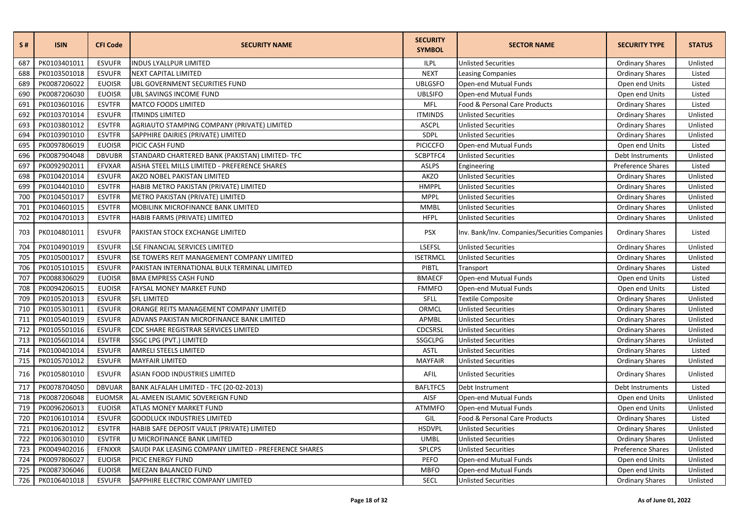| S # | ISIN | CFI Code | SECURITY NAME | SECURITY SYMBOL | SECTOR NAME | SECURITY TYPE | STATUS |
|---|---|---|---|---|---|---|---|
| 687 | PK0103401011 | ESVUFR | INDUS LYALLPUR LIMITED | ILPL | Unlisted Securities | Ordinary Shares | Unlisted |
| 688 | PK0103501018 | ESVUFR | NEXT CAPITAL LIMITED | NEXT | Leasing Companies | Ordinary Shares | Listed |
| 689 | PK0087206022 | EUOISR | UBL GOVERNMENT SECURITIES FUND | UBLGSFO | Open-end Mutual Funds | Open end Units | Listed |
| 690 | PK0087206030 | EUOISR | UBL SAVINGS INCOME FUND | UBLSIFO | Open-end Mutual Funds | Open end Units | Listed |
| 691 | PK0103601016 | ESVTFR | MATCO FOODS LIMITED | MFL | Food & Personal Care Products | Ordinary Shares | Listed |
| 692 | PK0103701014 | ESVUFR | ITMINDS LIMITED | ITMINDS | Unlisted Securities | Ordinary Shares | Unlisted |
| 693 | PK0103801012 | ESVTFR | AGRIAUTO STAMPING COMPANY (PRIVATE) LIMITED | ASCPL | Unlisted Securities | Ordinary Shares | Unlisted |
| 694 | PK0103901010 | ESVTFR | SAPPHIRE DAIRIES (PRIVATE) LIMITED | SDPL | Unlisted Securities | Ordinary Shares | Unlisted |
| 695 | PK0097806019 | EUOISR | PICIC CASH FUND | PICICCFO | Open-end Mutual Funds | Open end Units | Listed |
| 696 | PK0087904048 | DBVUBR | STANDARD CHARTERED BANK (PAKISTAN) LIMITED- TFC | SCBPTFC4 | Unlisted Securities | Debt Instruments | Unlisted |
| 697 | PK0092902011 | EFVXAR | AISHA STEEL MILLS LIMITED - PREFERENCE SHARES | ASLPS | Engineering | Preference Shares | Listed |
| 698 | PK0104201014 | ESVUFR | AKZO NOBEL PAKISTAN LIMITED | AKZO | Unlisted Securities | Ordinary Shares | Unlisted |
| 699 | PK0104401010 | ESVTFR | HABIB METRO PAKISTAN (PRIVATE) LIMITED | HMPPL | Unlisted Securities | Ordinary Shares | Unlisted |
| 700 | PK0104501017 | ESVTFR | METRO PAKISTAN (PRIVATE) LIMITED | MPPL | Unlisted Securities | Ordinary Shares | Unlisted |
| 701 | PK0104601015 | ESVTFR | MOBILINK MICROFINANCE BANK LIMITED | MMBL | Unlisted Securities | Ordinary Shares | Unlisted |
| 702 | PK0104701013 | ESVTFR | HABIB FARMS (PRIVATE) LIMITED | HFPL | Unlisted Securities | Ordinary Shares | Unlisted |
| 703 | PK0104801011 | ESVUFR | PAKISTAN STOCK EXCHANGE LIMITED | PSX | Inv. Bank/Inv. Companies/Securities Companies | Ordinary Shares | Listed |
| 704 | PK0104901019 | ESVUFR | LSE FINANCIAL SERVICES LIMITED | LSEFSL | Unlisted Securities | Ordinary Shares | Unlisted |
| 705 | PK0105001017 | ESVUFR | ISE TOWERS REIT MANAGEMENT COMPANY LIMITED | ISETRMCL | Unlisted Securities | Ordinary Shares | Unlisted |
| 706 | PK0105101015 | ESVUFR | PAKISTAN INTERNATIONAL BULK TERMINAL LIMITED | PIBTL | Transport | Ordinary Shares | Listed |
| 707 | PK0088306029 | EUOISR | BMA EMPRESS CASH FUND | BMAECF | Open-end Mutual Funds | Open end Units | Listed |
| 708 | PK0094206015 | EUOISR | FAYSAL MONEY MARKET FUND | FMMFO | Open-end Mutual Funds | Open end Units | Listed |
| 709 | PK0105201013 | ESVUFR | SFL LIMITED | SFLL | Textile Composite | Ordinary Shares | Unlisted |
| 710 | PK0105301011 | ESVUFR | ORANGE REITS MANAGEMENT COMPANY LIMITED | ORMCL | Unlisted Securities | Ordinary Shares | Unlisted |
| 711 | PK0105401019 | ESVUFR | ADVANS PAKISTAN MICROFINANCE BANK LIMITED | APMBL | Unlisted Securities | Ordinary Shares | Unlisted |
| 712 | PK0105501016 | ESVUFR | CDC SHARE REGISTRAR SERVICES LIMITED | CDCSRSL | Unlisted Securities | Ordinary Shares | Unlisted |
| 713 | PK0105601014 | ESVTFR | SSGC LPG (PVT.) LIMITED | SSGCLPG | Unlisted Securities | Ordinary Shares | Unlisted |
| 714 | PK0100401014 | ESVUFR | AMRELI STEELS LIMITED | ASTL | Unlisted Securities | Ordinary Shares | Listed |
| 715 | PK0105701012 | ESVUFR | MAYFAIR LIMITED | MAYFAIR | Unlisted Securities | Ordinary Shares | Unlisted |
| 716 | PK0105801010 | ESVUFR | ASIAN FOOD INDUSTRIES LIMITED | AFIL | Unlisted Securities | Ordinary Shares | Unlisted |
| 717 | PK0078704050 | DBVUAR | BANK ALFALAH LIMITED - TFC (20-02-2013) | BAFLTFC5 | Debt Instrument | Debt Instruments | Listed |
| 718 | PK0087206048 | EUOMSR | AL-AMEEN ISLAMIC SOVEREIGN FUND | AISF | Open-end Mutual Funds | Open end Units | Unlisted |
| 719 | PK0096206013 | EUOISR | ATLAS MONEY MARKET FUND | ATMMFO | Open-end Mutual Funds | Open end Units | Unlisted |
| 720 | PK0106101014 | ESVUFR | GOODLUCK INDUSTRIES LIMITED | GIL | Food & Personal Care Products | Ordinary Shares | Listed |
| 721 | PK0106201012 | ESVTFR | HABIB SAFE DEPOSIT VAULT (PRIVATE) LIMITED | HSDVPL | Unlisted Securities | Ordinary Shares | Unlisted |
| 722 | PK0106301010 | ESVTFR | U MICROFINANCE BANK LIMITED | UMBL | Unlisted Securities | Ordinary Shares | Unlisted |
| 723 | PK0049402016 | EFNXXR | SAUDI PAK LEASING COMPANY LIMITED - PREFERENCE SHARES | SPLCPS | Unlisted Securities | Preference Shares | Unlisted |
| 724 | PK0097806027 | EUOISR | PICIC ENERGY FUND | PEFO | Open-end Mutual Funds | Open end Units | Unlisted |
| 725 | PK0087306046 | EUOISR | MEEZAN BALANCED FUND | MBFO | Open-end Mutual Funds | Open end Units | Unlisted |
| 726 | PK0106401018 | ESVUFR | SAPPHIRE ELECTRIC COMPANY LIMITED | SECL | Unlisted Securities | Ordinary Shares | Unlisted |

As of June 01, 2022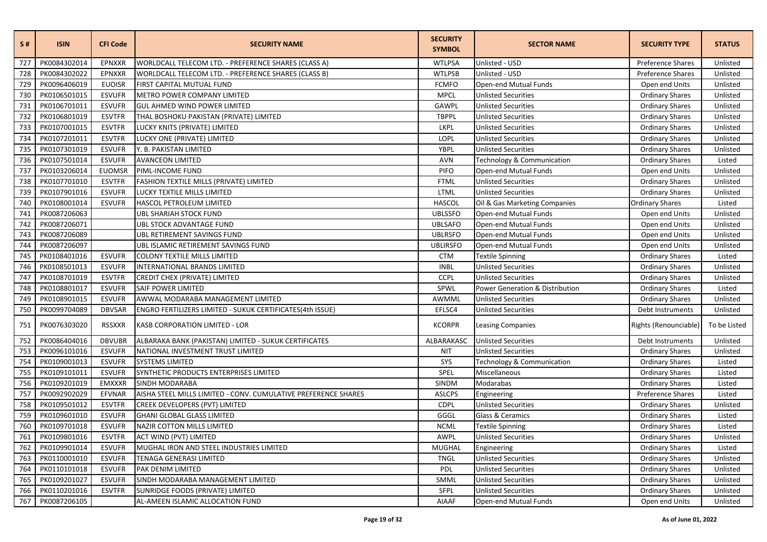| S # | ISIN | CFI Code | SECURITY NAME | SECURITY SYMBOL | SECTOR NAME | SECURITY TYPE | STATUS |
|---|---|---|---|---|---|---|---|
| 727 | PK0084302014 | EPNXXR | WORLDCALL TELECOM LTD. - PREFERENCE SHARES (CLASS A) | WTLPSA | Unlisted - USD | Preference Shares | Unlisted |
| 728 | PK0084302022 | EPNXXR | WORLDCALL TELECOM LTD. - PREFERENCE SHARES (CLASS B) | WTLPSB | Unlisted - USD | Preference Shares | Unlisted |
| 729 | PK0096406019 | EUOISR | FIRST CAPITAL MUTUAL FUND | FCMFO | Open-end Mutual Funds | Open end Units | Unlisted |
| 730 | PK0106501015 | ESVUFR | METRO POWER COMPANY LIMITED | MPCL | Unlisted Securities | Ordinary Shares | Unlisted |
| 731 | PK0106701011 | ESVUFR | GUL AHMED WIND POWER LIMITED | GAWPL | Unlisted Securities | Ordinary Shares | Unlisted |
| 732 | PK0106801019 | ESVTFR | THAL BOSHOKU PAKISTAN (PRIVATE) LIMITED | TBPPL | Unlisted Securities | Ordinary Shares | Unlisted |
| 733 | PK0107001015 | ESVTFR | LUCKY KNITS (PRIVATE) LIMITED | LKPL | Unlisted Securities | Ordinary Shares | Unlisted |
| 734 | PK0107201011 | ESVTFR | LUCKY ONE (PRIVATE) LIMITED | LOPL | Unlisted Securities | Ordinary Shares | Unlisted |
| 735 | PK0107301019 | ESVUFR | Y. B. PAKISTAN LIMITED | YBPL | Unlisted Securities | Ordinary Shares | Unlisted |
| 736 | PK0107501014 | ESVUFR | AVANCEON LIMITED | AVN | Technology & Communication | Ordinary Shares | Listed |
| 737 | PK0103206014 | EUOMSR | PIML-INCOME FUND | PIFO | Open-end Mutual Funds | Open end Units | Unlisted |
| 738 | PK0107701010 | ESVTFR | FASHION TEXTILE MILLS (PRIVATE) LIMITED | FTML | Unlisted Securities | Ordinary Shares | Unlisted |
| 739 | PK0107901016 | ESVUFR | LUCKY TEXTILE MILLS LIMITED | LTML | Unlisted Securities | Ordinary Shares | Unlisted |
| 740 | PK0108001014 | ESVUFR | HASCOL PETROLEUM LIMITED | HASCOL | Oil & Gas Marketing Companies | Ordinary Shares | Listed |
| 741 | PK0087206063 | | UBL SHARIAH STOCK FUND | UBLSSFO | Open-end Mutual Funds | Open end Units | Unlisted |
| 742 | PK0087206071 | | UBL STOCK ADVANTAGE FUND | UBLSAFO | Open-end Mutual Funds | Open end Units | Unlisted |
| 743 | PK0087206089 | | UBL RETIREMENT SAVINGS FUND | UBLRSFO | Open-end Mutual Funds | Open end Units | Unlisted |
| 744 | PK0087206097 | | UBL ISLAMIC RETIREMENT SAVINGS FUND | UBLIRSFO | Open-end Mutual Funds | Open end Units | Unlisted |
| 745 | PK0108401016 | ESVUFR | COLONY TEXTILE MILLS LIMITED | CTM | Textile Spinning | Ordinary Shares | Listed |
| 746 | PK0108501013 | ESVUFR | INTERNATIONAL BRANDS LIMITED | INBL | Unlisted Securities | Ordinary Shares | Unlisted |
| 747 | PK0108701019 | ESVTFR | CREDIT CHEX (PRIVATE) LIMITED | CCPL | Unlisted Securities | Ordinary Shares | Unlisted |
| 748 | PK0108801017 | ESVUFR | SAIF POWER LIMITED | SPWL | Power Generation & Distribution | Ordinary Shares | Listed |
| 749 | PK0108901015 | ESVUFR | AWWAL MODARABA MANAGEMENT LIMITED | AWMML | Unlisted Securities | Ordinary Shares | Unlisted |
| 750 | PK0099704089 | DBVSAR | ENGRO FERTILIZERS LIMITED - SUKUK CERTIFICATES(4th ISSUE) | EFLSC4 | Unlisted Securities | Debt Instruments | Unlisted |
| 751 | PK0076303020 | RSSXXR | KASB CORPORATION LIMITED - LOR | KCORPR | Leasing Companies | Rights (Renounciable) | To be Listed |
| 752 | PK0086404016 | DBVUBR | ALBARAKA BANK (PAKISTAN) LIMITED - SUKUK CERTIFICATES | ALBARAKASC | Unlisted Securities | Debt Instruments | Unlisted |
| 753 | PK0096101016 | ESVUFR | NATIONAL INVESTMENT TRUST LIMITED | NIT | Unlisted Securities | Ordinary Shares | Unlisted |
| 754 | PK0109001013 | ESVUFR | SYSTEMS LIMITED | SYS | Technology & Communication | Ordinary Shares | Listed |
| 755 | PK0109101011 | ESVUFR | SYNTHETIC PRODUCTS ENTERPRISES LIMITED | SPEL | Miscellaneous | Ordinary Shares | Listed |
| 756 | PK0109201019 | EMXXXR | SINDH MODARABA | SINDM | Modarabas | Ordinary Shares | Listed |
| 757 | PK0092902029 | EFVNAR | AISHA STEEL MILLS LIMITED - CONV. CUMULATIVE PREFERENCE SHARES | ASLCPS | Engineering | Preference Shares | Listed |
| 758 | PK0109501012 | ESVTFR | CREEK DEVELOPERS (PVT) LIMITED | CDPL | Unlisted Securities | Ordinary Shares | Unlisted |
| 759 | PK0109601010 | ESVUFR | GHANI GLOBAL GLASS LIMITED | GGGL | Glass & Ceramics | Ordinary Shares | Listed |
| 760 | PK0109701018 | ESVUFR | NAZIR COTTON MILLS LIMITED | NCML | Textile Spinning | Ordinary Shares | Listed |
| 761 | PK0109801016 | ESVTFR | ACT WIND (PVT) LIMITED | AWPL | Unlisted Securities | Ordinary Shares | Unlisted |
| 762 | PK0109901014 | ESVUFR | MUGHAL IRON AND STEEL INDUSTRIES LIMITED | MUGHAL | Engineering | Ordinary Shares | Listed |
| 763 | PK0110001010 | ESVUFR | TENAGA GENERASI LIMITED | TNGL | Unlisted Securities | Ordinary Shares | Unlisted |
| 764 | PK0110101018 | ESVUFR | PAK DENIM LIMITED | PDL | Unlisted Securities | Ordinary Shares | Unlisted |
| 765 | PK0109201027 | ESVUFR | SINDH MODARABA MANAGEMENT LIMITED | SMML | Unlisted Securities | Ordinary Shares | Unlisted |
| 766 | PK0110201016 | ESVTFR | SUNRIDGE FOODS (PRIVATE) LIMITED | SFPL | Unlisted Securities | Ordinary Shares | Unlisted |
| 767 | PK0087206105 | | AL-AMEEN ISLAMIC ALLOCATION FUND | AIAAF | Open-end Mutual Funds | Open end Units | Unlisted |

As of June 01, 2022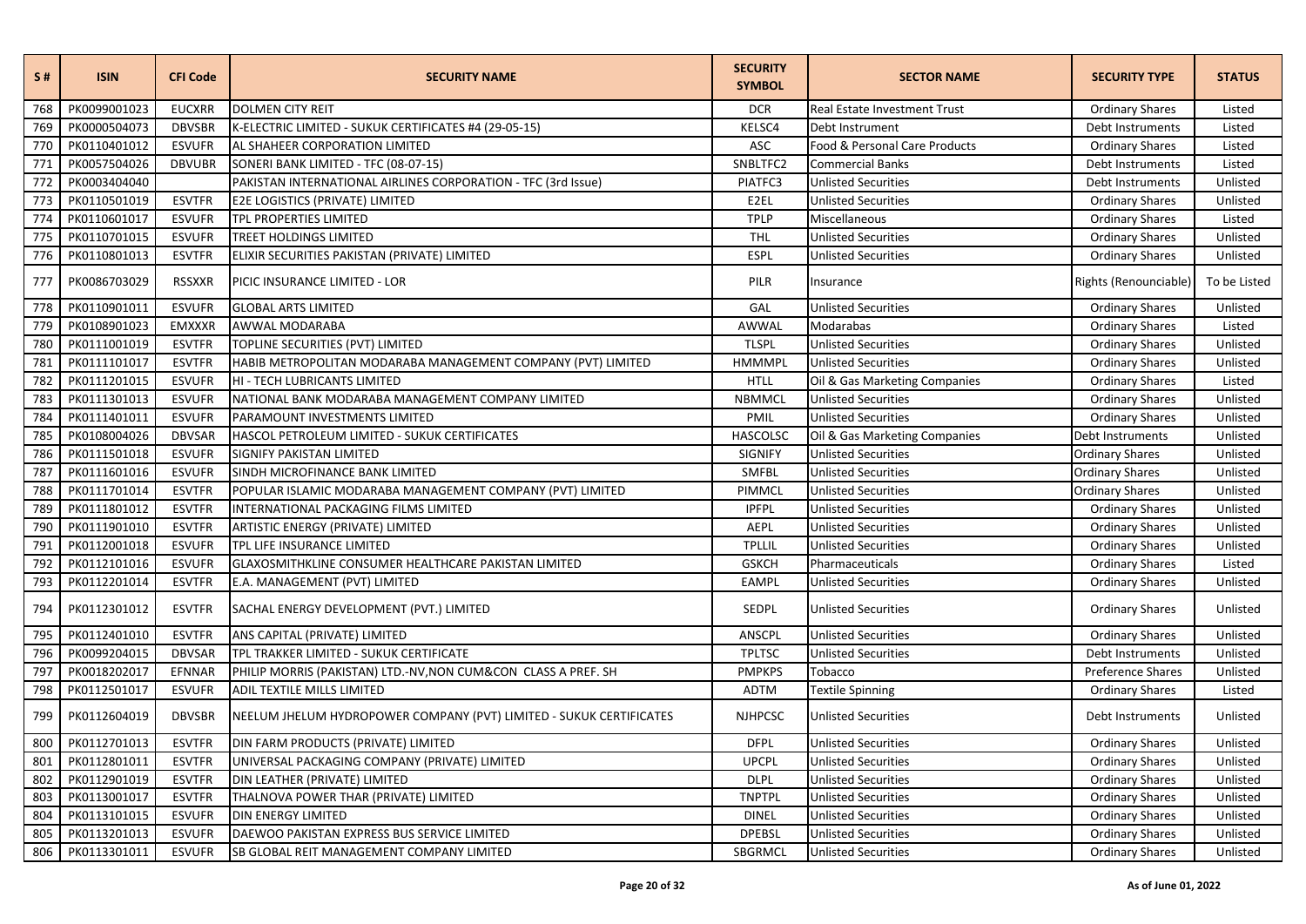| S # | ISIN | CFI Code | SECURITY NAME | SECURITY SYMBOL | SECTOR NAME | SECURITY TYPE | STATUS |
|---|---|---|---|---|---|---|---|
| 768 | PK0099001023 | EUCXRR | DOLMEN CITY REIT | DCR | Real Estate Investment Trust | Ordinary Shares | Listed |
| 769 | PK0000504073 | DBVSBR | K-ELECTRIC LIMITED - SUKUK CERTIFICATES #4 (29-05-15) | KELSC4 | Debt Instrument | Debt Instruments | Listed |
| 770 | PK0110401012 | ESVUFR | AL SHAHEER CORPORATION LIMITED | ASC | Food & Personal Care Products | Ordinary Shares | Listed |
| 771 | PK0057504026 | DBVUBR | SONERI BANK LIMITED - TFC (08-07-15) | SNBLTFC2 | Commercial Banks | Debt Instruments | Listed |
| 772 | PK0003404040 | | PAKISTAN INTERNATIONAL AIRLINES CORPORATION - TFC (3rd Issue) | PIATFC3 | Unlisted Securities | Debt Instruments | Unlisted |
| 773 | PK0110501019 | ESVTFR | E2E LOGISTICS (PRIVATE) LIMITED | E2EL | Unlisted Securities | Ordinary Shares | Unlisted |
| 774 | PK0110601017 | ESVUFR | TPL PROPERTIES LIMITED | TPLP | Miscellaneous | Ordinary Shares | Listed |
| 775 | PK0110701015 | ESVUFR | TREET HOLDINGS LIMITED | THL | Unlisted Securities | Ordinary Shares | Unlisted |
| 776 | PK0110801013 | ESVTFR | ELIXIR SECURITIES PAKISTAN (PRIVATE) LIMITED | ESPL | Unlisted Securities | Ordinary Shares | Unlisted |
| 777 | PK0086703029 | RSSXXR | PICIC INSURANCE LIMITED - LOR | PILR | Insurance | Rights (Renounciable) | To be Listed |
| 778 | PK0110901011 | ESVUFR | GLOBAL ARTS LIMITED | GAL | Unlisted Securities | Ordinary Shares | Unlisted |
| 779 | PK0108901023 | EMXXXR | AWWAL MODARABA | AWWAL | Modarabas | Ordinary Shares | Listed |
| 780 | PK0111001019 | ESVTFR | TOPLINE SECURITIES (PVT) LIMITED | TLSPL | Unlisted Securities | Ordinary Shares | Unlisted |
| 781 | PK0111101017 | ESVTFR | HABIB METROPOLITAN MODARABA MANAGEMENT COMPANY (PVT) LIMITED | HMMMPL | Unlisted Securities | Ordinary Shares | Unlisted |
| 782 | PK0111201015 | ESVUFR | HI - TECH LUBRICANTS LIMITED | HTLL | Oil & Gas Marketing Companies | Ordinary Shares | Listed |
| 783 | PK0111301013 | ESVUFR | NATIONAL BANK MODARABA MANAGEMENT COMPANY LIMITED | NBMMCL | Unlisted Securities | Ordinary Shares | Unlisted |
| 784 | PK0111401011 | ESVUFR | PARAMOUNT INVESTMENTS LIMITED | PMIL | Unlisted Securities | Ordinary Shares | Unlisted |
| 785 | PK0108004026 | DBVSAR | HASCOL PETROLEUM LIMITED - SUKUK CERTIFICATES | HASCOLSC | Oil & Gas Marketing Companies | Debt Instruments | Unlisted |
| 786 | PK0111501018 | ESVUFR | SIGNIFY PAKISTAN LIMITED | SIGNIFY | Unlisted Securities | Ordinary Shares | Unlisted |
| 787 | PK0111601016 | ESVUFR | SINDH MICROFINANCE BANK LIMITED | SMFBL | Unlisted Securities | Ordinary Shares | Unlisted |
| 788 | PK0111701014 | ESVTFR | POPULAR ISLAMIC MODARABA MANAGEMENT COMPANY (PVT) LIMITED | PIMMCL | Unlisted Securities | Ordinary Shares | Unlisted |
| 789 | PK0111801012 | ESVTFR | INTERNATIONAL PACKAGING FILMS LIMITED | IPFPL | Unlisted Securities | Ordinary Shares | Unlisted |
| 790 | PK0111901010 | ESVTFR | ARTISTIC ENERGY (PRIVATE) LIMITED | AEPL | Unlisted Securities | Ordinary Shares | Unlisted |
| 791 | PK0112001018 | ESVUFR | TPL LIFE INSURANCE LIMITED | TPLLIL | Unlisted Securities | Ordinary Shares | Unlisted |
| 792 | PK0112101016 | ESVUFR | GLAXOSMITHKLINE CONSUMER HEALTHCARE PAKISTAN LIMITED | GSKCH | Pharmaceuticals | Ordinary Shares | Listed |
| 793 | PK0112201014 | ESVTFR | E.A. MANAGEMENT (PVT) LIMITED | EAMPL | Unlisted Securities | Ordinary Shares | Unlisted |
| 794 | PK0112301012 | ESVTFR | SACHAL ENERGY DEVELOPMENT (PVT.) LIMITED | SEDPL | Unlisted Securities | Ordinary Shares | Unlisted |
| 795 | PK0112401010 | ESVTFR | ANS CAPITAL (PRIVATE) LIMITED | ANSCPL | Unlisted Securities | Ordinary Shares | Unlisted |
| 796 | PK0099204015 | DBVSAR | TPL TRAKKER LIMITED - SUKUK CERTIFICATE | TPLTSC | Unlisted Securities | Debt Instruments | Unlisted |
| 797 | PK0018202017 | EFNNAR | PHILIP MORRIS (PAKISTAN) LTD.-NV,NON CUM&CON CLASS A PREF. SH | PMPKPS | Tobacco | Preference Shares | Unlisted |
| 798 | PK0112501017 | ESVUFR | ADIL TEXTILE MILLS LIMITED | ADTM | Textile Spinning | Ordinary Shares | Listed |
| 799 | PK0112604019 | DBVSBR | NEELUM JHELUM HYDROPOWER COMPANY (PVT) LIMITED - SUKUK CERTIFICATES | NJHPCSC | Unlisted Securities | Debt Instruments | Unlisted |
| 800 | PK0112701013 | ESVTFR | DIN FARM PRODUCTS (PRIVATE) LIMITED | DFPL | Unlisted Securities | Ordinary Shares | Unlisted |
| 801 | PK0112801011 | ESVTFR | UNIVERSAL PACKAGING COMPANY (PRIVATE) LIMITED | UPCPL | Unlisted Securities | Ordinary Shares | Unlisted |
| 802 | PK0112901019 | ESVTFR | DIN LEATHER (PRIVATE) LIMITED | DLPL | Unlisted Securities | Ordinary Shares | Unlisted |
| 803 | PK0113001017 | ESVTFR | THALNOVA POWER THAR (PRIVATE) LIMITED | TNPTPL | Unlisted Securities | Ordinary Shares | Unlisted |
| 804 | PK0113101015 | ESVUFR | DIN ENERGY LIMITED | DINEL | Unlisted Securities | Ordinary Shares | Unlisted |
| 805 | PK0113201013 | ESVUFR | DAEWOO PAKISTAN EXPRESS BUS SERVICE LIMITED | DPEBSL | Unlisted Securities | Ordinary Shares | Unlisted |
| 806 | PK0113301011 | ESVUFR | SB GLOBAL REIT MANAGEMENT COMPANY LIMITED | SBGRMCL | Unlisted Securities | Ordinary Shares | Unlisted |

As of June 01, 2022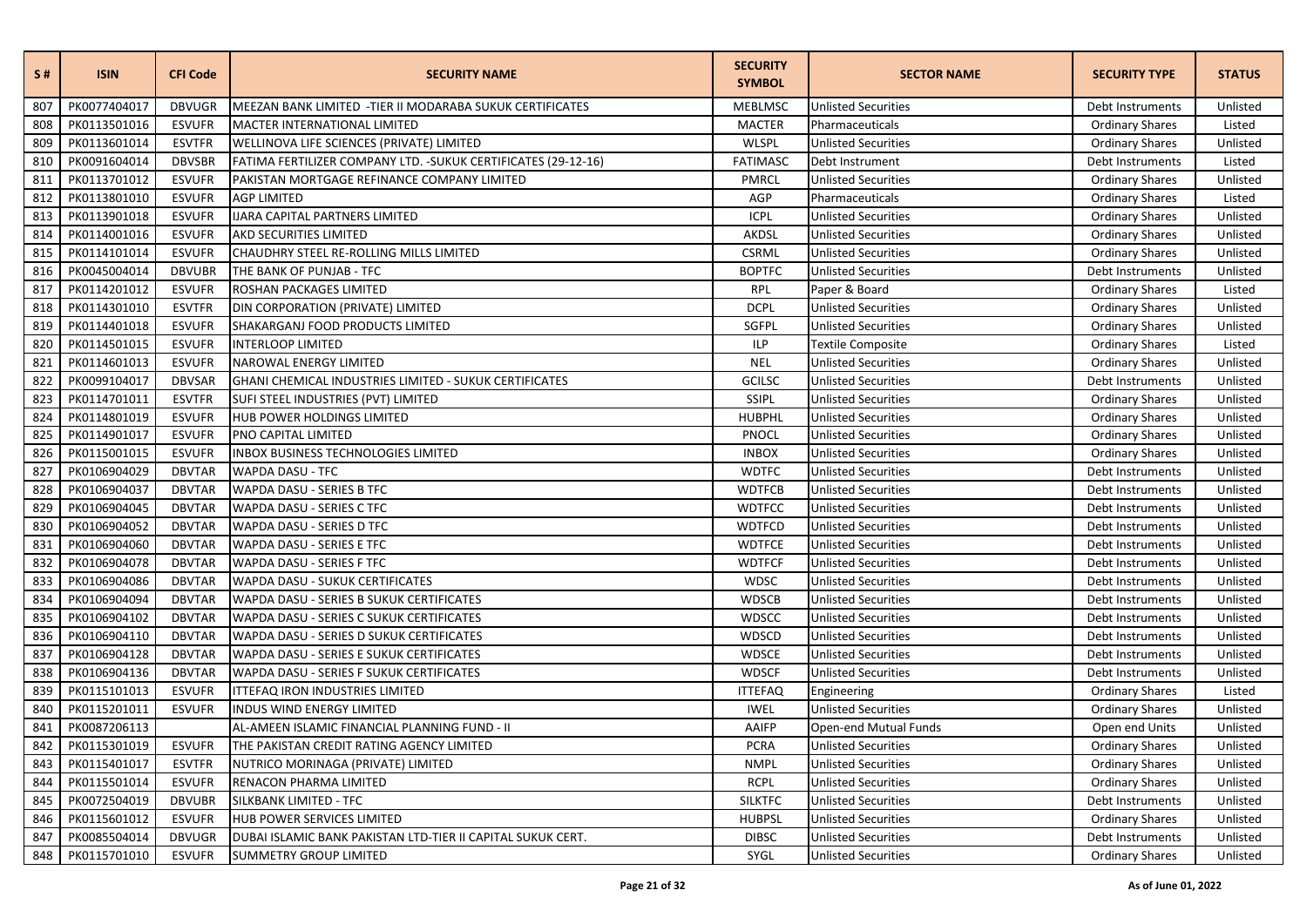| S # | ISIN | CFI Code | SECURITY NAME | SECURITY SYMBOL | SECTOR NAME | SECURITY TYPE | STATUS |
|---|---|---|---|---|---|---|---|
| 807 | PK0077404017 | DBVUGR | MEEZAN BANK LIMITED -TIER II MODARABA SUKUK CERTIFICATES | MEBLMSC | Unlisted Securities | Debt Instruments | Unlisted |
| 808 | PK0113501016 | ESVUFR | MACTER INTERNATIONAL LIMITED | MACTER | Pharmaceuticals | Ordinary Shares | Listed |
| 809 | PK0113601014 | ESVTFR | WELLINOVA LIFE SCIENCES (PRIVATE) LIMITED | WLSPL | Unlisted Securities | Ordinary Shares | Unlisted |
| 810 | PK0091604014 | DBVSBR | FATIMA FERTILIZER COMPANY LTD. -SUKUK CERTIFICATES (29-12-16) | FATIMASC | Debt Instrument | Debt Instruments | Listed |
| 811 | PK0113701012 | ESVUFR | PAKISTAN MORTGAGE REFINANCE COMPANY LIMITED | PMRCL | Unlisted Securities | Ordinary Shares | Unlisted |
| 812 | PK0113801010 | ESVUFR | AGP LIMITED | AGP | Pharmaceuticals | Ordinary Shares | Listed |
| 813 | PK0113901018 | ESVUFR | IJARA CAPITAL PARTNERS LIMITED | ICPL | Unlisted Securities | Ordinary Shares | Unlisted |
| 814 | PK0114001016 | ESVUFR | AKD SECURITIES LIMITED | AKDSL | Unlisted Securities | Ordinary Shares | Unlisted |
| 815 | PK0114101014 | ESVUFR | CHAUDHRY STEEL RE-ROLLING MILLS LIMITED | CSRML | Unlisted Securities | Ordinary Shares | Unlisted |
| 816 | PK0045004014 | DBVUBR | THE BANK OF PUNJAB - TFC | BOPTFC | Unlisted Securities | Debt Instruments | Unlisted |
| 817 | PK0114201012 | ESVUFR | ROSHAN PACKAGES LIMITED | RPL | Paper & Board | Ordinary Shares | Listed |
| 818 | PK0114301010 | ESVTFR | DIN CORPORATION (PRIVATE) LIMITED | DCPL | Unlisted Securities | Ordinary Shares | Unlisted |
| 819 | PK0114401018 | ESVUFR | SHAKARGANJ FOOD PRODUCTS LIMITED | SGFPL | Unlisted Securities | Ordinary Shares | Unlisted |
| 820 | PK0114501015 | ESVUFR | INTERLOOP LIMITED | ILP | Textile Composite | Ordinary Shares | Listed |
| 821 | PK0114601013 | ESVUFR | NAROWAL ENERGY LIMITED | NEL | Unlisted Securities | Ordinary Shares | Unlisted |
| 822 | PK0099104017 | DBVSAR | GHANI CHEMICAL INDUSTRIES LIMITED - SUKUK CERTIFICATES | GCILSC | Unlisted Securities | Debt Instruments | Unlisted |
| 823 | PK0114701011 | ESVTFR | SUFI STEEL INDUSTRIES (PVT) LIMITED | SSIPL | Unlisted Securities | Ordinary Shares | Unlisted |
| 824 | PK0114801019 | ESVUFR | HUB POWER HOLDINGS LIMITED | HUBPHL | Unlisted Securities | Ordinary Shares | Unlisted |
| 825 | PK0114901017 | ESVUFR | PNO CAPITAL LIMITED | PNOCL | Unlisted Securities | Ordinary Shares | Unlisted |
| 826 | PK0115001015 | ESVUFR | INBOX BUSINESS TECHNOLOGIES LIMITED | INBOX | Unlisted Securities | Ordinary Shares | Unlisted |
| 827 | PK0106904029 | DBVTAR | WAPDA DASU - TFC | WDTFC | Unlisted Securities | Debt Instruments | Unlisted |
| 828 | PK0106904037 | DBVTAR | WAPDA DASU - SERIES B TFC | WDTFCB | Unlisted Securities | Debt Instruments | Unlisted |
| 829 | PK0106904045 | DBVTAR | WAPDA DASU - SERIES C TFC | WDTFCC | Unlisted Securities | Debt Instruments | Unlisted |
| 830 | PK0106904052 | DBVTAR | WAPDA DASU - SERIES D TFC | WDTFCD | Unlisted Securities | Debt Instruments | Unlisted |
| 831 | PK0106904060 | DBVTAR | WAPDA DASU - SERIES E TFC | WDTFCE | Unlisted Securities | Debt Instruments | Unlisted |
| 832 | PK0106904078 | DBVTAR | WAPDA DASU - SERIES F TFC | WDTFCF | Unlisted Securities | Debt Instruments | Unlisted |
| 833 | PK0106904086 | DBVTAR | WAPDA DASU - SUKUK CERTIFICATES | WDSC | Unlisted Securities | Debt Instruments | Unlisted |
| 834 | PK0106904094 | DBVTAR | WAPDA DASU - SERIES B SUKUK CERTIFICATES | WDSCB | Unlisted Securities | Debt Instruments | Unlisted |
| 835 | PK0106904102 | DBVTAR | WAPDA DASU - SERIES C SUKUK CERTIFICATES | WDSCC | Unlisted Securities | Debt Instruments | Unlisted |
| 836 | PK0106904110 | DBVTAR | WAPDA DASU - SERIES D SUKUK CERTIFICATES | WDSCD | Unlisted Securities | Debt Instruments | Unlisted |
| 837 | PK0106904128 | DBVTAR | WAPDA DASU - SERIES E SUKUK CERTIFICATES | WDSCE | Unlisted Securities | Debt Instruments | Unlisted |
| 838 | PK0106904136 | DBVTAR | WAPDA DASU - SERIES F SUKUK CERTIFICATES | WDSCF | Unlisted Securities | Debt Instruments | Unlisted |
| 839 | PK0115101013 | ESVUFR | ITTEFAQ IRON INDUSTRIES LIMITED | ITTEFAQ | Engineering | Ordinary Shares | Listed |
| 840 | PK0115201011 | ESVUFR | INDUS WIND ENERGY LIMITED | IWEL | Unlisted Securities | Ordinary Shares | Unlisted |
| 841 | PK0087206113 | | AL-AMEEN ISLAMIC FINANCIAL PLANNING FUND - II | AAIFP | Open-end Mutual Funds | Open end Units | Unlisted |
| 842 | PK0115301019 | ESVUFR | THE PAKISTAN CREDIT RATING AGENCY LIMITED | PCRA | Unlisted Securities | Ordinary Shares | Unlisted |
| 843 | PK0115401017 | ESVTFR | NUTRICO MORINAGA (PRIVATE) LIMITED | NMPL | Unlisted Securities | Ordinary Shares | Unlisted |
| 844 | PK0115501014 | ESVUFR | RENACON PHARMA LIMITED | RCPL | Unlisted Securities | Ordinary Shares | Unlisted |
| 845 | PK0072504019 | DBVUBR | SILKBANK LIMITED - TFC | SILKTFC | Unlisted Securities | Debt Instruments | Unlisted |
| 846 | PK0115601012 | ESVUFR | HUB POWER SERVICES LIMITED | HUBPSL | Unlisted Securities | Ordinary Shares | Unlisted |
| 847 | PK0085504014 | DBVUGR | DUBAI ISLAMIC BANK PAKISTAN LTD-TIER II CAPITAL SUKUK CERT. | DIBSC | Unlisted Securities | Debt Instruments | Unlisted |
| 848 | PK0115701010 | ESVUFR | SUMMETRY GROUP LIMITED | SYGL | Unlisted Securities | Ordinary Shares | Unlisted |

As of June 01, 2022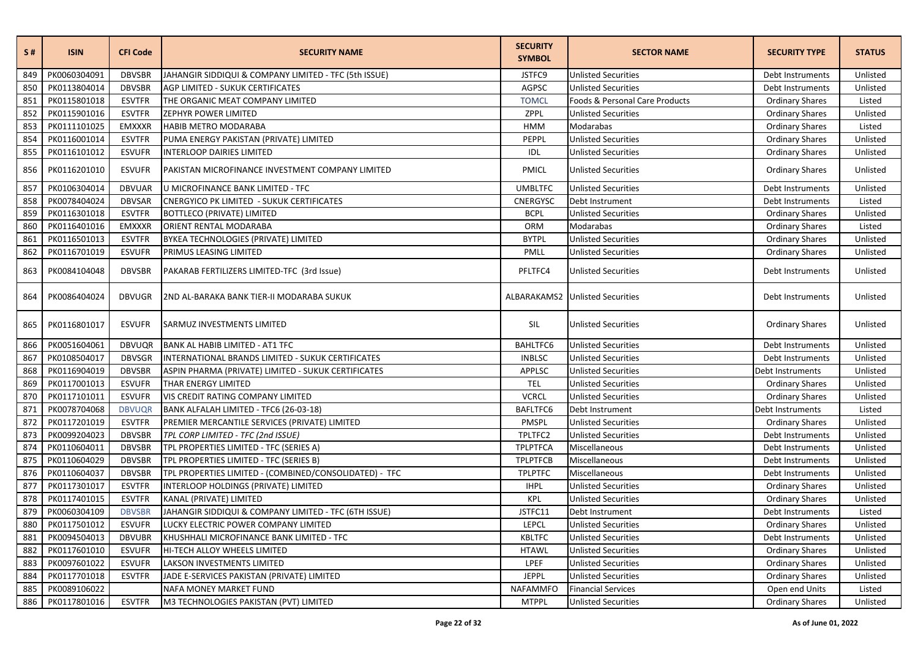| S # | ISIN | CFI Code | SECURITY NAME | SECURITY SYMBOL | SECTOR NAME | SECURITY TYPE | STATUS |
|---|---|---|---|---|---|---|---|
| 849 | PK0060304091 | DBVSBR | JAHANGIR SIDDIQUI & COMPANY LIMITED - TFC (5th ISSUE) | JSTFC9 | Unlisted Securities | Debt Instruments | Unlisted |
| 850 | PK0113804014 | DBVSBR | AGP LIMITED - SUKUK CERTIFICATES | AGPSC | Unlisted Securities | Debt Instruments | Unlisted |
| 851 | PK0115801018 | ESVTFR | THE ORGANIC MEAT COMPANY LIMITED | TOMCL | Foods & Personal Care Products | Ordinary Shares | Listed |
| 852 | PK0115901016 | ESVTFR | ZEPHYR POWER LIMITED | ZPPL | Unlisted Securities | Ordinary Shares | Unlisted |
| 853 | PK0111101025 | EMXXXR | HABIB METRO MODARABA | HMM | Modarabas | Ordinary Shares | Listed |
| 854 | PK0116001014 | ESVTFR | PUMA ENERGY PAKISTAN (PRIVATE) LIMITED | PEPPL | Unlisted Securities | Ordinary Shares | Unlisted |
| 855 | PK0116101012 | ESVUFR | INTERLOOP DAIRIES LIMITED | IDL | Unlisted Securities | Ordinary Shares | Unlisted |
| 856 | PK0116201010 | ESVUFR | PAKISTAN MICROFINANCE INVESTMENT COMPANY LIMITED | PMICL | Unlisted Securities | Ordinary Shares | Unlisted |
| 857 | PK0106304014 | DBVUAR | U MICROFINANCE BANK LIMITED - TFC | UMBLTFC | Unlisted Securities | Debt Instruments | Unlisted |
| 858 | PK0078404024 | DBVSAR | CNERGYICO PK LIMITED - SUKUK CERTIFICATES | CNERGYSC | Debt Instrument | Debt Instruments | Listed |
| 859 | PK0116301018 | ESVTFR | BOTTLECO (PRIVATE) LIMITED | BCPL | Unlisted Securities | Ordinary Shares | Unlisted |
| 860 | PK0116401016 | EMXXXR | ORIENT RENTAL MODARABA | ORM | Modarabas | Ordinary Shares | Listed |
| 861 | PK0116501013 | ESVTFR | BYKEA TECHNOLOGIES (PRIVATE) LIMITED | BYTPL | Unlisted Securities | Ordinary Shares | Unlisted |
| 862 | PK0116701019 | ESVUFR | PRIMUS LEASING LIMITED | PMLL | Unlisted Securities | Ordinary Shares | Unlisted |
| 863 | PK0084104048 | DBVSBR | PAKARAB FERTILIZERS LIMITED-TFC (3rd Issue) | PFLTFC4 | Unlisted Securities | Debt Instruments | Unlisted |
| 864 | PK0086404024 | DBVUGR | 2ND AL-BARAKA BANK TIER-II MODARABA SUKUK | ALBARAKAMS2 | Unlisted Securities | Debt Instruments | Unlisted |
| 865 | PK0116801017 | ESVUFR | SARMUZ INVESTMENTS LIMITED | SIL | Unlisted Securities | Ordinary Shares | Unlisted |
| 866 | PK0051604061 | DBVUQR | BANK AL HABIB LIMITED - AT1 TFC | BAHLTFC6 | Unlisted Securities | Debt Instruments | Unlisted |
| 867 | PK0108504017 | DBVSGR | INTERNATIONAL BRANDS LIMITED - SUKUK CERTIFICATES | INBLSC | Unlisted Securities | Debt Instruments | Unlisted |
| 868 | PK0116904019 | DBVSBR | ASPIN PHARMA (PRIVATE) LIMITED - SUKUK CERTIFICATES | APPLSC | Unlisted Securities | Debt Instruments | Unlisted |
| 869 | PK0117001013 | ESVUFR | THAR ENERGY LIMITED | TEL | Unlisted Securities | Ordinary Shares | Unlisted |
| 870 | PK0117101011 | ESVUFR | VIS CREDIT RATING COMPANY LIMITED | VCRCL | Unlisted Securities | Ordinary Shares | Unlisted |
| 871 | PK0078704068 | DBVUQR | BANK ALFALAH LIMITED - TFC6 (26-03-18) | BAFLTFC6 | Debt Instrument | Debt Instruments | Listed |
| 872 | PK0117201019 | ESVTFR | PREMIER MERCANTILE SERVICES (PRIVATE) LIMITED | PMSPL | Unlisted Securities | Ordinary Shares | Unlisted |
| 873 | PK0099204023 | DBVSBR | *TPL CORP LIMITED - TFC (2nd ISSUE)* | TPLTFC2 | Unlisted Securities | Debt Instruments | Unlisted |
| 874 | PK0110604011 | DBVSBR | TPL PROPERTIES LIMITED - TFC (SERIES A) | TPLPTFCA | Miscellaneous | Debt Instruments | Unlisted |
| 875 | PK0110604029 | DBVSBR | TPL PROPERTIES LIMITED - TFC (SERIES B) | TPLPTFCB | Miscellaneous | Debt Instruments | Unlisted |
| 876 | PK0110604037 | DBVSBR | TPL PROPERTIES LIMITED - (COMBINED/CONSOLIDATED) - TFC | TPLPTFC | Miscellaneous | Debt Instruments | Unlisted |
| 877 | PK0117301017 | ESVTFR | INTERLOOP HOLDINGS (PRIVATE) LIMITED | IHPL | Unlisted Securities | Ordinary Shares | Unlisted |
| 878 | PK0117401015 | ESVTFR | KANAL (PRIVATE) LIMITED | KPL | Unlisted Securities | Ordinary Shares | Unlisted |
| 879 | PK0060304109 | DBVSBR | JAHANGIR SIDDIQUI & COMPANY LIMITED - TFC (6TH ISSUE) | JSTFC11 | Debt Instrument | Debt Instruments | Listed |
| 880 | PK0117501012 | ESVUFR | LUCKY ELECTRIC POWER COMPANY LIMITED | LEPCL | Unlisted Securities | Ordinary Shares | Unlisted |
| 881 | PK0094504013 | DBVUBR | KHUSHHALI MICROFINANCE BANK LIMITED - TFC | KBLTFC | Unlisted Securities | Debt Instruments | Unlisted |
| 882 | PK0117601010 | ESVUFR | HI-TECH ALLOY WHEELS LIMITED | HTAWL | Unlisted Securities | Ordinary Shares | Unlisted |
| 883 | PK0097601022 | ESVUFR | LAKSON INVESTMENTS LIMITED | LPEF | Unlisted Securities | Ordinary Shares | Unlisted |
| 884 | PK0117701018 | ESVTFR | JADE E-SERVICES PAKISTAN (PRIVATE) LIMITED | JEPPL | Unlisted Securities | Ordinary Shares | Unlisted |
| 885 | PK0089106022 | | NAFA MONEY MARKET FUND | NAFAMMFO | Financial Services | Open end Units | Listed |
| 886 | PK0117801016 | ESVTFR | M3 TECHNOLOGIES PAKISTAN (PVT) LIMITED | MTPPL | Unlisted Securities | Ordinary Shares | Unlisted |

As of June 01, 2022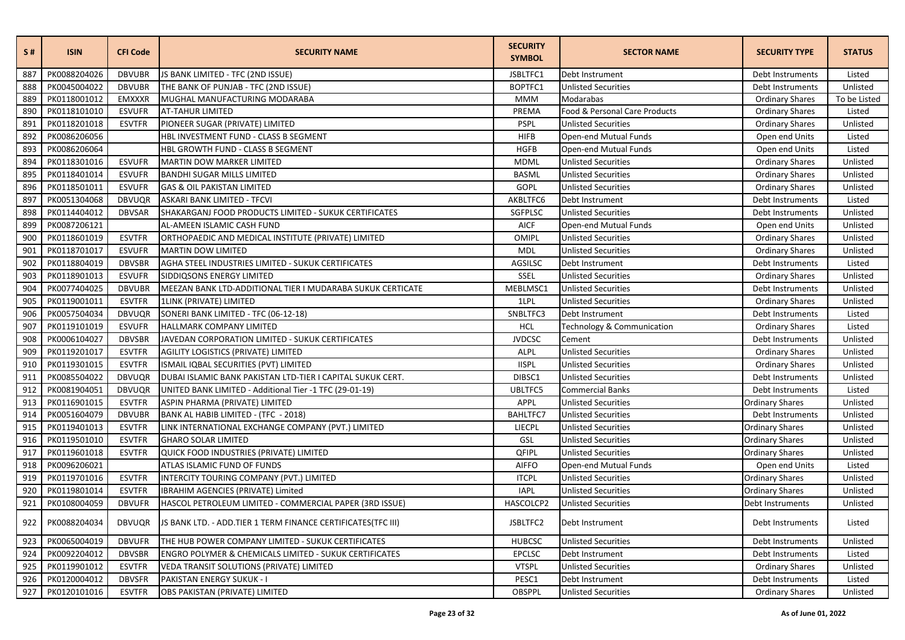| S # | ISIN | CFI Code | SECURITY NAME | SECURITY SYMBOL | SECTOR NAME | SECURITY TYPE | STATUS |
|---|---|---|---|---|---|---|---|
| 887 | PK0088204026 | DBVUBR | JS BANK LIMITED - TFC (2ND ISSUE) | JSBLTFC1 | Debt Instrument | Debt Instruments | Listed |
| 888 | PK0045004022 | DBVUBR | THE BANK OF PUNJAB - TFC (2ND ISSUE) | BOPTFC1 | Unlisted Securities | Debt Instruments | Unlisted |
| 889 | PK0118001012 | EMXXXR | MUGHAL MANUFACTURING MODARABA | MMM | Modarabas | Ordinary Shares | To be Listed |
| 890 | PK0118101010 | ESVUFR | AT-TAHUR LIMITED | PREMA | Food & Personal Care Products | Ordinary Shares | Listed |
| 891 | PK0118201018 | ESVTFR | PIONEER SUGAR (PRIVATE) LIMITED | PSPL | Unlisted Securities | Ordinary Shares | Unlisted |
| 892 | PK0086206056 | | HBL INVESTMENT FUND - CLASS B SEGMENT | HIFB | Open-end Mutual Funds | Open end Units | Listed |
| 893 | PK0086206064 | | HBL GROWTH FUND - CLASS B SEGMENT | HGFB | Open-end Mutual Funds | Open end Units | Listed |
| 894 | PK0118301016 | ESVUFR | MARTIN DOW MARKER LIMITED | MDML | Unlisted Securities | Ordinary Shares | Unlisted |
| 895 | PK0118401014 | ESVUFR | BANDHI SUGAR MILLS LIMITED | BASML | Unlisted Securities | Ordinary Shares | Unlisted |
| 896 | PK0118501011 | ESVUFR | GAS & OIL PAKISTAN LIMITED | GOPL | Unlisted Securities | Ordinary Shares | Unlisted |
| 897 | PK0051304068 | DBVUQR | ASKARI BANK LIMITED - TFCVI | AKBLTFC6 | Debt Instrument | Debt Instruments | Listed |
| 898 | PK0114404012 | DBVSAR | SHAKARGANJ FOOD PRODUCTS LIMITED - SUKUK CERTIFICATES | SGFPLSC | Unlisted Securities | Debt Instruments | Unlisted |
| 899 | PK0087206121 | | AL-AMEEN ISLAMIC CASH FUND | AICF | Open-end Mutual Funds | Open end Units | Unlisted |
| 900 | PK0118601019 | ESVTFR | ORTHOPAEDIC AND MEDICAL INSTITUTE (PRIVATE) LIMITED | OMIPL | Unlisted Securities | Ordinary Shares | Unlisted |
| 901 | PK0118701017 | ESVUFR | MARTIN DOW LIMITED | MDL | Unlisted Securities | Ordinary Shares | Unlisted |
| 902 | PK0118804019 | DBVSBR | AGHA STEEL INDUSTRIES LIMITED - SUKUK CERTIFICATES | AGSILSC | Debt Instrument | Debt Instruments | Listed |
| 903 | PK0118901013 | ESVUFR | SIDDIQSONS ENERGY LIMITED | SSEL | Unlisted Securities | Ordinary Shares | Unlisted |
| 904 | PK0077404025 | DBVUBR | MEEZAN BANK LTD-ADDITIONAL TIER I MUDARABA SUKUK CERTICATE | MEBLMSC1 | Unlisted Securities | Debt Instruments | Unlisted |
| 905 | PK0119001011 | ESVTFR | 1LINK (PRIVATE) LIMITED | 1LPL | Unlisted Securities | Ordinary Shares | Unlisted |
| 906 | PK0057504034 | DBVUQR | SONERI BANK LIMITED - TFC (06-12-18) | SNBLTFC3 | Debt Instrument | Debt Instruments | Listed |
| 907 | PK0119101019 | ESVUFR | HALLMARK COMPANY LIMITED | HCL | Technology & Communication | Ordinary Shares | Listed |
| 908 | PK0006104027 | DBVSBR | JAVEDAN CORPORATION LIMITED - SUKUK CERTIFICATES | JVDCSC | Cement | Debt Instruments | Unlisted |
| 909 | PK0119201017 | ESVTFR | AGILITY LOGISTICS (PRIVATE) LIMITED | ALPL | Unlisted Securities | Ordinary Shares | Unlisted |
| 910 | PK0119301015 | ESVTFR | ISMAIL IQBAL SECURITIES (PVT) LIMITED | IISPL | Unlisted Securities | Ordinary Shares | Unlisted |
| 911 | PK0085504022 | DBVUQR | DUBAI ISLAMIC BANK PAKISTAN LTD-TIER I CAPITAL SUKUK CERT. | DIBSC1 | Unlisted Securities | Debt Instruments | Unlisted |
| 912 | PK0081904051 | DBVUQR | UNITED BANK LIMITED - Additional Tier -1 TFC (29-01-19) | UBLTFC5 | Commercial Banks | Debt Instruments | Listed |
| 913 | PK0116901015 | ESVTFR | ASPIN PHARMA (PRIVATE) LIMITED | APPL | Unlisted Securities | Ordinary Shares | Unlisted |
| 914 | PK0051604079 | DBVUBR | BANK AL HABIB LIMITED - (TFC - 2018) | BAHLTFC7 | Unlisted Securities | Debt Instruments | Unlisted |
| 915 | PK0119401013 | ESVTFR | LINK INTERNATIONAL EXCHANGE COMPANY (PVT.) LIMITED | LIECPL | Unlisted Securities | Ordinary Shares | Unlisted |
| 916 | PK0119501010 | ESVTFR | GHARO SOLAR LIMITED | GSL | Unlisted Securities | Ordinary Shares | Unlisted |
| 917 | PK0119601018 | ESVTFR | QUICK FOOD INDUSTRIES (PRIVATE) LIMITED | QFIPL | Unlisted Securities | Ordinary Shares | Unlisted |
| 918 | PK0096206021 | | ATLAS ISLAMIC FUND OF FUNDS | AIFFO | Open-end Mutual Funds | Open end Units | Listed |
| 919 | PK0119701016 | ESVTFR | INTERCITY TOURING COMPANY (PVT.) LIMITED | ITCPL | Unlisted Securities | Ordinary Shares | Unlisted |
| 920 | PK0119801014 | ESVTFR | IBRAHIM AGENCIES (PRIVATE) Limited | IAPL | Unlisted Securities | Ordinary Shares | Unlisted |
| 921 | PK0108004059 | DBVUFR | HASCOL PETROLEUM LIMITED - COMMERCIAL PAPER (3RD ISSUE) | HASCOLCP2 | Unlisted Securities | Debt Instruments | Unlisted |
| 922 | PK0088204034 | DBVUQR | JS BANK LTD. - ADD.TIER 1 TERM FINANCE CERTIFICATES(TFC III) | JSBLTFC2 | Debt Instrument | Debt Instruments | Listed |
| 923 | PK0065004019 | DBVUFR | THE HUB POWER COMPANY LIMITED - SUKUK CERTIFICATES | HUBCSC | Unlisted Securities | Debt Instruments | Unlisted |
| 924 | PK0092204012 | DBVSBR | ENGRO POLYMER & CHEMICALS LIMITED - SUKUK CERTIFICATES | EPCLSC | Debt Instrument | Debt Instruments | Listed |
| 925 | PK0119901012 | ESVTFR | VEDA TRANSIT SOLUTIONS (PRIVATE) LIMITED | VTSPL | Unlisted Securities | Ordinary Shares | Unlisted |
| 926 | PK0120004012 | DBVSFR | PAKISTAN ENERGY SUKUK - I | PESC1 | Debt Instrument | Debt Instruments | Listed |
| 927 | PK0120101016 | ESVTFR | OBS PAKISTAN (PRIVATE) LIMITED | OBSPPL | Unlisted Securities | Ordinary Shares | Unlisted |

As of June 01, 2022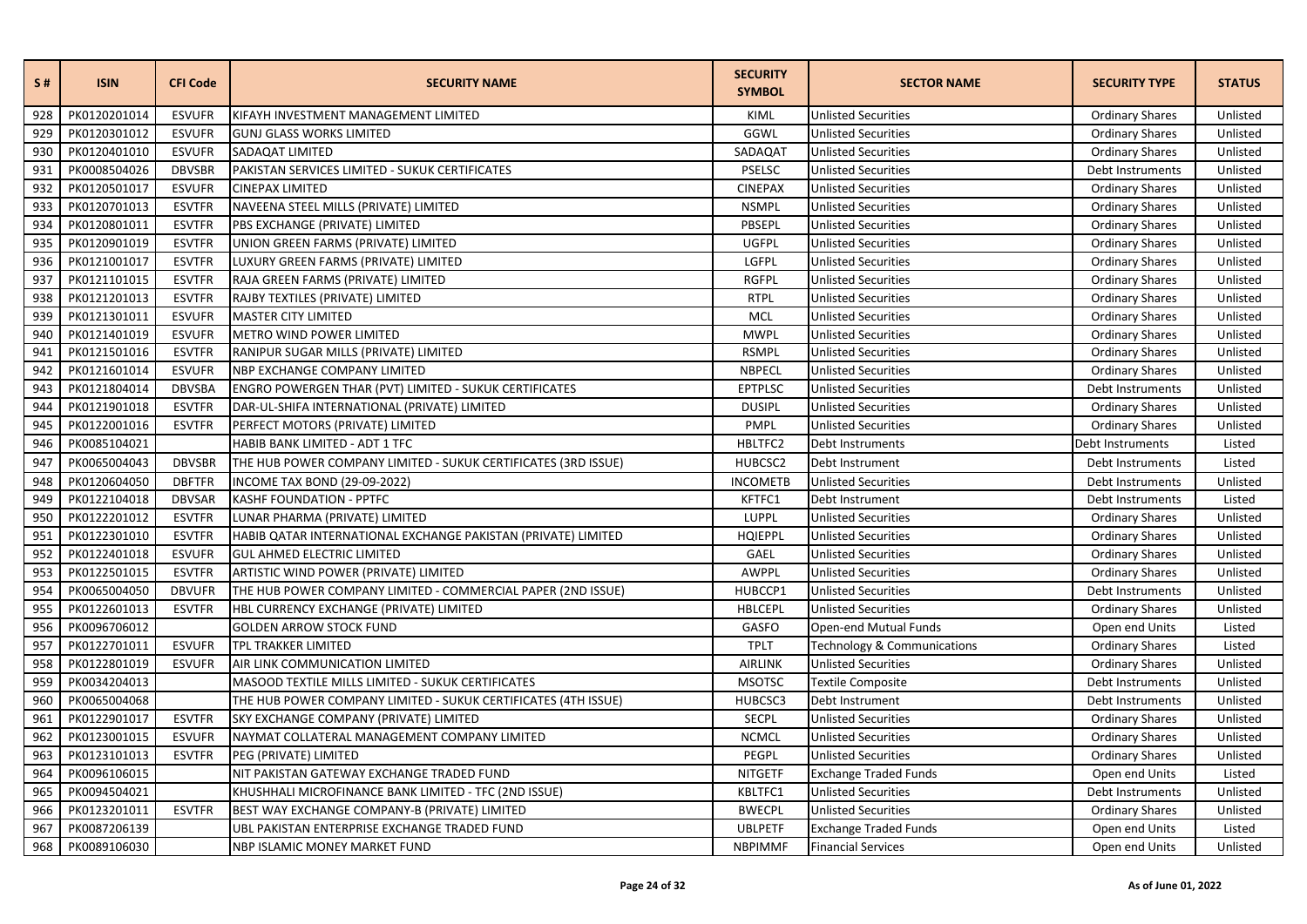| S # | ISIN | CFI Code | SECURITY NAME | SECURITY SYMBOL | SECTOR NAME | SECURITY TYPE | STATUS |
|---|---|---|---|---|---|---|---|
| 928 | PK0120201014 | ESVUFR | KIFAYH INVESTMENT MANAGEMENT LIMITED | KIML | Unlisted Securities | Ordinary Shares | Unlisted |
| 929 | PK0120301012 | ESVUFR | GUNJ GLASS WORKS LIMITED | GGWL | Unlisted Securities | Ordinary Shares | Unlisted |
| 930 | PK0120401010 | ESVUFR | SADAQAT LIMITED | SADAQAT | Unlisted Securities | Ordinary Shares | Unlisted |
| 931 | PK0008504026 | DBVSBR | PAKISTAN SERVICES LIMITED - SUKUK CERTIFICATES | PSELSC | Unlisted Securities | Debt Instruments | Unlisted |
| 932 | PK0120501017 | ESVUFR | CINEPAX LIMITED | CINEPAX | Unlisted Securities | Ordinary Shares | Unlisted |
| 933 | PK0120701013 | ESVTFR | NAVEENA STEEL MILLS (PRIVATE) LIMITED | NSMPL | Unlisted Securities | Ordinary Shares | Unlisted |
| 934 | PK0120801011 | ESVTFR | PBS EXCHANGE (PRIVATE) LIMITED | PBSEPL | Unlisted Securities | Ordinary Shares | Unlisted |
| 935 | PK0120901019 | ESVTFR | UNION GREEN FARMS (PRIVATE) LIMITED | UGFPL | Unlisted Securities | Ordinary Shares | Unlisted |
| 936 | PK0121001017 | ESVTFR | LUXURY GREEN FARMS (PRIVATE) LIMITED | LGFPL | Unlisted Securities | Ordinary Shares | Unlisted |
| 937 | PK0121101015 | ESVTFR | RAJA GREEN FARMS (PRIVATE) LIMITED | RGFPL | Unlisted Securities | Ordinary Shares | Unlisted |
| 938 | PK0121201013 | ESVTFR | RAJBY TEXTILES (PRIVATE) LIMITED | RTPL | Unlisted Securities | Ordinary Shares | Unlisted |
| 939 | PK0121301011 | ESVUFR | MASTER CITY LIMITED | MCL | Unlisted Securities | Ordinary Shares | Unlisted |
| 940 | PK0121401019 | ESVUFR | METRO WIND POWER LIMITED | MWPL | Unlisted Securities | Ordinary Shares | Unlisted |
| 941 | PK0121501016 | ESVTFR | RANIPUR SUGAR MILLS (PRIVATE) LIMITED | RSMPL | Unlisted Securities | Ordinary Shares | Unlisted |
| 942 | PK0121601014 | ESVUFR | NBP EXCHANGE COMPANY LIMITED | NBPECL | Unlisted Securities | Ordinary Shares | Unlisted |
| 943 | PK0121804014 | DBVSBA | ENGRO POWERGEN THAR (PVT) LIMITED - SUKUK CERTIFICATES | EPTPLSC | Unlisted Securities | Debt Instruments | Unlisted |
| 944 | PK0121901018 | ESVTFR | DAR-UL-SHIFA INTERNATIONAL (PRIVATE) LIMITED | DUSIPL | Unlisted Securities | Ordinary Shares | Unlisted |
| 945 | PK0122001016 | ESVTFR | PERFECT MOTORS (PRIVATE) LIMITED | PMPL | Unlisted Securities | Ordinary Shares | Unlisted |
| 946 | PK0085104021 | | HABIB BANK LIMITED - ADT 1 TFC | HBLTFC2 | Debt Instruments | Debt Instruments | Listed |
| 947 | PK0065004043 | DBVSBR | THE HUB POWER COMPANY LIMITED - SUKUK CERTIFICATES (3RD ISSUE) | HUBCSC2 | Debt Instrument | Debt Instruments | Listed |
| 948 | PK0120604050 | DBFTFR | INCOME TAX BOND (29-09-2022) | INCOMETB | Unlisted Securities | Debt Instruments | Unlisted |
| 949 | PK0122104018 | DBVSAR | KASHF FOUNDATION - PPTFC | KFTFC1 | Debt Instrument | Debt Instruments | Listed |
| 950 | PK0122201012 | ESVTFR | LUNAR PHARMA (PRIVATE) LIMITED | LUPPL | Unlisted Securities | Ordinary Shares | Unlisted |
| 951 | PK0122301010 | ESVTFR | HABIB QATAR INTERNATIONAL EXCHANGE PAKISTAN (PRIVATE) LIMITED | HQIEPPL | Unlisted Securities | Ordinary Shares | Unlisted |
| 952 | PK0122401018 | ESVUFR | GUL AHMED ELECTRIC LIMITED | GAEL | Unlisted Securities | Ordinary Shares | Unlisted |
| 953 | PK0122501015 | ESVTFR | ARTISTIC WIND POWER (PRIVATE) LIMITED | AWPPL | Unlisted Securities | Ordinary Shares | Unlisted |
| 954 | PK0065004050 | DBVUFR | THE HUB POWER COMPANY LIMITED - COMMERCIAL PAPER (2ND ISSUE) | HUBCCP1 | Unlisted Securities | Debt Instruments | Unlisted |
| 955 | PK0122601013 | ESVTFR | HBL CURRENCY EXCHANGE (PRIVATE) LIMITED | HBLCEPL | Unlisted Securities | Ordinary Shares | Unlisted |
| 956 | PK0096706012 | | GOLDEN ARROW STOCK FUND | GASFO | Open-end Mutual Funds | Open end Units | Listed |
| 957 | PK0122701011 | ESVUFR | TPL TRAKKER LIMITED | TPLT | Technology & Communications | Ordinary Shares | Listed |
| 958 | PK0122801019 | ESVUFR | AIR LINK COMMUNICATION LIMITED | AIRLINK | Unlisted Securities | Ordinary Shares | Unlisted |
| 959 | PK0034204013 | | MASOOD TEXTILE MILLS LIMITED - SUKUK CERTIFICATES | MSOTSC | Textile Composite | Debt Instruments | Unlisted |
| 960 | PK0065004068 | | THE HUB POWER COMPANY LIMITED - SUKUK CERTIFICATES (4TH ISSUE) | HUBCSC3 | Debt Instrument | Debt Instruments | Unlisted |
| 961 | PK0122901017 | ESVTFR | SKY EXCHANGE COMPANY (PRIVATE) LIMITED | SECPL | Unlisted Securities | Ordinary Shares | Unlisted |
| 962 | PK0123001015 | ESVUFR | NAYMAT COLLATERAL MANAGEMENT COMPANY LIMITED | NCMCL | Unlisted Securities | Ordinary Shares | Unlisted |
| 963 | PK0123101013 | ESVTFR | PEG (PRIVATE) LIMITED | PEGPL | Unlisted Securities | Ordinary Shares | Unlisted |
| 964 | PK0096106015 | | NIT PAKISTAN GATEWAY EXCHANGE TRADED FUND | NITGETF | Exchange Traded Funds | Open end Units | Listed |
| 965 | PK0094504021 | | KHUSHHALI MICROFINANCE BANK LIMITED - TFC (2ND ISSUE) | KBLTFC1 | Unlisted Securities | Debt Instruments | Unlisted |
| 966 | PK0123201011 | ESVTFR | BEST WAY EXCHANGE COMPANY-B (PRIVATE) LIMITED | BWECPL | Unlisted Securities | Ordinary Shares | Unlisted |
| 967 | PK0087206139 | | UBL PAKISTAN ENTERPRISE EXCHANGE TRADED FUND | UBLPETF | Exchange Traded Funds | Open end Units | Listed |
| 968 | PK0089106030 | | NBP ISLAMIC MONEY MARKET FUND | NBPIMMF | Financial Services | Open end Units | Unlisted |

As of June 01, 2022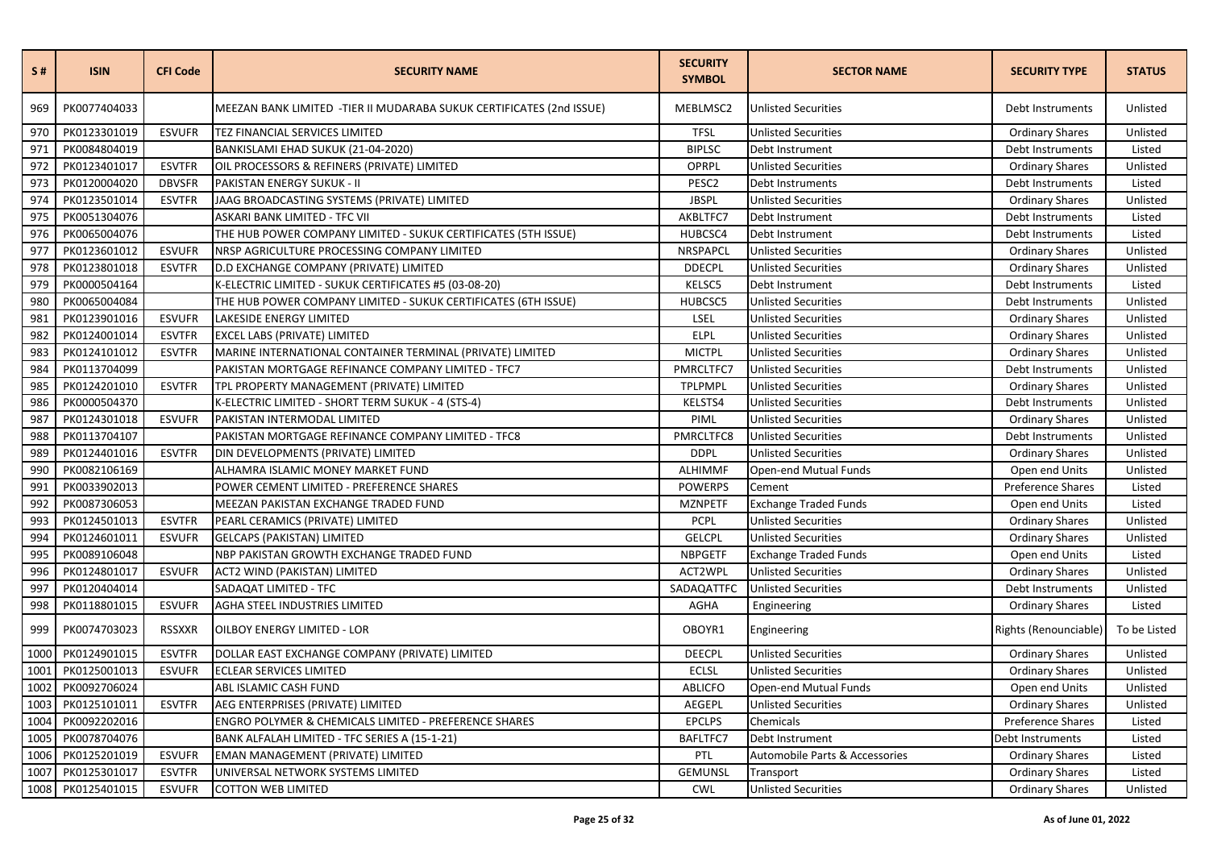| S # | ISIN | CFI Code | SECURITY NAME | SECURITY SYMBOL | SECTOR NAME | SECURITY TYPE | STATUS |
|---|---|---|---|---|---|---|---|
| 969 | PK0077404033 | | MEEZAN BANK LIMITED -TIER II MUDARABA SUKUK CERTIFICATES (2nd ISSUE) | MEBLMSC2 | Unlisted Securities | Debt Instruments | Unlisted |
| 970 | PK0123301019 | ESVUFR | TEZ FINANCIAL SERVICES LIMITED | TFSL | Unlisted Securities | Ordinary Shares | Unlisted |
| 971 | PK0084804019 | | BANKISLAMI EHAD SUKUK (21-04-2020) | BIPLSC | Debt Instrument | Debt Instruments | Listed |
| 972 | PK0123401017 | ESVTFR | OIL PROCESSORS & REFINERS (PRIVATE) LIMITED | OPRPL | Unlisted Securities | Ordinary Shares | Unlisted |
| 973 | PK0120004020 | DBVSFR | PAKISTAN ENERGY SUKUK - II | PESC2 | Debt Instruments | Debt Instruments | Listed |
| 974 | PK0123501014 | ESVTFR | JAAG BROADCASTING SYSTEMS (PRIVATE) LIMITED | JBSPL | Unlisted Securities | Ordinary Shares | Unlisted |
| 975 | PK0051304076 | | ASKARI BANK LIMITED - TFC VII | AKBLTFC7 | Debt Instrument | Debt Instruments | Listed |
| 976 | PK0065004076 | | THE HUB POWER COMPANY LIMITED - SUKUK CERTIFICATES (5TH ISSUE) | HUBCSC4 | Debt Instrument | Debt Instruments | Listed |
| 977 | PK0123601012 | ESVUFR | NRSP AGRICULTURE PROCESSING COMPANY LIMITED | NRSPAPCL | Unlisted Securities | Ordinary Shares | Unlisted |
| 978 | PK0123801018 | ESVTFR | D.D EXCHANGE COMPANY (PRIVATE) LIMITED | DDECPL | Unlisted Securities | Ordinary Shares | Unlisted |
| 979 | PK0000504164 | | K-ELECTRIC LIMITED - SUKUK CERTIFICATES #5 (03-08-20) | KELSC5 | Debt Instrument | Debt Instruments | Listed |
| 980 | PK0065004084 | | THE HUB POWER COMPANY LIMITED - SUKUK CERTIFICATES (6TH ISSUE) | HUBCSC5 | Unlisted Securities | Debt Instruments | Unlisted |
| 981 | PK0123901016 | ESVUFR | LAKESIDE ENERGY LIMITED | LSEL | Unlisted Securities | Ordinary Shares | Unlisted |
| 982 | PK0124001014 | ESVTFR | EXCEL LABS (PRIVATE) LIMITED | ELPL | Unlisted Securities | Ordinary Shares | Unlisted |
| 983 | PK0124101012 | ESVTFR | MARINE INTERNATIONAL CONTAINER TERMINAL (PRIVATE) LIMITED | MICTPL | Unlisted Securities | Ordinary Shares | Unlisted |
| 984 | PK0113704099 | | PAKISTAN MORTGAGE REFINANCE COMPANY LIMITED - TFC7 | PMRCLTFC7 | Unlisted Securities | Debt Instruments | Unlisted |
| 985 | PK0124201010 | ESVTFR | TPL PROPERTY MANAGEMENT (PRIVATE) LIMITED | TPLPMPL | Unlisted Securities | Ordinary Shares | Unlisted |
| 986 | PK0000504370 | | K-ELECTRIC LIMITED - SHORT TERM SUKUK - 4 (STS-4) | KELSTS4 | Unlisted Securities | Debt Instruments | Unlisted |
| 987 | PK0124301018 | ESVUFR | PAKISTAN INTERMODAL LIMITED | PIML | Unlisted Securities | Ordinary Shares | Unlisted |
| 988 | PK0113704107 | | PAKISTAN MORTGAGE REFINANCE COMPANY LIMITED - TFC8 | PMRCLTFC8 | Unlisted Securities | Debt Instruments | Unlisted |
| 989 | PK0124401016 | ESVTFR | DIN DEVELOPMENTS (PRIVATE) LIMITED | DDPL | Unlisted Securities | Ordinary Shares | Unlisted |
| 990 | PK0082106169 | | ALHAMRA ISLAMIC MONEY MARKET FUND | ALHIMMF | Open-end Mutual Funds | Open end Units | Unlisted |
| 991 | PK0033902013 | | POWER CEMENT LIMITED - PREFERENCE SHARES | POWERPS | Cement | Preference Shares | Listed |
| 992 | PK0087306053 | | MEEZAN PAKISTAN EXCHANGE TRADED FUND | MZNPETF | Exchange Traded Funds | Open end Units | Listed |
| 993 | PK0124501013 | ESVTFR | PEARL CERAMICS (PRIVATE) LIMITED | PCPL | Unlisted Securities | Ordinary Shares | Unlisted |
| 994 | PK0124601011 | ESVUFR | GELCAPS (PAKISTAN) LIMITED | GELCPL | Unlisted Securities | Ordinary Shares | Unlisted |
| 995 | PK0089106048 | | NBP PAKISTAN GROWTH EXCHANGE TRADED FUND | NBPGETF | Exchange Traded Funds | Open end Units | Listed |
| 996 | PK0124801017 | ESVUFR | ACT2 WIND (PAKISTAN) LIMITED | ACT2WPL | Unlisted Securities | Ordinary Shares | Unlisted |
| 997 | PK0120404014 | | SADAQAT LIMITED - TFC | SADAQATTFC | Unlisted Securities | Debt Instruments | Unlisted |
| 998 | PK0118801015 | ESVUFR | AGHA STEEL INDUSTRIES LIMITED | AGHA | Engineering | Ordinary Shares | Listed |
| 999 | PK0074703023 | RSSXXR | OILBOY ENERGY LIMITED - LOR | OBOYR1 | Engineering | Rights (Renounciable) | To be Listed |
| 1000 | PK0124901015 | ESVTFR | DOLLAR EAST EXCHANGE COMPANY (PRIVATE) LIMITED | DEECPL | Unlisted Securities | Ordinary Shares | Unlisted |
| 1001 | PK0125001013 | ESVUFR | ECLEAR SERVICES LIMITED | ECLSL | Unlisted Securities | Ordinary Shares | Unlisted |
| 1002 | PK0092706024 | | ABL ISLAMIC CASH FUND | ABLICFO | Open-end Mutual Funds | Open end Units | Unlisted |
| 1003 | PK0125101011 | ESVTFR | AEG ENTERPRISES (PRIVATE) LIMITED | AEGEPL | Unlisted Securities | Ordinary Shares | Unlisted |
| 1004 | PK0092202016 | | ENGRO POLYMER & CHEMICALS LIMITED - PREFERENCE SHARES | EPCLPS | Chemicals | Preference Shares | Listed |
| 1005 | PK0078704076 | | BANK ALFALAH LIMITED - TFC SERIES A (15-1-21) | BAFLTFC7 | Debt Instrument | Debt Instruments | Listed |
| 1006 | PK0125201019 | ESVUFR | EMAN MANAGEMENT (PRIVATE) LIMITED | PTL | Automobile Parts & Accessories | Ordinary Shares | Listed |
| 1007 | PK0125301017 | ESVTFR | UNIVERSAL NETWORK SYSTEMS LIMITED | GEMUNSL | Transport | Ordinary Shares | Listed |
| 1008 | PK0125401015 | ESVUFR | COTTON WEB LIMITED | CWL | Unlisted Securities | Ordinary Shares | Unlisted |

As of June 01, 2022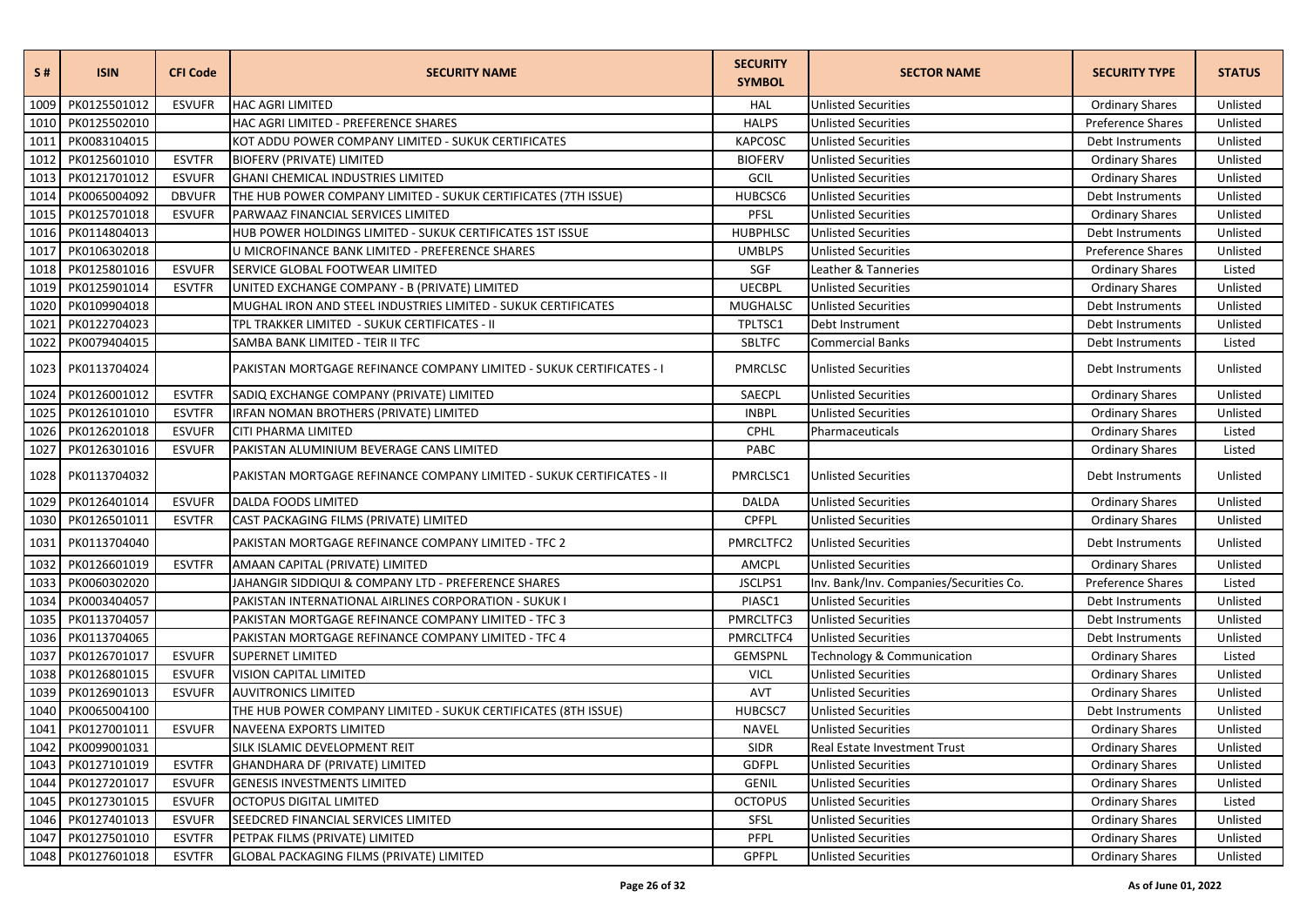| S # | ISIN | CFI Code | SECURITY NAME | SECURITY SYMBOL | SECTOR NAME | SECURITY TYPE | STATUS |
|---|---|---|---|---|---|---|---|
| 1009 | PK0125501012 | ESVUFR | HAC AGRI LIMITED | HAL | Unlisted Securities | Ordinary Shares | Unlisted |
| 1010 | PK0125502010 | | HAC AGRI LIMITED - PREFERENCE SHARES | HALPS | Unlisted Securities | Preference Shares | Unlisted |
| 1011 | PK0083104015 | | KOT ADDU POWER COMPANY LIMITED - SUKUK CERTIFICATES | KAPCOSC | Unlisted Securities | Debt Instruments | Unlisted |
| 1012 | PK0125601010 | ESVTFR | BIOFERV (PRIVATE) LIMITED | BIOFERV | Unlisted Securities | Ordinary Shares | Unlisted |
| 1013 | PK0121701012 | ESVUFR | GHANI CHEMICAL INDUSTRIES LIMITED | GCIL | Unlisted Securities | Ordinary Shares | Unlisted |
| 1014 | PK0065004092 | DBVUFR | THE HUB POWER COMPANY LIMITED - SUKUK CERTIFICATES (7TH ISSUE) | HUBCSC6 | Unlisted Securities | Debt Instruments | Unlisted |
| 1015 | PK0125701018 | ESVUFR | PARWAAZ FINANCIAL SERVICES LIMITED | PFSL | Unlisted Securities | Ordinary Shares | Unlisted |
| 1016 | PK0114804013 | | HUB POWER HOLDINGS LIMITED - SUKUK CERTIFICATES 1ST ISSUE | HUBPHLSC | Unlisted Securities | Debt Instruments | Unlisted |
| 1017 | PK0106302018 | | U MICROFINANCE BANK LIMITED - PREFERENCE SHARES | UMBLPS | Unlisted Securities | Preference Shares | Unlisted |
| 1018 | PK0125801016 | ESVUFR | SERVICE GLOBAL FOOTWEAR LIMITED | SGF | Leather & Tanneries | Ordinary Shares | Listed |
| 1019 | PK0125901014 | ESVTFR | UNITED EXCHANGE COMPANY - B (PRIVATE) LIMITED | UECBPL | Unlisted Securities | Ordinary Shares | Unlisted |
| 1020 | PK0109904018 | | MUGHAL IRON AND STEEL INDUSTRIES LIMITED - SUKUK CERTIFICATES | MUGHALSC | Unlisted Securities | Debt Instruments | Unlisted |
| 1021 | PK0122704023 | | TPL TRAKKER LIMITED - SUKUK CERTIFICATES - II | TPLTSC1 | Debt Instrument | Debt Instruments | Unlisted |
| 1022 | PK0079404015 | | SAMBA BANK LIMITED - TEIR II TFC | SBLTFC | Commercial Banks | Debt Instruments | Listed |
| 1023 | PK0113704024 | | PAKISTAN MORTGAGE REFINANCE COMPANY LIMITED - SUKUK CERTIFICATES - I | PMRCLSC | Unlisted Securities | Debt Instruments | Unlisted |
| 1024 | PK0126001012 | ESVTFR | SADIQ EXCHANGE COMPANY (PRIVATE) LIMITED | SAECPL | Unlisted Securities | Ordinary Shares | Unlisted |
| 1025 | PK0126101010 | ESVTFR | IRFAN NOMAN BROTHERS (PRIVATE) LIMITED | INBPL | Unlisted Securities | Ordinary Shares | Unlisted |
| 1026 | PK0126201018 | ESVUFR | CITI PHARMA LIMITED | CPHL | Pharmaceuticals | Ordinary Shares | Listed |
| 1027 | PK0126301016 | ESVUFR | PAKISTAN ALUMINIUM BEVERAGE CANS LIMITED | PABC | | Ordinary Shares | Listed |
| 1028 | PK0113704032 | | PAKISTAN MORTGAGE REFINANCE COMPANY LIMITED - SUKUK CERTIFICATES - II | PMRCLSC1 | Unlisted Securities | Debt Instruments | Unlisted |
| 1029 | PK0126401014 | ESVUFR | DALDA FOODS LIMITED | DALDA | Unlisted Securities | Ordinary Shares | Unlisted |
| 1030 | PK0126501011 | ESVTFR | CAST PACKAGING FILMS (PRIVATE) LIMITED | CPFPL | Unlisted Securities | Ordinary Shares | Unlisted |
| 1031 | PK0113704040 | | PAKISTAN MORTGAGE REFINANCE COMPANY LIMITED - TFC 2 | PMRCLTFC2 | Unlisted Securities | Debt Instruments | Unlisted |
| 1032 | PK0126601019 | ESVTFR | AMAAN CAPITAL (PRIVATE) LIMITED | AMCPL | Unlisted Securities | Ordinary Shares | Unlisted |
| 1033 | PK0060302020 | | JAHANGIR SIDDIQUI & COMPANY LTD - PREFERENCE SHARES | JSCLPS1 | Inv. Bank/Inv. Companies/Securities Co. | Preference Shares | Listed |
| 1034 | PK0003404057 | | PAKISTAN INTERNATIONAL AIRLINES CORPORATION - SUKUK I | PIASC1 | Unlisted Securities | Debt Instruments | Unlisted |
| 1035 | PK0113704057 | | PAKISTAN MORTGAGE REFINANCE COMPANY LIMITED - TFC 3 | PMRCLTFC3 | Unlisted Securities | Debt Instruments | Unlisted |
| 1036 | PK0113704065 | | PAKISTAN MORTGAGE REFINANCE COMPANY LIMITED - TFC 4 | PMRCLTFC4 | Unlisted Securities | Debt Instruments | Unlisted |
| 1037 | PK0126701017 | ESVUFR | SUPERNET LIMITED | GEMSPNL | Technology & Communication | Ordinary Shares | Listed |
| 1038 | PK0126801015 | ESVUFR | VISION CAPITAL LIMITED | VICL | Unlisted Securities | Ordinary Shares | Unlisted |
| 1039 | PK0126901013 | ESVUFR | AUVITRONICS LIMITED | AVT | Unlisted Securities | Ordinary Shares | Unlisted |
| 1040 | PK0065004100 | | THE HUB POWER COMPANY LIMITED - SUKUK CERTIFICATES (8TH ISSUE) | HUBCSC7 | Unlisted Securities | Debt Instruments | Unlisted |
| 1041 | PK0127001011 | ESVUFR | NAVEENA EXPORTS LIMITED | NAVEL | Unlisted Securities | Ordinary Shares | Unlisted |
| 1042 | PK0099001031 | | SILK ISLAMIC DEVELOPMENT REIT | SIDR | Real Estate Investment Trust | Ordinary Shares | Unlisted |
| 1043 | PK0127101019 | ESVTFR | GHANDHARA DF (PRIVATE) LIMITED | GDFPL | Unlisted Securities | Ordinary Shares | Unlisted |
| 1044 | PK0127201017 | ESVUFR | GENESIS INVESTMENTS LIMITED | GENIL | Unlisted Securities | Ordinary Shares | Unlisted |
| 1045 | PK0127301015 | ESVUFR | OCTOPUS DIGITAL LIMITED | OCTOPUS | Unlisted Securities | Ordinary Shares | Listed |
| 1046 | PK0127401013 | ESVUFR | SEEDCRED FINANCIAL SERVICES LIMITED | SFSL | Unlisted Securities | Ordinary Shares | Unlisted |
| 1047 | PK0127501010 | ESVTFR | PETPAK FILMS (PRIVATE) LIMITED | PFPL | Unlisted Securities | Ordinary Shares | Unlisted |
| 1048 | PK0127601018 | ESVTFR | GLOBAL PACKAGING FILMS (PRIVATE) LIMITED | GPFPL | Unlisted Securities | Ordinary Shares | Unlisted |

As of June 01, 2022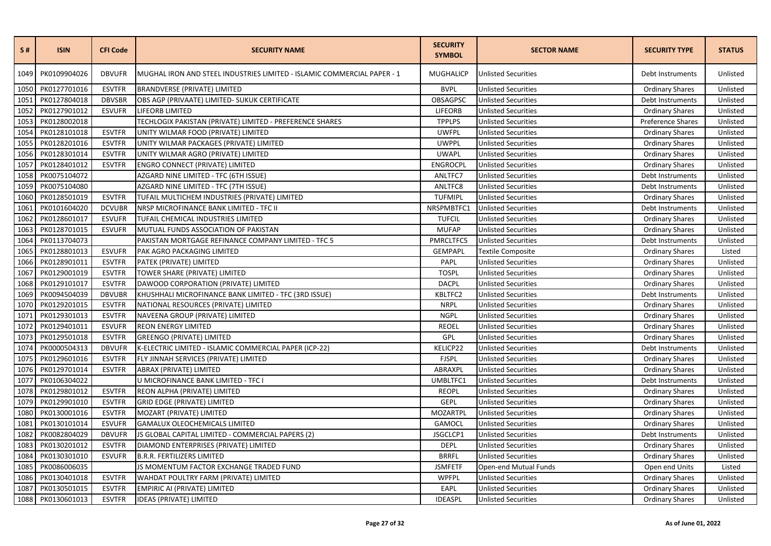| S # | ISIN | CFI Code | SECURITY NAME | SECURITY SYMBOL | SECTOR NAME | SECURITY TYPE | STATUS |
|---|---|---|---|---|---|---|---|
| 1049 | PK0109904026 | DBVUFR | MUGHAL IRON AND STEEL INDUSTRIES LIMITED - ISLAMIC COMMERCIAL PAPER - 1 | MUGHALICP | Unlisted Securities | Debt Instruments | Unlisted |
| 1050 | PK0127701016 | ESVTFR | BRANDVERSE (PRIVATE) LIMITED | BVPL | Unlisted Securities | Ordinary Shares | Unlisted |
| 1051 | PK0127804018 | DBVSBR | OBS AGP (PRIVAATE) LIMITED- SUKUK CERTIFICATE | OBSAGPSC | Unlisted Securities | Debt Instruments | Unlisted |
| 1052 | PK0127901012 | ESVUFR | LIFEORB LIMITED | LIFEORB | Unlisted Securities | Ordinary Shares | Unlisted |
| 1053 | PK0128002018 | | TECHLOGIX PAKISTAN (PRIVATE) LIMITED - PREFERENCE SHARES | TPPLPS | Unlisted Securities | Preference Shares | Unlisted |
| 1054 | PK0128101018 | ESVTFR | UNITY WILMAR FOOD (PRIVATE) LIMITED | UWFPL | Unlisted Securities | Ordinary Shares | Unlisted |
| 1055 | PK0128201016 | ESVTFR | UNITY WILMAR PACKAGES (PRIVATE) LIMITED | UWPPL | Unlisted Securities | Ordinary Shares | Unlisted |
| 1056 | PK0128301014 | ESVTFR | UNITY WILMAR AGRO (PRIVATE) LIMITED | UWAPL | Unlisted Securities | Ordinary Shares | Unlisted |
| 1057 | PK0128401012 | ESVTFR | ENGRO CONNECT (PRIVATE) LIMITED | ENGROCPL | Unlisted Securities | Ordinary Shares | Unlisted |
| 1058 | PK0075104072 | | AZGARD NINE LIMITED - TFC (6TH ISSUE) | ANLTFC7 | Unlisted Securities | Debt Instruments | Unlisted |
| 1059 | PK0075104080 | | AZGARD NINE LIMITED - TFC (7TH ISSUE) | ANLTFC8 | Unlisted Securities | Debt Instruments | Unlisted |
| 1060 | PK0128501019 | ESVTFR | TUFAIL MULTICHEM INDUSTRIES (PRIVATE) LIMITED | TUFMIPL | Unlisted Securities | Ordinary Shares | Unlisted |
| 1061 | PK0101604020 | DCVUBR | NRSP MICROFINANCE BANK LIMITED - TFC II | NRSPMBTFC1 | Unlisted Securities | Debt Instruments | Unlisted |
| 1062 | PK0128601017 | ESVUFR | TUFAIL CHEMICAL INDUSTRIES LIMITED | TUFCIL | Unlisted Securities | Ordinary Shares | Unlisted |
| 1063 | PK0128701015 | ESVUFR | MUTUAL FUNDS ASSOCIATION OF PAKISTAN | MUFAP | Unlisted Securities | Ordinary Shares | Unlisted |
| 1064 | PK0113704073 | | PAKISTAN MORTGAGE REFINANCE COMPANY LIMITED - TFC 5 | PMRCLTFC5 | Unlisted Securities | Debt Instruments | Unlisted |
| 1065 | PK0128801013 | ESVUFR | PAK AGRO PACKAGING LIMITED | GEMPAPL | Textile Composite | Ordinary Shares | Listed |
| 1066 | PK0128901011 | ESVTFR | PATEK (PRIVATE) LIMITED | PAPL | Unlisted Securities | Ordinary Shares | Unlisted |
| 1067 | PK0129001019 | ESVTFR | TOWER SHARE (PRIVATE) LIMITED | TOSPL | Unlisted Securities | Ordinary Shares | Unlisted |
| 1068 | PK0129101017 | ESVTFR | DAWOOD CORPORATION (PRIVATE) LIMITED | DACPL | Unlisted Securities | Ordinary Shares | Unlisted |
| 1069 | PK0094504039 | DBVUBR | KHUSHHALI MICROFINANCE BANK LIMITED - TFC (3RD ISSUE) | KBLTFC2 | Unlisted Securities | Debt Instruments | Unlisted |
| 1070 | PK0129201015 | ESVTFR | NATIONAL RESOURCES (PRIVATE) LIMITED | NRPL | Unlisted Securities | Ordinary Shares | Unlisted |
| 1071 | PK0129301013 | ESVTFR | NAVEENA GROUP (PRIVATE) LIMITED | NGPL | Unlisted Securities | Ordinary Shares | Unlisted |
| 1072 | PK0129401011 | ESVUFR | REON ENERGY LIMITED | REOEL | Unlisted Securities | Ordinary Shares | Unlisted |
| 1073 | PK0129501018 | ESVTFR | GREENGO (PRIVATE) LIMITED | GPL | Unlisted Securities | Ordinary Shares | Unlisted |
| 1074 | PK0000504313 | DBVUFR | K-ELECTRIC LIMITED - ISLAMIC COMMERCIAL PAPER (ICP-22) | KELICP22 | Unlisted Securities | Debt Instruments | Unlisted |
| 1075 | PK0129601016 | ESVTFR | FLY JINNAH SERVICES (PRIVATE) LIMITED | FJSPL | Unlisted Securities | Ordinary Shares | Unlisted |
| 1076 | PK0129701014 | ESVTFR | ABRAX (PRIVATE) LIMITED | ABRAXPL | Unlisted Securities | Ordinary Shares | Unlisted |
| 1077 | PK0106304022 | | U MICROFINANCE BANK LIMITED - TFC I | UMBLTFC1 | Unlisted Securities | Debt Instruments | Unlisted |
| 1078 | PK0129801012 | ESVTFR | REON ALPHA (PRIVATE) LIMITED | REOPL | Unlisted Securities | Ordinary Shares | Unlisted |
| 1079 | PK0129901010 | ESVTFR | GRID EDGE (PRIVATE) LIMITED | GEPL | Unlisted Securities | Ordinary Shares | Unlisted |
| 1080 | PK0130001016 | ESVTFR | MOZART (PRIVATE) LIMITED | MOZARTPL | Unlisted Securities | Ordinary Shares | Unlisted |
| 1081 | PK0130101014 | ESVUFR | GAMALUX OLEOCHEMICALS LIMITED | GAMOCL | Unlisted Securities | Ordinary Shares | Unlisted |
| 1082 | PK0082804029 | DBVUFR | JS GLOBAL CAPITAL LIMITED - COMMERCIAL PAPERS (2) | JSGCLCP1 | Unlisted Securities | Debt Instruments | Unlisted |
| 1083 | PK0130201012 | ESVTFR | DIAMOND ENTERPRISES (PRIVATE) LIMITED | DEPL | Unlisted Securities | Ordinary Shares | Unlisted |
| 1084 | PK0130301010 | ESVUFR | B.R.R. FERTILIZERS LIMITED | BRRFL | Unlisted Securities | Ordinary Shares | Unlisted |
| 1085 | PK0086006035 | | JS MOMENTUM FACTOR EXCHANGE TRADED FUND | JSMFETF | Open-end Mutual Funds | Open end Units | Listed |
| 1086 | PK0130401018 | ESVTFR | WAHDAT POULTRY FARM (PRIVATE) LIMITED | WPFPL | Unlisted Securities | Ordinary Shares | Unlisted |
| 1087 | PK0130501015 | ESVTFR | EMPIRIC AI (PRIVATE) LIMITED | EAPL | Unlisted Securities | Ordinary Shares | Unlisted |
| 1088 | PK0130601013 | ESVTFR | IDEAS (PRIVATE) LIMITED | IDEASPL | Unlisted Securities | Ordinary Shares | Unlisted |

As of June 01, 2022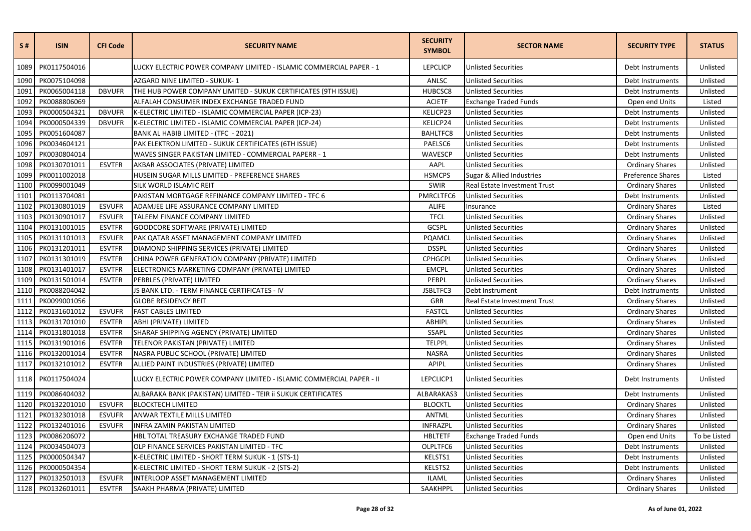| S # | ISIN | CFI Code | SECURITY NAME | SECURITY SYMBOL | SECTOR NAME | SECURITY TYPE | STATUS |
|---|---|---|---|---|---|---|---|
| 1089 | PK0117504016 | | LUCKY ELECTRIC POWER COMPANY LIMITED - ISLAMIC COMMERCIAL PAPER - 1 | LEPCLICP | Unlisted Securities | Debt Instruments | Unlisted |
| 1090 | PK0075104098 | | AZGARD NINE LIMITED - SUKUK- 1 | ANLSC | Unlisted Securities | Debt Instruments | Unlisted |
| 1091 | PK0065004118 | DBVUFR | THE HUB POWER COMPANY LIMITED - SUKUK CERTIFICATES (9TH ISSUE) | HUBCSC8 | Unlisted Securities | Debt Instruments | Unlisted |
| 1092 | PK0088806069 | | ALFALAH CONSUMER INDEX EXCHANGE TRADED FUND | ACIETF | Exchange Traded Funds | Open end Units | Listed |
| 1093 | PK0000504321 | DBVUFR | K-ELECTRIC LIMITED - ISLAMIC COMMERCIAL PAPER (ICP-23) | KELICP23 | Unlisted Securities | Debt Instruments | Unlisted |
| 1094 | PK0000504339 | DBVUFR | K-ELECTRIC LIMITED - ISLAMIC COMMERCIAL PAPER (ICP-24) | KELICP24 | Unlisted Securities | Debt Instruments | Unlisted |
| 1095 | PK0051604087 | | BANK AL HABIB LIMITED - (TFC - 2021) | BAHLTFC8 | Unlisted Securities | Debt Instruments | Unlisted |
| 1096 | PK0034604121 | | PAK ELEKTRON LIMITED - SUKUK CERTIFICATES (6TH ISSUE) | PAELSC6 | Unlisted Securities | Debt Instruments | Unlisted |
| 1097 | PK0030804014 | | WAVES SINGER PAKISTAN LIMITED - COMMERCIAL PAPERR - 1 | WAVESCP | Unlisted Securities | Debt Instruments | Unlisted |
| 1098 | PK0130701011 | ESVTFR | AKBAR ASSOCIATES (PRIVATE) LIMITED | AAPL | Unlisted Securities | Ordinary Shares | Unlisted |
| 1099 | PK0011002018 | | HUSEIN SUGAR MILLS LIMITED - PREFERENCE SHARES | HSMCPS | Sugar & Allied Industries | Preference Shares | Listed |
| 1100 | PK0099001049 | | SILK WORLD ISLAMIC REIT | SWIR | Real Estate Investment Trust | Ordinary Shares | Unlisted |
| 1101 | PK0113704081 | | PAKISTAN MORTGAGE REFINANCE COMPANY LIMITED - TFC 6 | PMRCLTFC6 | Unlisted Securities | Debt Instruments | Unlisted |
| 1102 | PK0130801019 | ESVUFR | ADAMJEE LIFE ASSURANCE COMPANY LIMITED | ALIFE | Insurance | Ordinary Shares | Listed |
| 1103 | PK0130901017 | ESVUFR | TALEEM FINANCE COMPANY LIMITED | TFCL | Unlisted Securities | Ordinary Shares | Unlisted |
| 1104 | PK0131001015 | ESVTFR | GOODCORE SOFTWARE (PRIVATE) LIMITED | GCSPL | Unlisted Securities | Ordinary Shares | Unlisted |
| 1105 | PK0131101013 | ESVUFR | PAK QATAR ASSET MANAGEMENT COMPANY LIMITED | PQAMCL | Unlisted Securities | Ordinary Shares | Unlisted |
| 1106 | PK0131201011 | ESVTFR | DIAMOND SHIPPING SERVICES (PRIVATE) LIMITED | DSSPL | Unlisted Securities | Ordinary Shares | Unlisted |
| 1107 | PK0131301019 | ESVTFR | CHINA POWER GENERATION COMPANY (PRIVATE) LIMITED | CPHGCPL | Unlisted Securities | Ordinary Shares | Unlisted |
| 1108 | PK0131401017 | ESVTFR | ELECTRONICS MARKETING COMPANY (PRIVATE) LIMITED | EMCPL | Unlisted Securities | Ordinary Shares | Unlisted |
| 1109 | PK0131501014 | ESVTFR | PEBBLES (PRIVATE) LIMITED | PEBPL | Unlisted Securities | Ordinary Shares | Unlisted |
| 1110 | PK0088204042 | | JS BANK LTD. - TERM FINANCE CERTIFICATES - IV | JSBLTFC3 | Debt Instrument | Debt Instruments | Unlisted |
| 1111 | PK0099001056 | | GLOBE RESIDENCY REIT | GRR | Real Estate Investment Trust | Ordinary Shares | Unlisted |
| 1112 | PK0131601012 | ESVUFR | FAST CABLES LIMITED | FASTCL | Unlisted Securities | Ordinary Shares | Unlisted |
| 1113 | PK0131701010 | ESVTFR | ABHI (PRIVATE) LIMITED | ABHIPL | Unlisted Securities | Ordinary Shares | Unlisted |
| 1114 | PK0131801018 | ESVTFR | SHARAF SHIPPING AGENCY (PRIVATE) LIMITED | SSAPL | Unlisted Securities | Ordinary Shares | Unlisted |
| 1115 | PK0131901016 | ESVTFR | TELENOR PAKISTAN (PRIVATE) LIMITED | TELPPL | Unlisted Securities | Ordinary Shares | Unlisted |
| 1116 | PK0132001014 | ESVTFR | NASRA PUBLIC SCHOOL (PRIVATE) LIMITED | NASRA | Unlisted Securities | Ordinary Shares | Unlisted |
| 1117 | PK0132101012 | ESVTFR | ALLIED PAINT INDUSTRIES (PRIVATE) LIMITED | APIPL | Unlisted Securities | Ordinary Shares | Unlisted |
| 1118 | PK0117504024 | | LUCKY ELECTRIC POWER COMPANY LIMITED - ISLAMIC COMMERCIAL PAPER - II | LEPCLICP1 | Unlisted Securities | Debt Instruments | Unlisted |
| 1119 | PK0086404032 | | ALBARAKA BANK (PAKISTAN) LIMITED - TEIR ii SUKUK CERTIFICATES | ALBARAKAS3 | Unlisted Securities | Debt Instruments | Unlisted |
| 1120 | PK0132201010 | ESVUFR | BLOCKTECH LIMITED | BLOCKTL | Unlisted Securities | Ordinary Shares | Unlisted |
| 1121 | PK0132301018 | ESVUFR | ANWAR TEXTILE MILLS LIMITED | ANTML | Unlisted Securities | Ordinary Shares | Unlisted |
| 1122 | PK0132401016 | ESVUFR | INFRA ZAMIN PAKISTAN LIMITED | INFRAZPL | Unlisted Securities | Ordinary Shares | Unlisted |
| 1123 | PK0086206072 | | HBL TOTAL TREASURY EXCHANGE TRADED FUND | HBLTETF | Exchange Traded Funds | Open end Units | To be Listed |
| 1124 | PK0034504073 | | OLP FINANCE SERVICES PAKISTAN LIMITED - TFC | OLPLTFC6 | Unlisted Securities | Debt Instruments | Unlisted |
| 1125 | PK0000504347 | | K-ELECTRIC LIMITED - SHORT TERM SUKUK - 1 (STS-1) | KELSTS1 | Unlisted Securities | Debt Instruments | Unlisted |
| 1126 | PK0000504354 | | K-ELECTRIC LIMITED - SHORT TERM SUKUK - 2 (STS-2) | KELSTS2 | Unlisted Securities | Debt Instruments | Unlisted |
| 1127 | PK0132501013 | ESVUFR | INTERLOOP ASSET MANAGEMENT LIMITED | ILAML | Unlisted Securities | Ordinary Shares | Unlisted |
| 1128 | PK0132601011 | ESVTFR | SAAKH PHARMA (PRIVATE) LIMITED | SAAKHPPL | Unlisted Securities | Ordinary Shares | Unlisted |

As of June 01, 2022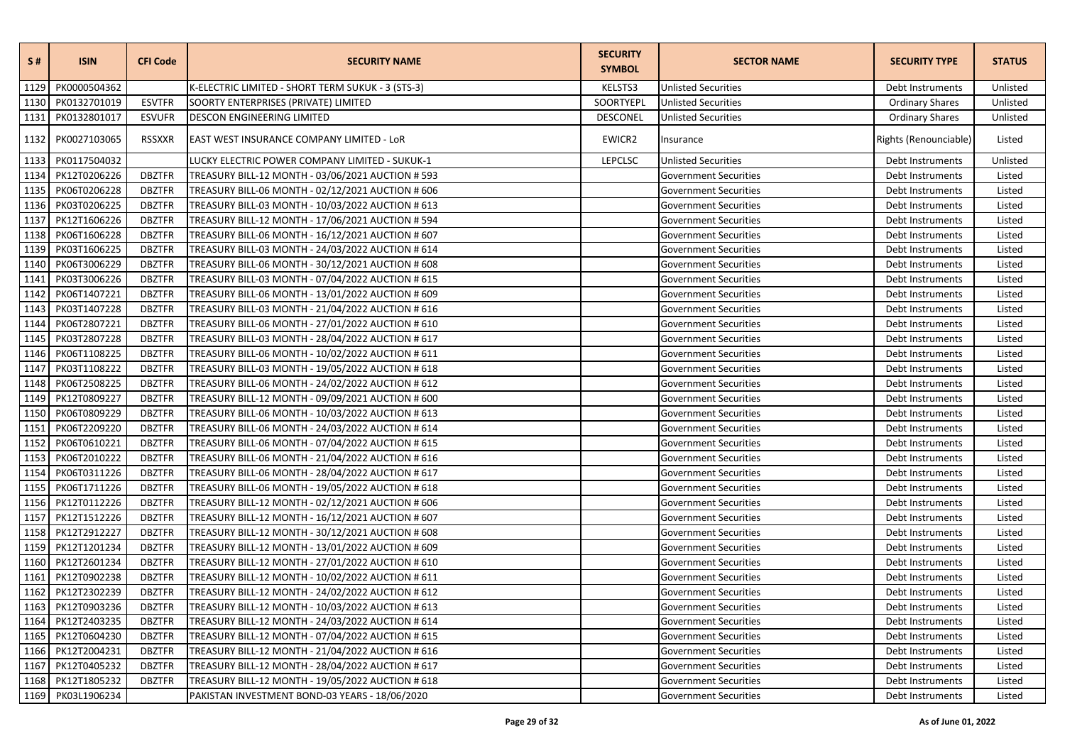| S # | ISIN | CFI Code | SECURITY NAME | SECURITY SYMBOL | SECTOR NAME | SECURITY TYPE | STATUS |
|---|---|---|---|---|---|---|---|
| 1129 | PK0000504362 | | K-ELECTRIC LIMITED - SHORT TERM SUKUK - 3 (STS-3) | KELSTS3 | Unlisted Securities | Debt Instruments | Unlisted |
| 1130 | PK0132701019 | ESVTFR | SOORTY ENTERPRISES (PRIVATE) LIMITED | SOORTYEPL | Unlisted Securities | Ordinary Shares | Unlisted |
| 1131 | PK0132801017 | ESVUFR | DESCON ENGINEERING LIMITED | DESCONEL | Unlisted Securities | Ordinary Shares | Unlisted |
| 1132 | PK0027103065 | RSSXXR | EAST WEST INSURANCE COMPANY LIMITED - LoR | EWICR2 | Insurance | Rights (Renounciable) | Listed |
| 1133 | PK0117504032 | | LUCKY ELECTRIC POWER COMPANY LIMITED - SUKUK-1 | LEPCLSC | Unlisted Securities | Debt Instruments | Unlisted |
| 1134 | PK12T0206226 | DBZTFR | TREASURY BILL-12 MONTH - 03/06/2021 AUCTION # 593 | | Government Securities | Debt Instruments | Listed |
| 1135 | PK06T0206228 | DBZTFR | TREASURY BILL-06 MONTH - 02/12/2021 AUCTION # 606 | | Government Securities | Debt Instruments | Listed |
| 1136 | PK03T0206225 | DBZTFR | TREASURY BILL-03 MONTH - 10/03/2022 AUCTION # 613 | | Government Securities | Debt Instruments | Listed |
| 1137 | PK12T1606226 | DBZTFR | TREASURY BILL-12 MONTH - 17/06/2021 AUCTION # 594 | | Government Securities | Debt Instruments | Listed |
| 1138 | PK06T1606228 | DBZTFR | TREASURY BILL-06 MONTH - 16/12/2021 AUCTION # 607 | | Government Securities | Debt Instruments | Listed |
| 1139 | PK03T1606225 | DBZTFR | TREASURY BILL-03 MONTH - 24/03/2022 AUCTION # 614 | | Government Securities | Debt Instruments | Listed |
| 1140 | PK06T3006229 | DBZTFR | TREASURY BILL-06 MONTH - 30/12/2021 AUCTION # 608 | | Government Securities | Debt Instruments | Listed |
| 1141 | PK03T3006226 | DBZTFR | TREASURY BILL-03 MONTH - 07/04/2022 AUCTION # 615 | | Government Securities | Debt Instruments | Listed |
| 1142 | PK06T1407221 | DBZTFR | TREASURY BILL-06 MONTH - 13/01/2022 AUCTION # 609 | | Government Securities | Debt Instruments | Listed |
| 1143 | PK03T1407228 | DBZTFR | TREASURY BILL-03 MONTH - 21/04/2022 AUCTION # 616 | | Government Securities | Debt Instruments | Listed |
| 1144 | PK06T2807221 | DBZTFR | TREASURY BILL-06 MONTH - 27/01/2022 AUCTION # 610 | | Government Securities | Debt Instruments | Listed |
| 1145 | PK03T2807228 | DBZTFR | TREASURY BILL-03 MONTH - 28/04/2022 AUCTION # 617 | | Government Securities | Debt Instruments | Listed |
| 1146 | PK06T1108225 | DBZTFR | TREASURY BILL-06 MONTH - 10/02/2022 AUCTION # 611 | | Government Securities | Debt Instruments | Listed |
| 1147 | PK03T1108222 | DBZTFR | TREASURY BILL-03 MONTH - 19/05/2022 AUCTION # 618 | | Government Securities | Debt Instruments | Listed |
| 1148 | PK06T2508225 | DBZTFR | TREASURY BILL-06 MONTH - 24/02/2022 AUCTION # 612 | | Government Securities | Debt Instruments | Listed |
| 1149 | PK12T0809227 | DBZTFR | TREASURY BILL-12 MONTH - 09/09/2021 AUCTION # 600 | | Government Securities | Debt Instruments | Listed |
| 1150 | PK06T0809229 | DBZTFR | TREASURY BILL-06 MONTH - 10/03/2022 AUCTION # 613 | | Government Securities | Debt Instruments | Listed |
| 1151 | PK06T2209220 | DBZTFR | TREASURY BILL-06 MONTH - 24/03/2022 AUCTION # 614 | | Government Securities | Debt Instruments | Listed |
| 1152 | PK06T0610221 | DBZTFR | TREASURY BILL-06 MONTH - 07/04/2022 AUCTION # 615 | | Government Securities | Debt Instruments | Listed |
| 1153 | PK06T2010222 | DBZTFR | TREASURY BILL-06 MONTH - 21/04/2022 AUCTION # 616 | | Government Securities | Debt Instruments | Listed |
| 1154 | PK06T0311226 | DBZTFR | TREASURY BILL-06 MONTH - 28/04/2022 AUCTION # 617 | | Government Securities | Debt Instruments | Listed |
| 1155 | PK06T1711226 | DBZTFR | TREASURY BILL-06 MONTH - 19/05/2022 AUCTION # 618 | | Government Securities | Debt Instruments | Listed |
| 1156 | PK12T0112226 | DBZTFR | TREASURY BILL-12 MONTH - 02/12/2021 AUCTION # 606 | | Government Securities | Debt Instruments | Listed |
| 1157 | PK12T1512226 | DBZTFR | TREASURY BILL-12 MONTH - 16/12/2021 AUCTION # 607 | | Government Securities | Debt Instruments | Listed |
| 1158 | PK12T2912227 | DBZTFR | TREASURY BILL-12 MONTH - 30/12/2021 AUCTION # 608 | | Government Securities | Debt Instruments | Listed |
| 1159 | PK12T1201234 | DBZTFR | TREASURY BILL-12 MONTH - 13/01/2022 AUCTION # 609 | | Government Securities | Debt Instruments | Listed |
| 1160 | PK12T2601234 | DBZTFR | TREASURY BILL-12 MONTH - 27/01/2022 AUCTION # 610 | | Government Securities | Debt Instruments | Listed |
| 1161 | PK12T0902238 | DBZTFR | TREASURY BILL-12 MONTH - 10/02/2022 AUCTION # 611 | | Government Securities | Debt Instruments | Listed |
| 1162 | PK12T2302239 | DBZTFR | TREASURY BILL-12 MONTH - 24/02/2022 AUCTION # 612 | | Government Securities | Debt Instruments | Listed |
| 1163 | PK12T0903236 | DBZTFR | TREASURY BILL-12 MONTH - 10/03/2022 AUCTION # 613 | | Government Securities | Debt Instruments | Listed |
| 1164 | PK12T2403235 | DBZTFR | TREASURY BILL-12 MONTH - 24/03/2022 AUCTION # 614 | | Government Securities | Debt Instruments | Listed |
| 1165 | PK12T0604230 | DBZTFR | TREASURY BILL-12 MONTH - 07/04/2022 AUCTION # 615 | | Government Securities | Debt Instruments | Listed |
| 1166 | PK12T2004231 | DBZTFR | TREASURY BILL-12 MONTH - 21/04/2022 AUCTION # 616 | | Government Securities | Debt Instruments | Listed |
| 1167 | PK12T0405232 | DBZTFR | TREASURY BILL-12 MONTH - 28/04/2022 AUCTION # 617 | | Government Securities | Debt Instruments | Listed |
| 1168 | PK12T1805232 | DBZTFR | TREASURY BILL-12 MONTH - 19/05/2022 AUCTION # 618 | | Government Securities | Debt Instruments | Listed |
| 1169 | PK03L1906234 | | PAKISTAN INVESTMENT BOND-03 YEARS - 18/06/2020 | | Government Securities | Debt Instruments | Listed |

As of June 01, 2022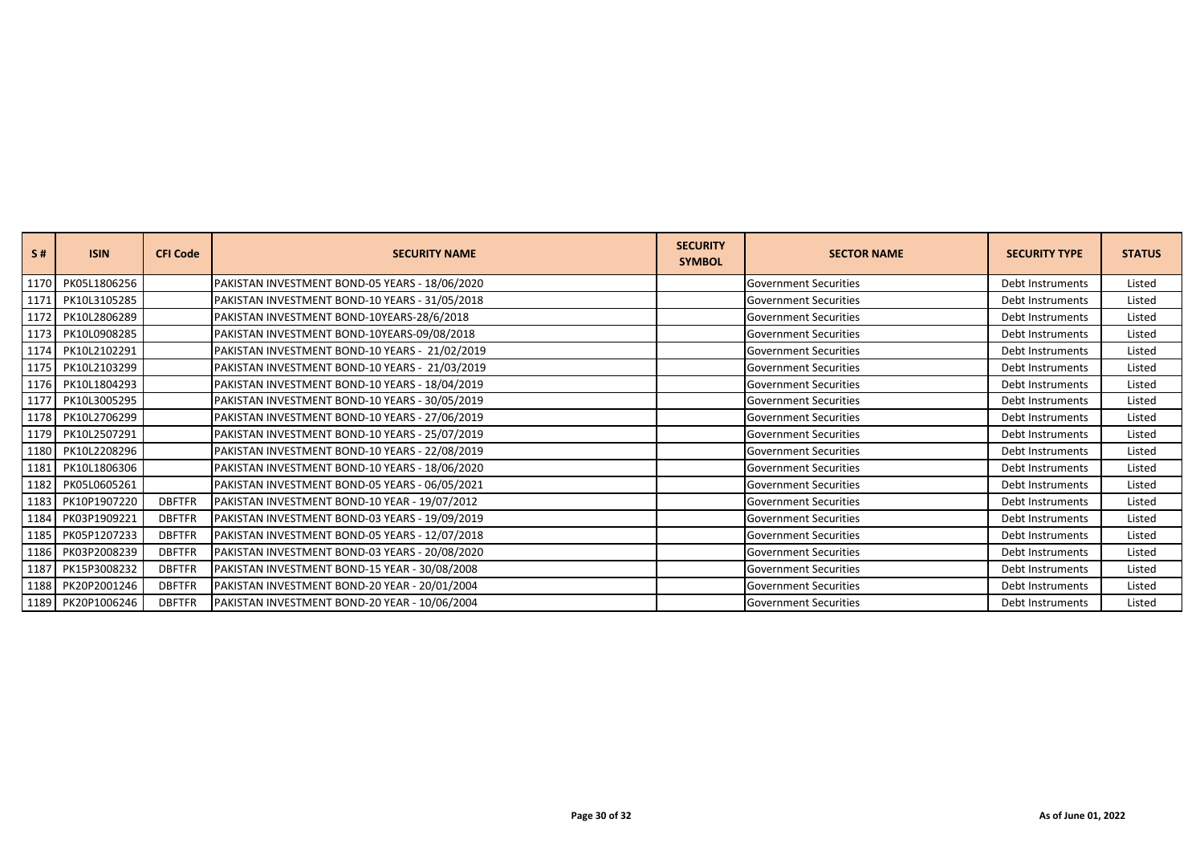| S # | ISIN | CFI Code | SECURITY NAME | SECURITY SYMBOL | SECTOR NAME | SECURITY TYPE | STATUS |
|---|---|---|---|---|---|---|---|
| 1170 | PK05L1806256 | | PAKISTAN INVESTMENT BOND-05 YEARS - 18/06/2020 | | Government Securities | Debt Instruments | Listed |
| 1171 | PK10L3105285 | | PAKISTAN INVESTMENT BOND-10 YEARS - 31/05/2018 | | Government Securities | Debt Instruments | Listed |
| 1172 | PK10L2806289 | | PAKISTAN INVESTMENT BOND-10YEARS-28/6/2018 | | Government Securities | Debt Instruments | Listed |
| 1173 | PK10L0908285 | | PAKISTAN INVESTMENT BOND-10YEARS-09/08/2018 | | Government Securities | Debt Instruments | Listed |
| 1174 | PK10L2102291 | | PAKISTAN INVESTMENT BOND-10 YEARS - 21/02/2019 | | Government Securities | Debt Instruments | Listed |
| 1175 | PK10L2103299 | | PAKISTAN INVESTMENT BOND-10 YEARS - 21/03/2019 | | Government Securities | Debt Instruments | Listed |
| 1176 | PK10L1804293 | | PAKISTAN INVESTMENT BOND-10 YEARS - 18/04/2019 | | Government Securities | Debt Instruments | Listed |
| 1177 | PK10L3005295 | | PAKISTAN INVESTMENT BOND-10 YEARS - 30/05/2019 | | Government Securities | Debt Instruments | Listed |
| 1178 | PK10L2706299 | | PAKISTAN INVESTMENT BOND-10 YEARS - 27/06/2019 | | Government Securities | Debt Instruments | Listed |
| 1179 | PK10L2507291 | | PAKISTAN INVESTMENT BOND-10 YEARS - 25/07/2019 | | Government Securities | Debt Instruments | Listed |
| 1180 | PK10L2208296 | | PAKISTAN INVESTMENT BOND-10 YEARS - 22/08/2019 | | Government Securities | Debt Instruments | Listed |
| 1181 | PK10L1806306 | | PAKISTAN INVESTMENT BOND-10 YEARS - 18/06/2020 | | Government Securities | Debt Instruments | Listed |
| 1182 | PK05L0605261 | | PAKISTAN INVESTMENT BOND-05 YEARS - 06/05/2021 | | Government Securities | Debt Instruments | Listed |
| 1183 | PK10P1907220 | DBFTFR | PAKISTAN INVESTMENT BOND-10 YEAR - 19/07/2012 | | Government Securities | Debt Instruments | Listed |
| 1184 | PK03P1909221 | DBFTFR | PAKISTAN INVESTMENT BOND-03 YEARS - 19/09/2019 | | Government Securities | Debt Instruments | Listed |
| 1185 | PK05P1207233 | DBFTFR | PAKISTAN INVESTMENT BOND-05 YEARS - 12/07/2018 | | Government Securities | Debt Instruments | Listed |
| 1186 | PK03P2008239 | DBFTFR | PAKISTAN INVESTMENT BOND-03 YEARS - 20/08/2020 | | Government Securities | Debt Instruments | Listed |
| 1187 | PK15P3008232 | DBFTFR | PAKISTAN INVESTMENT BOND-15 YEAR - 30/08/2008 | | Government Securities | Debt Instruments | Listed |
| 1188 | PK20P2001246 | DBFTFR | PAKISTAN INVESTMENT BOND-20 YEAR - 20/01/2004 | | Government Securities | Debt Instruments | Listed |
| 1189 | PK20P1006246 | DBFTFR | PAKISTAN INVESTMENT BOND-20 YEAR - 10/06/2004 | | Government Securities | Debt Instruments | Listed |

As of June 01, 2022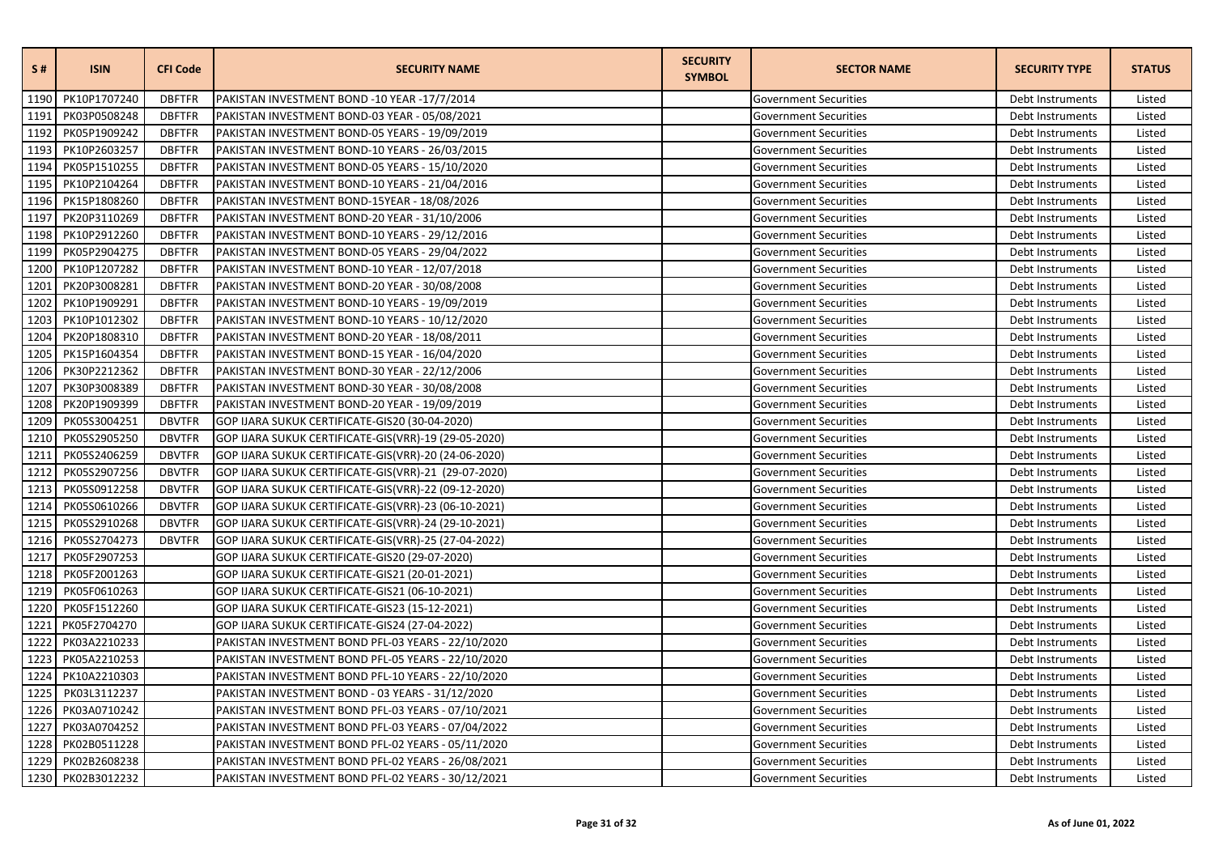| S # | ISIN | CFI Code | SECURITY NAME | SECURITY SYMBOL | SECTOR NAME | SECURITY TYPE | STATUS |
|---|---|---|---|---|---|---|---|
| 1190 | PK10P1707240 | DBFTFR | PAKISTAN INVESTMENT BOND -10 YEAR -17/7/2014 | | Government Securities | Debt Instruments | Listed |
| 1191 | PK03P0508248 | DBFTFR | PAKISTAN INVESTMENT BOND-03 YEAR - 05/08/2021 | | Government Securities | Debt Instruments | Listed |
| 1192 | PK05P1909242 | DBFTFR | PAKISTAN INVESTMENT BOND-05 YEARS - 19/09/2019 | | Government Securities | Debt Instruments | Listed |
| 1193 | PK10P2603257 | DBFTFR | PAKISTAN INVESTMENT BOND-10 YEARS - 26/03/2015 | | Government Securities | Debt Instruments | Listed |
| 1194 | PK05P1510255 | DBFTFR | PAKISTAN INVESTMENT BOND-05 YEARS - 15/10/2020 | | Government Securities | Debt Instruments | Listed |
| 1195 | PK10P2104264 | DBFTFR | PAKISTAN INVESTMENT BOND-10 YEARS - 21/04/2016 | | Government Securities | Debt Instruments | Listed |
| 1196 | PK15P1808260 | DBFTFR | PAKISTAN INVESTMENT BOND-15YEAR - 18/08/2026 | | Government Securities | Debt Instruments | Listed |
| 1197 | PK20P3110269 | DBFTFR | PAKISTAN INVESTMENT BOND-20 YEAR - 31/10/2006 | | Government Securities | Debt Instruments | Listed |
| 1198 | PK10P2912260 | DBFTFR | PAKISTAN INVESTMENT BOND-10 YEARS - 29/12/2016 | | Government Securities | Debt Instruments | Listed |
| 1199 | PK05P2904275 | DBFTFR | PAKISTAN INVESTMENT BOND-05 YEARS - 29/04/2022 | | Government Securities | Debt Instruments | Listed |
| 1200 | PK10P1207282 | DBFTFR | PAKISTAN INVESTMENT BOND-10 YEAR - 12/07/2018 | | Government Securities | Debt Instruments | Listed |
| 1201 | PK20P3008281 | DBFTFR | PAKISTAN INVESTMENT BOND-20 YEAR - 30/08/2008 | | Government Securities | Debt Instruments | Listed |
| 1202 | PK10P1909291 | DBFTFR | PAKISTAN INVESTMENT BOND-10 YEARS - 19/09/2019 | | Government Securities | Debt Instruments | Listed |
| 1203 | PK10P1012302 | DBFTFR | PAKISTAN INVESTMENT BOND-10 YEARS - 10/12/2020 | | Government Securities | Debt Instruments | Listed |
| 1204 | PK20P1808310 | DBFTFR | PAKISTAN INVESTMENT BOND-20 YEAR - 18/08/2011 | | Government Securities | Debt Instruments | Listed |
| 1205 | PK15P1604354 | DBFTFR | PAKISTAN INVESTMENT BOND-15 YEAR - 16/04/2020 | | Government Securities | Debt Instruments | Listed |
| 1206 | PK30P2212362 | DBFTFR | PAKISTAN INVESTMENT BOND-30 YEAR - 22/12/2006 | | Government Securities | Debt Instruments | Listed |
| 1207 | PK30P3008389 | DBFTFR | PAKISTAN INVESTMENT BOND-30 YEAR - 30/08/2008 | | Government Securities | Debt Instruments | Listed |
| 1208 | PK20P1909399 | DBFTFR | PAKISTAN INVESTMENT BOND-20 YEAR - 19/09/2019 | | Government Securities | Debt Instruments | Listed |
| 1209 | PK05S3004251 | DBVTFR | GOP IJARA SUKUK CERTIFICATE-GIS20 (30-04-2020) | | Government Securities | Debt Instruments | Listed |
| 1210 | PK05S2905250 | DBVTFR | GOP IJARA SUKUK CERTIFICATE-GIS(VRR)-19 (29-05-2020) | | Government Securities | Debt Instruments | Listed |
| 1211 | PK05S2406259 | DBVTFR | GOP IJARA SUKUK CERTIFICATE-GIS(VRR)-20 (24-06-2020) | | Government Securities | Debt Instruments | Listed |
| 1212 | PK05S2907256 | DBVTFR | GOP IJARA SUKUK CERTIFICATE-GIS(VRR)-21 (29-07-2020) | | Government Securities | Debt Instruments | Listed |
| 1213 | PK05S0912258 | DBVTFR | GOP IJARA SUKUK CERTIFICATE-GIS(VRR)-22 (09-12-2020) | | Government Securities | Debt Instruments | Listed |
| 1214 | PK05S0610266 | DBVTFR | GOP IJARA SUKUK CERTIFICATE-GIS(VRR)-23 (06-10-2021) | | Government Securities | Debt Instruments | Listed |
| 1215 | PK05S2910268 | DBVTFR | GOP IJARA SUKUK CERTIFICATE-GIS(VRR)-24 (29-10-2021) | | Government Securities | Debt Instruments | Listed |
| 1216 | PK05S2704273 | DBVTFR | GOP IJARA SUKUK CERTIFICATE-GIS(VRR)-25 (27-04-2022) | | Government Securities | Debt Instruments | Listed |
| 1217 | PK05F2907253 | | GOP IJARA SUKUK CERTIFICATE-GIS20 (29-07-2020) | | Government Securities | Debt Instruments | Listed |
| 1218 | PK05F2001263 | | GOP IJARA SUKUK CERTIFICATE-GIS21 (20-01-2021) | | Government Securities | Debt Instruments | Listed |
| 1219 | PK05F0610263 | | GOP IJARA SUKUK CERTIFICATE-GIS21 (06-10-2021) | | Government Securities | Debt Instruments | Listed |
| 1220 | PK05F1512260 | | GOP IJARA SUKUK CERTIFICATE-GIS23 (15-12-2021) | | Government Securities | Debt Instruments | Listed |
| 1221 | PK05F2704270 | | GOP IJARA SUKUK CERTIFICATE-GIS24 (27-04-2022) | | Government Securities | Debt Instruments | Listed |
| 1222 | PK03A2210233 | | PAKISTAN INVESTMENT BOND PFL-03 YEARS - 22/10/2020 | | Government Securities | Debt Instruments | Listed |
| 1223 | PK05A2210253 | | PAKISTAN INVESTMENT BOND PFL-05 YEARS - 22/10/2020 | | Government Securities | Debt Instruments | Listed |
| 1224 | PK10A2210303 | | PAKISTAN INVESTMENT BOND PFL-10 YEARS - 22/10/2020 | | Government Securities | Debt Instruments | Listed |
| 1225 | PK03L3112237 | | PAKISTAN INVESTMENT BOND - 03 YEARS - 31/12/2020 | | Government Securities | Debt Instruments | Listed |
| 1226 | PK03A0710242 | | PAKISTAN INVESTMENT BOND PFL-03 YEARS - 07/10/2021 | | Government Securities | Debt Instruments | Listed |
| 1227 | PK03A0704252 | | PAKISTAN INVESTMENT BOND PFL-03 YEARS - 07/04/2022 | | Government Securities | Debt Instruments | Listed |
| 1228 | PK02B0511228 | | PAKISTAN INVESTMENT BOND PFL-02 YEARS - 05/11/2020 | | Government Securities | Debt Instruments | Listed |
| 1229 | PK02B2608238 | | PAKISTAN INVESTMENT BOND PFL-02 YEARS - 26/08/2021 | | Government Securities | Debt Instruments | Listed |
| 1230 | PK02B3012232 | | PAKISTAN INVESTMENT BOND PFL-02 YEARS - 30/12/2021 | | Government Securities | Debt Instruments | Listed |

As of June 01, 2022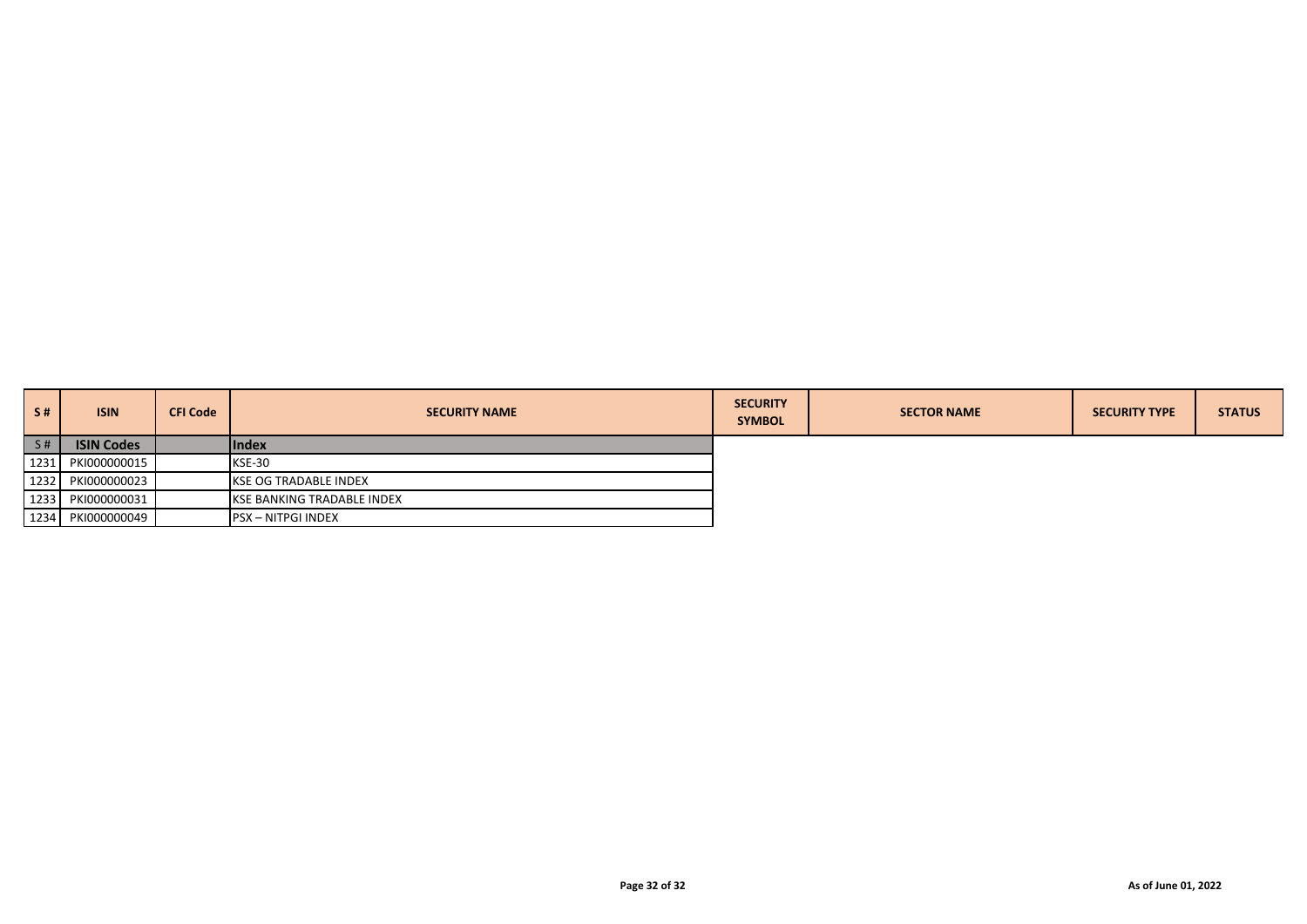| S # | ISIN | CFI Code | SECURITY NAME | SECURITY SYMBOL | SECTOR NAME | SECURITY TYPE | STATUS |
|---|---|---|---|---|---|---|---|
| S # | ISIN Codes | | **Index** | | | | |
| 1231 | PKI000000015 | | KSE-30 | | | | |
| 1232 | PKI000000023 | | KSE OG TRADABLE INDEX | | | | |
| 1233 | PKI000000031 | | KSE BANKING TRADABLE INDEX | | | | |
| 1234 | PKI000000049 | | PSX – NITPGI INDEX | | | | |

As of June 01, 2022